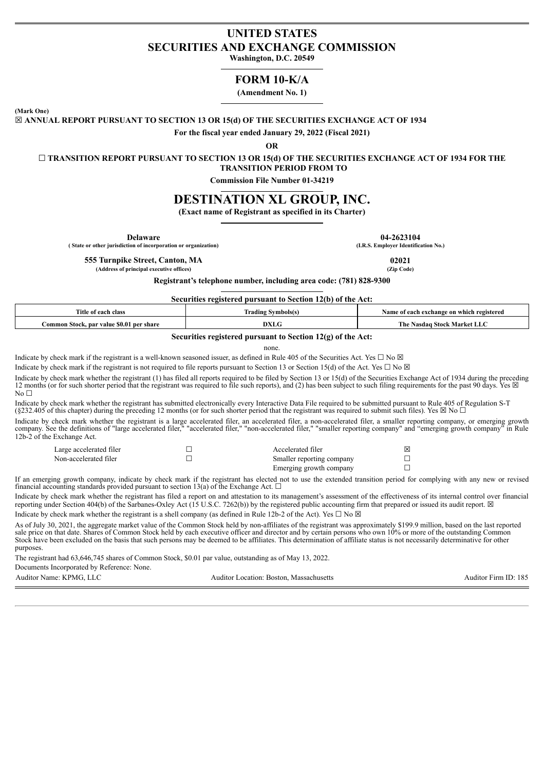# UNITED STATES
# SECURITIES AND EXCHANGE COMMISSION

**Washington, D.C. 20549**

## FORM 10-K/A

**(Amendment No. 1)**

**(Mark One)**

☒ **ANNUAL REPORT PURSUANT TO SECTION 13 OR 15(d) OF THE SECURITIES EXCHANGE ACT OF 1934**

**For the fiscal year ended January 29, 2022 (Fiscal 2021)**

**OR**

☐ **TRANSITION REPORT PURSUANT TO SECTION 13 OR 15(d) OF THE SECURITIES EXCHANGE ACT OF 1934 FOR THE TRANSITION PERIOD FROM TO**

**Commission File Number 01-34219**

# DESTINATION XL GROUP, INC.

**(Exact name of Registrant as specified in its Charter)**

| | |
|---|---|
| **Delaware** | **04-2623104** |
| **( State or other jurisdiction of incorporation or organization)** | **(I.R.S. Employer Identification No.)** |
| **555 Turnpike Street, Canton, MA** | **02021** |
| **(Address of principal executive offices)** | **(Zip Code)** |

**Registrant's telephone number, including area code: (781) 828-9300**

**Securities registered pursuant to Section 12(b) of the Act:**

| Title of each class | Trading Symbols(s) | Name of each exchange on which registered |
|---|---|---|
| Common Stock, par value $0.01 per share | DXLG | The Nasdaq Stock Market LLC |

**Securities registered pursuant to Section 12(g) of the Act:**

none.

Indicate by check mark if the registrant is a well-known seasoned issuer, as defined in Rule 405 of the Securities Act. Yes ☐ No ☒

Indicate by check mark if the registrant is not required to file reports pursuant to Section 13 or Section 15(d) of the Act. Yes ☐ No ☒

Indicate by check mark whether the registrant (1) has filed all reports required to be filed by Section 13 or 15(d) of the Securities Exchange Act of 1934 during the preceding 12 months (or for such shorter period that the registrant was required to file such reports), and (2) has been subject to such filing requirements for the past 90 days. Yes ☒ No ☐

Indicate by check mark whether the registrant has submitted electronically every Interactive Data File required to be submitted pursuant to Rule 405 of Regulation S-T (§232.405 of this chapter) during the preceding 12 months (or for such shorter period that the registrant was required to submit such files). Yes ☒ No ☐

Indicate by check mark whether the registrant is a large accelerated filer, an accelerated filer, a non-accelerated filer, a smaller reporting company, or emerging growth company. See the definitions of "large accelerated filer," "accelerated filer," "non-accelerated filer," "smaller reporting company" and "emerging growth company" in Rule 12b-2 of the Exchange Act.

| | | | |
|---|---|---|---|
| Large accelerated filer | ☐ | Accelerated filer | ☒ |
| Non-accelerated filer | ☐ | Smaller reporting company | ☐ |
| | | Emerging growth company | ☐ |

If an emerging growth company, indicate by check mark if the registrant has elected not to use the extended transition period for complying with any new or revised financial accounting standards provided pursuant to section 13(a) of the Exchange Act. ☐

Indicate by check mark whether the registrant has filed a report on and attestation to its management's assessment of the effectiveness of its internal control over financial reporting under Section 404(b) of the Sarbanes-Oxley Act (15 U.S.C. 7262(b)) by the registered public accounting firm that prepared or issued its audit report. ☒

Indicate by check mark whether the registrant is a shell company (as defined in Rule 12b-2 of the Act). Yes ☐ No ☒

As of July 30, 2021, the aggregate market value of the Common Stock held by non-affiliates of the registrant was approximately $199.9 million, based on the last reported sale price on that date. Shares of Common Stock held by each executive officer and director and by certain persons who own 10% or more of the outstanding Common Stock have been excluded on the basis that such persons may be deemed to be affiliates. This determination of affiliate status is not necessarily determinative for other purposes.

The registrant had 63,646,745 shares of Common Stock, $0.01 par value, outstanding as of May 13, 2022.

Documents Incorporated by Reference: None.

| | | |
|---|---|---|
| Auditor Name: KPMG, LLC | Auditor Location: Boston, Massachusetts | Auditor Firm ID: 185 |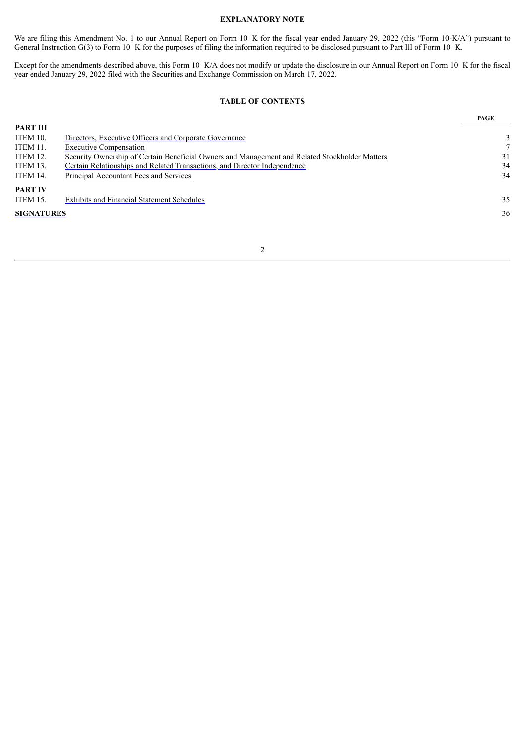## EXPLANATORY NOTE

We are filing this Amendment No. 1 to our Annual Report on Form 10−K for the fiscal year ended January 29, 2022 (this "Form 10-K/A") pursuant to General Instruction G(3) to Form 10−K for the purposes of filing the information required to be disclosed pursuant to Part III of Form 10−K.

Except for the amendments described above, this Form 10−K/A does not modify or update the disclosure in our Annual Report on Form 10−K for the fiscal year ended January 29, 2022 filed with the Securities and Exchange Commission on March 17, 2022.

## TABLE OF CONTENTS

| | | PAGE |
|---|---|---|
| **PART III** | | |
| ITEM 10. | Directors, Executive Officers and Corporate Governance | 3 |
| ITEM 11. | Executive Compensation | 7 |
| ITEM 12. | Security Ownership of Certain Beneficial Owners and Management and Related Stockholder Matters | 31 |
| ITEM 13. | Certain Relationships and Related Transactions, and Director Independence | 34 |
| ITEM 14. | Principal Accountant Fees and Services | 34 |
| **PART IV** | | |
| ITEM 15. | Exhibits and Financial Statement Schedules | 35 |
| **SIGNATURES** | | 36 |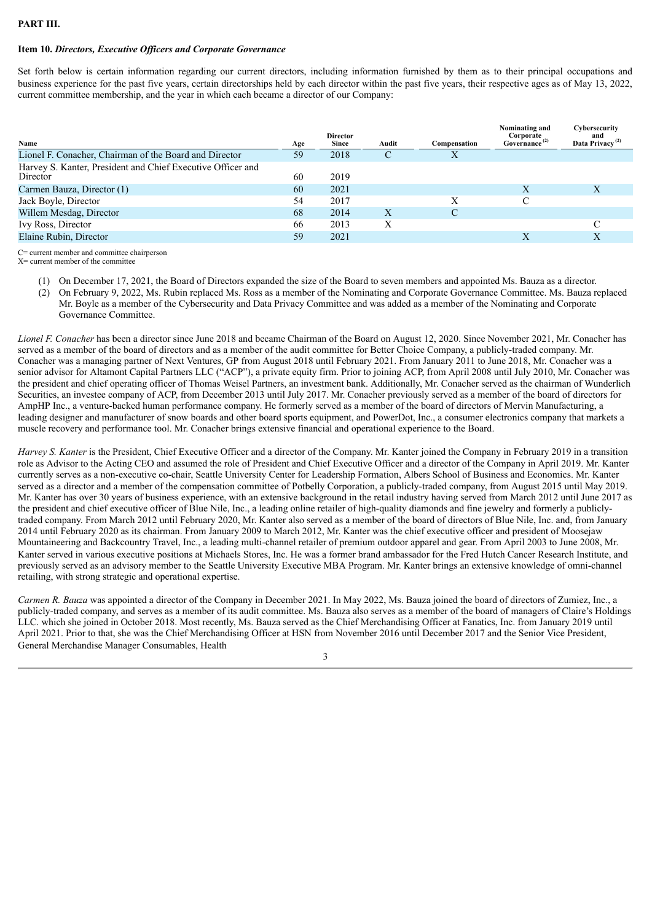**PART III.**

**Item 10.** ***Directors, Executive Officers and Corporate Governance***

Set forth below is certain information regarding our current directors, including information furnished by them as to their principal occupations and business experience for the past five years, certain directorships held by each director within the past five years, their respective ages as of May 13, 2022, current committee membership, and the year in which each became a director of our Company:

| Name | Age | Director Since | Audit | Compensation | Nominating and Corporate Governance [(2)] | Cybersecurity and Data Privacy [(2)] |
|---|---|---|---|---|---|---|
| Lionel F. Conacher, Chairman of the Board and Director | 59 | 2018 | C | X | | |
| Harvey S. Kanter, President and Chief Executive Officer and Director | 60 | 2019 | | | | |
| Carmen Bauza, Director (1) | 60 | 2021 | | | X | X |
| Jack Boyle, Director | 54 | 2017 | | X | C | |
| Willem Mesdag, Director | 68 | 2014 | X | C | | |
| Ivy Ross, Director | 66 | 2013 | X | | | C |
| Elaine Rubin, Director | 59 | 2021 | | | X | X |

C= current member and committee chairperson
X= current member of the committee

(1) On December 17, 2021, the Board of Directors expanded the size of the Board to seven members and appointed Ms. Bauza as a director.
(2) On February 9, 2022, Ms. Rubin replaced Ms. Ross as a member of the Nominating and Corporate Governance Committee. Ms. Bauza replaced Mr. Boyle as a member of the Cybersecurity and Data Privacy Committee and was added as a member of the Nominating and Corporate Governance Committee.

*Lionel F. Conacher* has been a director since June 2018 and became Chairman of the Board on August 12, 2020. Since November 2021, Mr. Conacher has served as a member of the board of directors and as a member of the audit committee for Better Choice Company, a publicly-traded company. Mr. Conacher was a managing partner of Next Ventures, GP from August 2018 until February 2021. From January 2011 to June 2018, Mr. Conacher was a senior advisor for Altamont Capital Partners LLC ("ACP"), a private equity firm. Prior to joining ACP, from April 2008 until July 2010, Mr. Conacher was the president and chief operating officer of Thomas Weisel Partners, an investment bank. Additionally, Mr. Conacher served as the chairman of Wunderlich Securities, an investee company of ACP, from December 2013 until July 2017. Mr. Conacher previously served as a member of the board of directors for AmpHP Inc., a venture-backed human performance company. He formerly served as a member of the board of directors of Mervin Manufacturing, a leading designer and manufacturer of snow boards and other board sports equipment, and PowerDot, Inc., a consumer electronics company that markets a muscle recovery and performance tool. Mr. Conacher brings extensive financial and operational experience to the Board.

*Harvey S. Kanter* is the President, Chief Executive Officer and a director of the Company. Mr. Kanter joined the Company in February 2019 in a transition role as Advisor to the Acting CEO and assumed the role of President and Chief Executive Officer and a director of the Company in April 2019. Mr. Kanter currently serves as a non-executive co-chair, Seattle University Center for Leadership Formation, Albers School of Business and Economics. Mr. Kanter served as a director and a member of the compensation committee of Potbelly Corporation, a publicly-traded company, from August 2015 until May 2019. Mr. Kanter has over 30 years of business experience, with an extensive background in the retail industry having served from March 2012 until June 2017 as the president and chief executive officer of Blue Nile, Inc., a leading online retailer of high-quality diamonds and fine jewelry and formerly a publicly-traded company. From March 2012 until February 2020, Mr. Kanter also served as a member of the board of directors of Blue Nile, Inc. and, from January 2014 until February 2020 as its chairman. From January 2009 to March 2012, Mr. Kanter was the chief executive officer and president of Moosejaw Mountaineering and Backcountry Travel, Inc., a leading multi-channel retailer of premium outdoor apparel and gear. From April 2003 to June 2008, Mr. Kanter served in various executive positions at Michaels Stores, Inc. He was a former brand ambassador for the Fred Hutch Cancer Research Institute, and previously served as an advisory member to the Seattle University Executive MBA Program. Mr. Kanter brings an extensive knowledge of omni-channel retailing, with strong strategic and operational expertise.

*Carmen R. Bauza* was appointed a director of the Company in December 2021. In May 2022, Ms. Bauza joined the board of directors of Zumiez, Inc., a publicly-traded company, and serves as a member of its audit committee. Ms. Bauza also serves as a member of the board of managers of Claire's Holdings LLC. which she joined in October 2018. Most recently, Ms. Bauza served as the Chief Merchandising Officer at Fanatics, Inc. from January 2019 until April 2021. Prior to that, she was the Chief Merchandising Officer at HSN from November 2016 until December 2017 and the Senior Vice President, General Merchandise Manager Consumables, Health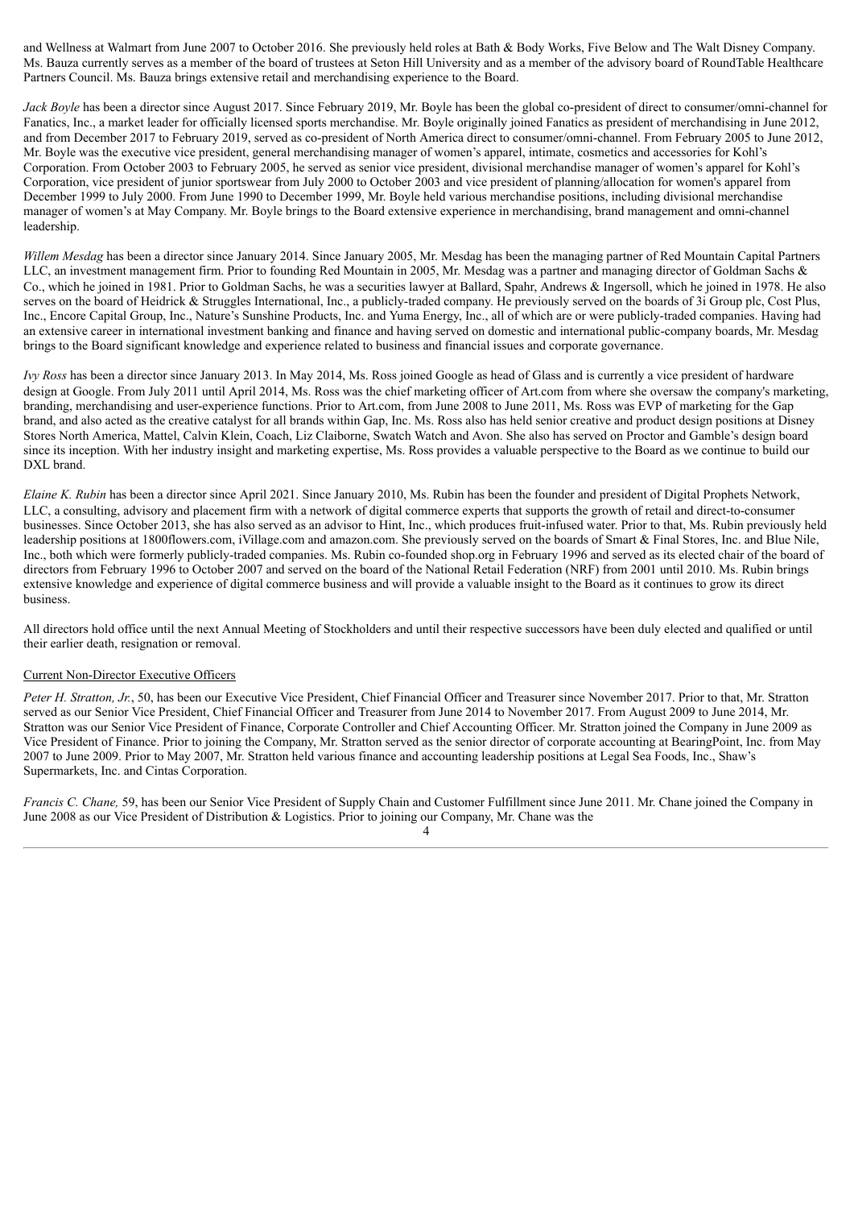and Wellness at Walmart from June 2007 to October 2016. She previously held roles at Bath & Body Works, Five Below and The Walt Disney Company. Ms. Bauza currently serves as a member of the board of trustees at Seton Hill University and as a member of the advisory board of RoundTable Healthcare Partners Council. Ms. Bauza brings extensive retail and merchandising experience to the Board.

*Jack Boyle* has been a director since August 2017. Since February 2019, Mr. Boyle has been the global co-president of direct to consumer/omni-channel for Fanatics, Inc., a market leader for officially licensed sports merchandise. Mr. Boyle originally joined Fanatics as president of merchandising in June 2012, and from December 2017 to February 2019, served as co-president of North America direct to consumer/omni-channel. From February 2005 to June 2012, Mr. Boyle was the executive vice president, general merchandising manager of women's apparel, intimate, cosmetics and accessories for Kohl's Corporation. From October 2003 to February 2005, he served as senior vice president, divisional merchandise manager of women's apparel for Kohl's Corporation, vice president of junior sportswear from July 2000 to October 2003 and vice president of planning/allocation for women's apparel from December 1999 to July 2000. From June 1990 to December 1999, Mr. Boyle held various merchandise positions, including divisional merchandise manager of women's at May Company. Mr. Boyle brings to the Board extensive experience in merchandising, brand management and omni-channel leadership.

*Willem Mesdag* has been a director since January 2014. Since January 2005, Mr. Mesdag has been the managing partner of Red Mountain Capital Partners LLC, an investment management firm. Prior to founding Red Mountain in 2005, Mr. Mesdag was a partner and managing director of Goldman Sachs & Co., which he joined in 1981. Prior to Goldman Sachs, he was a securities lawyer at Ballard, Spahr, Andrews & Ingersoll, which he joined in 1978. He also serves on the board of Heidrick & Struggles International, Inc., a publicly-traded company. He previously served on the boards of 3i Group plc, Cost Plus, Inc., Encore Capital Group, Inc., Nature's Sunshine Products, Inc. and Yuma Energy, Inc., all of which are or were publicly-traded companies. Having had an extensive career in international investment banking and finance and having served on domestic and international public-company boards, Mr. Mesdag brings to the Board significant knowledge and experience related to business and financial issues and corporate governance.

*Ivy Ross* has been a director since January 2013. In May 2014, Ms. Ross joined Google as head of Glass and is currently a vice president of hardware design at Google. From July 2011 until April 2014, Ms. Ross was the chief marketing officer of Art.com from where she oversaw the company's marketing, branding, merchandising and user-experience functions. Prior to Art.com, from June 2008 to June 2011, Ms. Ross was EVP of marketing for the Gap brand, and also acted as the creative catalyst for all brands within Gap, Inc. Ms. Ross also has held senior creative and product design positions at Disney Stores North America, Mattel, Calvin Klein, Coach, Liz Claiborne, Swatch Watch and Avon. She also has served on Proctor and Gamble's design board since its inception. With her industry insight and marketing expertise, Ms. Ross provides a valuable perspective to the Board as we continue to build our DXL brand.

*Elaine K. Rubin* has been a director since April 2021. Since January 2010, Ms. Rubin has been the founder and president of Digital Prophets Network, LLC, a consulting, advisory and placement firm with a network of digital commerce experts that supports the growth of retail and direct-to-consumer businesses. Since October 2013, she has also served as an advisor to Hint, Inc., which produces fruit-infused water. Prior to that, Ms. Rubin previously held leadership positions at 1800flowers.com, iVillage.com and amazon.com. She previously served on the boards of Smart & Final Stores, Inc. and Blue Nile, Inc., both which were formerly publicly-traded companies. Ms. Rubin co-founded shop.org in February 1996 and served as its elected chair of the board of directors from February 1996 to October 2007 and served on the board of the National Retail Federation (NRF) from 2001 until 2010. Ms. Rubin brings extensive knowledge and experience of digital commerce business and will provide a valuable insight to the Board as it continues to grow its direct business.

All directors hold office until the next Annual Meeting of Stockholders and until their respective successors have been duly elected and qualified or until their earlier death, resignation or removal.

## Current Non-Director Executive Officers

*Peter H. Stratton, Jr.*, 50, has been our Executive Vice President, Chief Financial Officer and Treasurer since November 2017. Prior to that, Mr. Stratton served as our Senior Vice President, Chief Financial Officer and Treasurer from June 2014 to November 2017. From August 2009 to June 2014, Mr. Stratton was our Senior Vice President of Finance, Corporate Controller and Chief Accounting Officer. Mr. Stratton joined the Company in June 2009 as Vice President of Finance. Prior to joining the Company, Mr. Stratton served as the senior director of corporate accounting at BearingPoint, Inc. from May 2007 to June 2009. Prior to May 2007, Mr. Stratton held various finance and accounting leadership positions at Legal Sea Foods, Inc., Shaw's Supermarkets, Inc. and Cintas Corporation.

*Francis C. Chane,* 59, has been our Senior Vice President of Supply Chain and Customer Fulfillment since June 2011. Mr. Chane joined the Company in June 2008 as our Vice President of Distribution & Logistics. Prior to joining our Company, Mr. Chane was the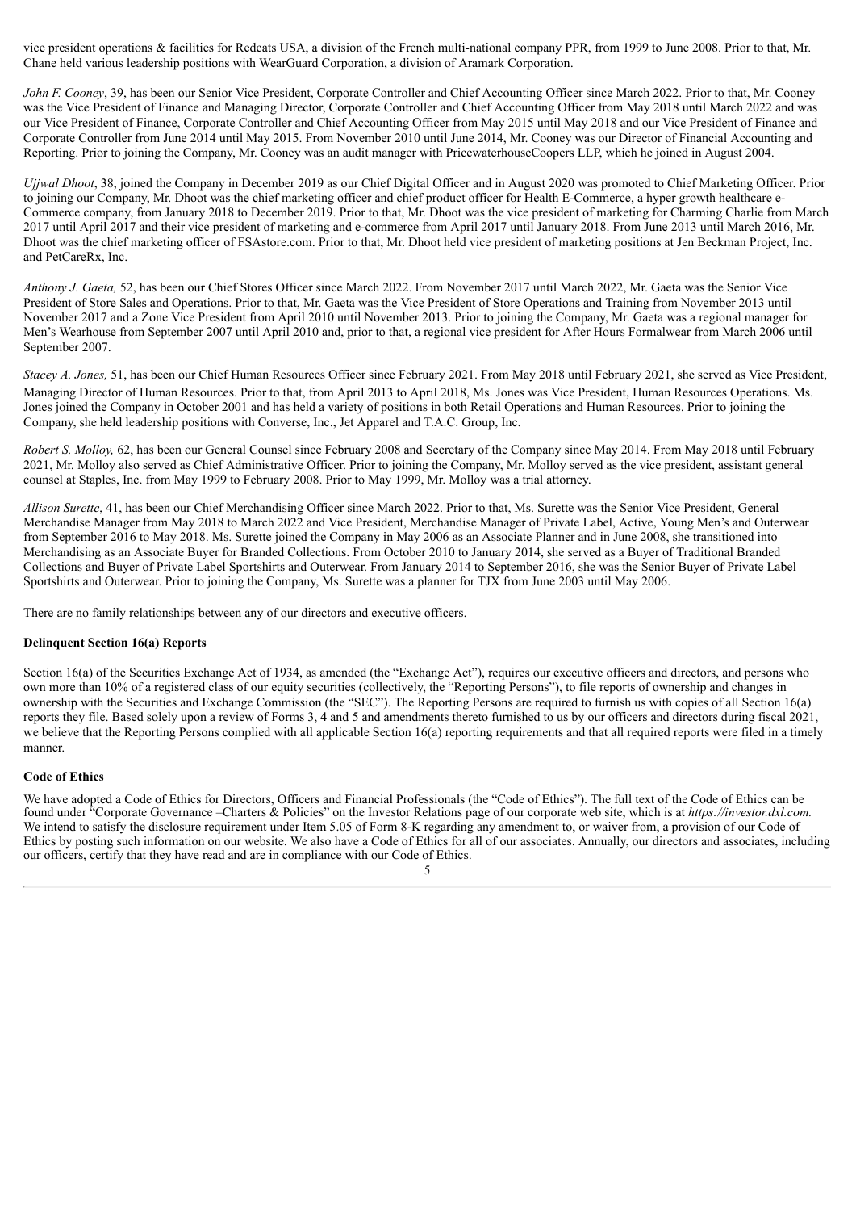vice president operations & facilities for Redcats USA, a division of the French multi-national company PPR, from 1999 to June 2008. Prior to that, Mr. Chane held various leadership positions with WearGuard Corporation, a division of Aramark Corporation.

*John F. Cooney*, 39, has been our Senior Vice President, Corporate Controller and Chief Accounting Officer since March 2022. Prior to that, Mr. Cooney was the Vice President of Finance and Managing Director, Corporate Controller and Chief Accounting Officer from May 2018 until March 2022 and was our Vice President of Finance, Corporate Controller and Chief Accounting Officer from May 2015 until May 2018 and our Vice President of Finance and Corporate Controller from June 2014 until May 2015. From November 2010 until June 2014, Mr. Cooney was our Director of Financial Accounting and Reporting. Prior to joining the Company, Mr. Cooney was an audit manager with PricewaterhouseCoopers LLP, which he joined in August 2004.

*Ujjwal Dhoot*, 38, joined the Company in December 2019 as our Chief Digital Officer and in August 2020 was promoted to Chief Marketing Officer. Prior to joining our Company, Mr. Dhoot was the chief marketing officer and chief product officer for Health E-Commerce, a hyper growth healthcare e-Commerce company, from January 2018 to December 2019. Prior to that, Mr. Dhoot was the vice president of marketing for Charming Charlie from March 2017 until April 2017 and their vice president of marketing and e-commerce from April 2017 until January 2018. From June 2013 until March 2016, Mr. Dhoot was the chief marketing officer of FSAstore.com. Prior to that, Mr. Dhoot held vice president of marketing positions at Jen Beckman Project, Inc. and PetCareRx, Inc.

*Anthony J. Gaeta,* 52, has been our Chief Stores Officer since March 2022. From November 2017 until March 2022, Mr. Gaeta was the Senior Vice President of Store Sales and Operations. Prior to that, Mr. Gaeta was the Vice President of Store Operations and Training from November 2013 until November 2017 and a Zone Vice President from April 2010 until November 2013. Prior to joining the Company, Mr. Gaeta was a regional manager for Men's Wearhouse from September 2007 until April 2010 and, prior to that, a regional vice president for After Hours Formalwear from March 2006 until September 2007.

*Stacey A. Jones,* 51, has been our Chief Human Resources Officer since February 2021. From May 2018 until February 2021, she served as Vice President, Managing Director of Human Resources. Prior to that, from April 2013 to April 2018, Ms. Jones was Vice President, Human Resources Operations. Ms. Jones joined the Company in October 2001 and has held a variety of positions in both Retail Operations and Human Resources. Prior to joining the Company, she held leadership positions with Converse, Inc., Jet Apparel and T.A.C. Group, Inc.

*Robert S. Molloy,* 62, has been our General Counsel since February 2008 and Secretary of the Company since May 2014. From May 2018 until February 2021, Mr. Molloy also served as Chief Administrative Officer. Prior to joining the Company, Mr. Molloy served as the vice president, assistant general counsel at Staples, Inc. from May 1999 to February 2008. Prior to May 1999, Mr. Molloy was a trial attorney.

*Allison Surette*, 41, has been our Chief Merchandising Officer since March 2022. Prior to that, Ms. Surette was the Senior Vice President, General Merchandise Manager from May 2018 to March 2022 and Vice President, Merchandise Manager of Private Label, Active, Young Men's and Outerwear from September 2016 to May 2018. Ms. Surette joined the Company in May 2006 as an Associate Planner and in June 2008, she transitioned into Merchandising as an Associate Buyer for Branded Collections. From October 2010 to January 2014, she served as a Buyer of Traditional Branded Collections and Buyer of Private Label Sportshirts and Outerwear. From January 2014 to September 2016, she was the Senior Buyer of Private Label Sportshirts and Outerwear. Prior to joining the Company, Ms. Surette was a planner for TJX from June 2003 until May 2006.

There are no family relationships between any of our directors and executive officers.

**Delinquent Section 16(a) Reports**

Section 16(a) of the Securities Exchange Act of 1934, as amended (the "Exchange Act"), requires our executive officers and directors, and persons who own more than 10% of a registered class of our equity securities (collectively, the "Reporting Persons"), to file reports of ownership and changes in ownership with the Securities and Exchange Commission (the "SEC"). The Reporting Persons are required to furnish us with copies of all Section 16(a) reports they file. Based solely upon a review of Forms 3, 4 and 5 and amendments thereto furnished to us by our officers and directors during fiscal 2021, we believe that the Reporting Persons complied with all applicable Section 16(a) reporting requirements and that all required reports were filed in a timely manner.

**Code of Ethics**

We have adopted a Code of Ethics for Directors, Officers and Financial Professionals (the "Code of Ethics"). The full text of the Code of Ethics can be found under "Corporate Governance –Charters & Policies" on the Investor Relations page of our corporate web site, which is at *https://investor.dxl.com.* We intend to satisfy the disclosure requirement under Item 5.05 of Form 8-K regarding any amendment to, or waiver from, a provision of our Code of Ethics by posting such information on our website. We also have a Code of Ethics for all of our associates. Annually, our directors and associates, including our officers, certify that they have read and are in compliance with our Code of Ethics.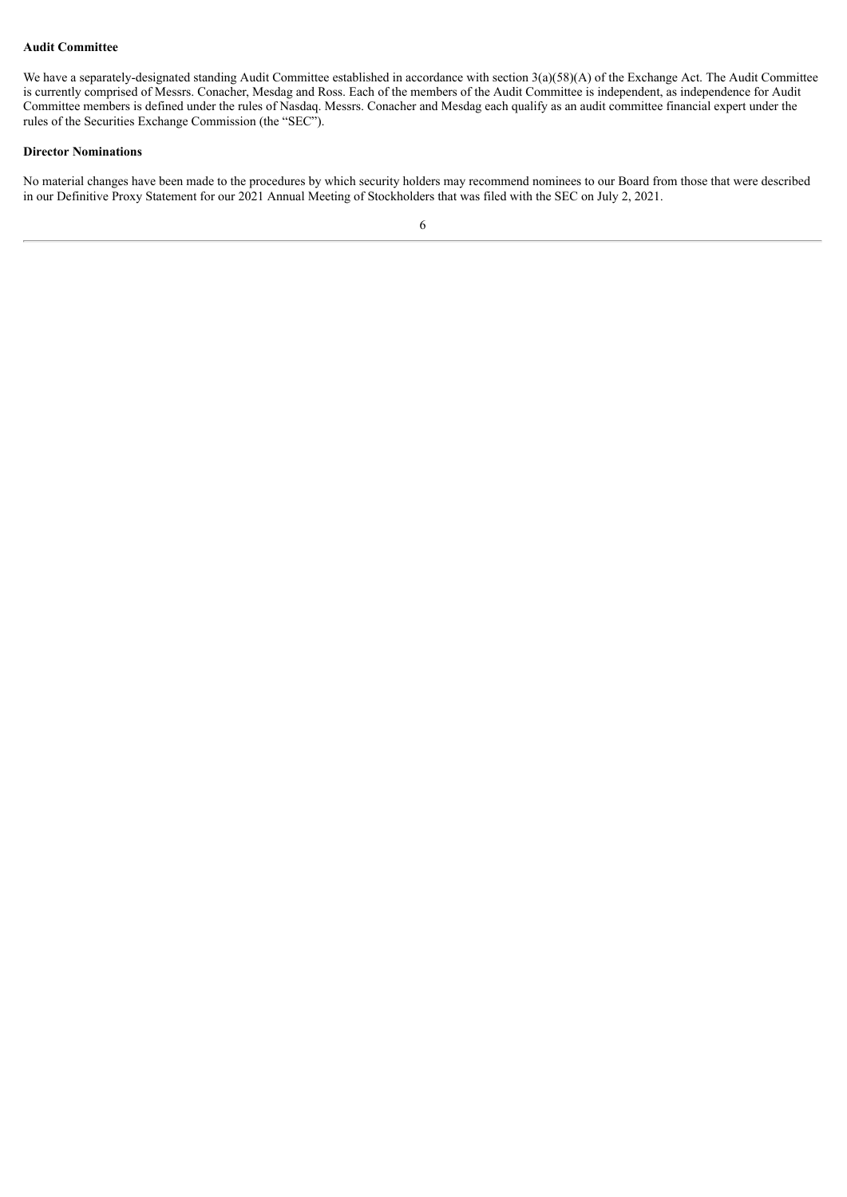**Audit Committee**

We have a separately-designated standing Audit Committee established in accordance with section 3(a)(58)(A) of the Exchange Act. The Audit Committee is currently comprised of Messrs. Conacher, Mesdag and Ross. Each of the members of the Audit Committee is independent, as independence for Audit Committee members is defined under the rules of Nasdaq. Messrs. Conacher and Mesdag each qualify as an audit committee financial expert under the rules of the Securities Exchange Commission (the "SEC").

**Director Nominations**

No material changes have been made to the procedures by which security holders may recommend nominees to our Board from those that were described in our Definitive Proxy Statement for our 2021 Annual Meeting of Stockholders that was filed with the SEC on July 2, 2021.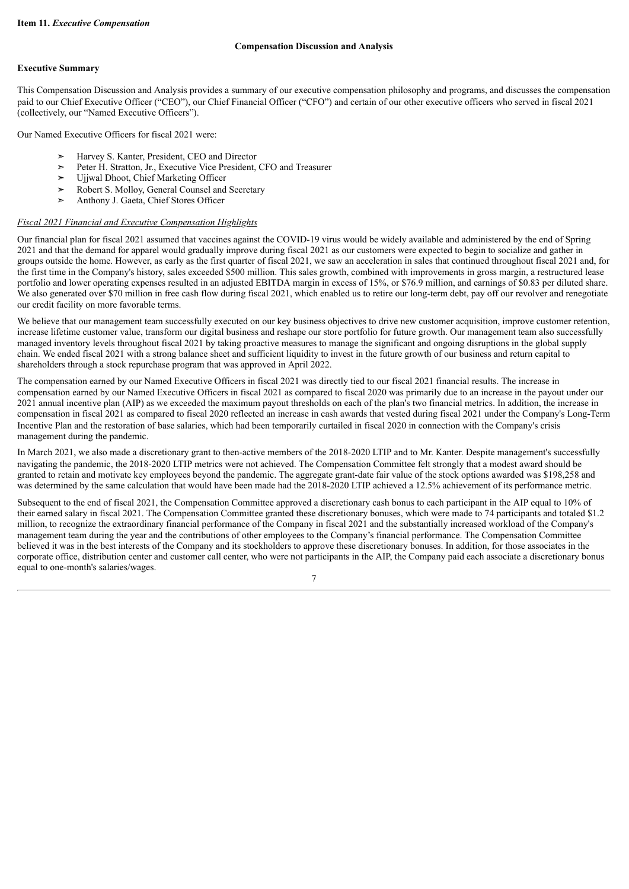**Item 11.** ***Executive Compensation***

## Compensation Discussion and Analysis

### Executive Summary

This Compensation Discussion and Analysis provides a summary of our executive compensation philosophy and programs, and discusses the compensation paid to our Chief Executive Officer ("CEO"), our Chief Financial Officer ("CFO") and certain of our other executive officers who served in fiscal 2021 (collectively, our "Named Executive Officers").

Our Named Executive Officers for fiscal 2021 were:

- Harvey S. Kanter, President, CEO and Director
- Peter H. Stratton, Jr., Executive Vice President, CFO and Treasurer
- Ujjwal Dhoot, Chief Marketing Officer
- Robert S. Molloy, General Counsel and Secretary
- Anthony J. Gaeta, Chief Stores Officer

#### *Fiscal 2021 Financial and Executive Compensation Highlights*

Our financial plan for fiscal 2021 assumed that vaccines against the COVID-19 virus would be widely available and administered by the end of Spring 2021 and that the demand for apparel would gradually improve during fiscal 2021 as our customers were expected to begin to socialize and gather in groups outside the home. However, as early as the first quarter of fiscal 2021, we saw an acceleration in sales that continued throughout fiscal 2021 and, for the first time in the Company's history, sales exceeded $500 million. This sales growth, combined with improvements in gross margin, a restructured lease portfolio and lower operating expenses resulted in an adjusted EBITDA margin in excess of 15%, or $76.9 million, and earnings of $0.83 per diluted share. We also generated over $70 million in free cash flow during fiscal 2021, which enabled us to retire our long-term debt, pay off our revolver and renegotiate our credit facility on more favorable terms.

We believe that our management team successfully executed on our key business objectives to drive new customer acquisition, improve customer retention, increase lifetime customer value, transform our digital business and reshape our store portfolio for future growth. Our management team also successfully managed inventory levels throughout fiscal 2021 by taking proactive measures to manage the significant and ongoing disruptions in the global supply chain. We ended fiscal 2021 with a strong balance sheet and sufficient liquidity to invest in the future growth of our business and return capital to shareholders through a stock repurchase program that was approved in April 2022.

The compensation earned by our Named Executive Officers in fiscal 2021 was directly tied to our fiscal 2021 financial results. The increase in compensation earned by our Named Executive Officers in fiscal 2021 as compared to fiscal 2020 was primarily due to an increase in the payout under our 2021 annual incentive plan (AIP) as we exceeded the maximum payout thresholds on each of the plan's two financial metrics. In addition, the increase in compensation in fiscal 2021 as compared to fiscal 2020 reflected an increase in cash awards that vested during fiscal 2021 under the Company's Long-Term Incentive Plan and the restoration of base salaries, which had been temporarily curtailed in fiscal 2020 in connection with the Company's crisis management during the pandemic.

In March 2021, we also made a discretionary grant to then-active members of the 2018-2020 LTIP and to Mr. Kanter. Despite management's successfully navigating the pandemic, the 2018-2020 LTIP metrics were not achieved. The Compensation Committee felt strongly that a modest award should be granted to retain and motivate key employees beyond the pandemic. The aggregate grant-date fair value of the stock options awarded was $198,258 and was determined by the same calculation that would have been made had the 2018-2020 LTIP achieved a 12.5% achievement of its performance metric.

Subsequent to the end of fiscal 2021, the Compensation Committee approved a discretionary cash bonus to each participant in the AIP equal to 10% of their earned salary in fiscal 2021. The Compensation Committee granted these discretionary bonuses, which were made to 74 participants and totaled $1.2 million, to recognize the extraordinary financial performance of the Company in fiscal 2021 and the substantially increased workload of the Company's management team during the year and the contributions of other employees to the Company's financial performance. The Compensation Committee believed it was in the best interests of the Company and its stockholders to approve these discretionary bonuses. In addition, for those associates in the corporate office, distribution center and customer call center, who were not participants in the AIP, the Company paid each associate a discretionary bonus equal to one-month's salaries/wages.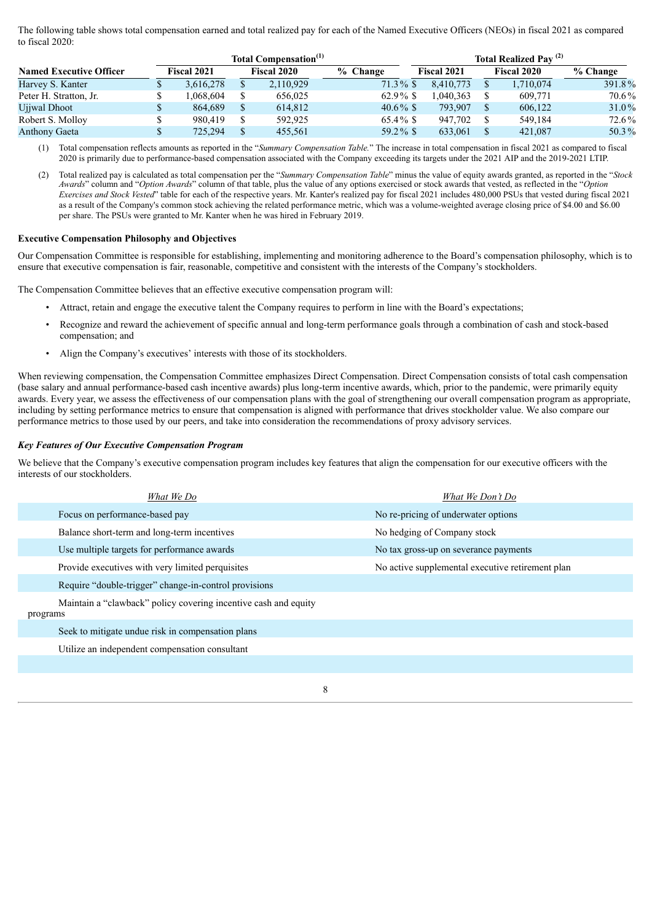The following table shows total compensation earned and total realized pay for each of the Named Executive Officers (NEOs) in fiscal 2021 as compared to fiscal 2020:

| Named Executive Officer | Total Compensation[(1)] | | | Total Realized Pay [(2)] | | |
|---|---|---|---|---|---|---|
| | Fiscal 2021 | Fiscal 2020 | % Change | Fiscal 2021 | Fiscal 2020 | % Change |
| Harvey S. Kanter | $ 3,616,278 | $ 2,110,929 | 71.3 % | $ 8,410,773 | $ 1,710,074 | 391.8 % |
| Peter H. Stratton, Jr. | $ 1,068,604 | $ 656,025 | 62.9 % | $ 1,040,363 | $ 609,771 | 70.6 % |
| Ujjwal Dhoot | $ 864,689 | $ 614,812 | 40.6 % | $ 793,907 | $ 606,122 | 31.0 % |
| Robert S. Molloy | $ 980,419 | $ 592,925 | 65.4 % | $ 947,702 | $ 549,184 | 72.6 % |
| Anthony Gaeta | $ 725,294 | $ 455,561 | 59.2 % | $ 633,061 | $ 421,087 | 50.3 % |

(1) Total compensation reflects amounts as reported in the "*Summary Compensation Table.*" The increase in total compensation in fiscal 2021 as compared to fiscal 2020 is primarily due to performance-based compensation associated with the Company exceeding its targets under the 2021 AIP and the 2019-2021 LTIP.

(2) Total realized pay is calculated as total compensation per the "*Summary Compensation Table*" minus the value of equity awards granted, as reported in the "*Stock Awards*" column and "*Option Awards*" column of that table, plus the value of any options exercised or stock awards that vested, as reflected in the "*Option Exercises and Stock Vested*" table for each of the respective years. Mr. Kanter's realized pay for fiscal 2021 includes 480,000 PSUs that vested during fiscal 2021 as a result of the Company's common stock achieving the related performance metric, which was a volume-weighted average closing price of $4.00 and $6.00 per share. The PSUs were granted to Mr. Kanter when he was hired in February 2019.

**Executive Compensation Philosophy and Objectives**

Our Compensation Committee is responsible for establishing, implementing and monitoring adherence to the Board's compensation philosophy, which is to ensure that executive compensation is fair, reasonable, competitive and consistent with the interests of the Company's stockholders.

The Compensation Committee believes that an effective executive compensation program will:

- Attract, retain and engage the executive talent the Company requires to perform in line with the Board's expectations;
- Recognize and reward the achievement of specific annual and long-term performance goals through a combination of cash and stock-based compensation; and
- Align the Company's executives' interests with those of its stockholders.

When reviewing compensation, the Compensation Committee emphasizes Direct Compensation. Direct Compensation consists of total cash compensation (base salary and annual performance-based cash incentive awards) plus long-term incentive awards, which, prior to the pandemic, were primarily equity awards. Every year, we assess the effectiveness of our compensation plans with the goal of strengthening our overall compensation program as appropriate, including by setting performance metrics to ensure that compensation is aligned with performance that drives stockholder value. We also compare our performance metrics to those used by our peers, and take into consideration the recommendations of proxy advisory services.

***Key Features of Our Executive Compensation Program***

We believe that the Company's executive compensation program includes key features that align the compensation for our executive officers with the interests of our stockholders.

| *What We Do* | *What We Don't Do* |
|---|---|
| Focus on performance-based pay | No re-pricing of underwater options |
| Balance short-term and long-term incentives | No hedging of Company stock |
| Use multiple targets for performance awards | No tax gross-up on severance payments |
| Provide executives with very limited perquisites | No active supplemental executive retirement plan |
| Require "double-trigger" change-in-control provisions | |
| Maintain a "clawback" policy covering incentive cash and equity programs | |
| Seek to mitigate undue risk in compensation plans | |
| Utilize an independent compensation consultant | |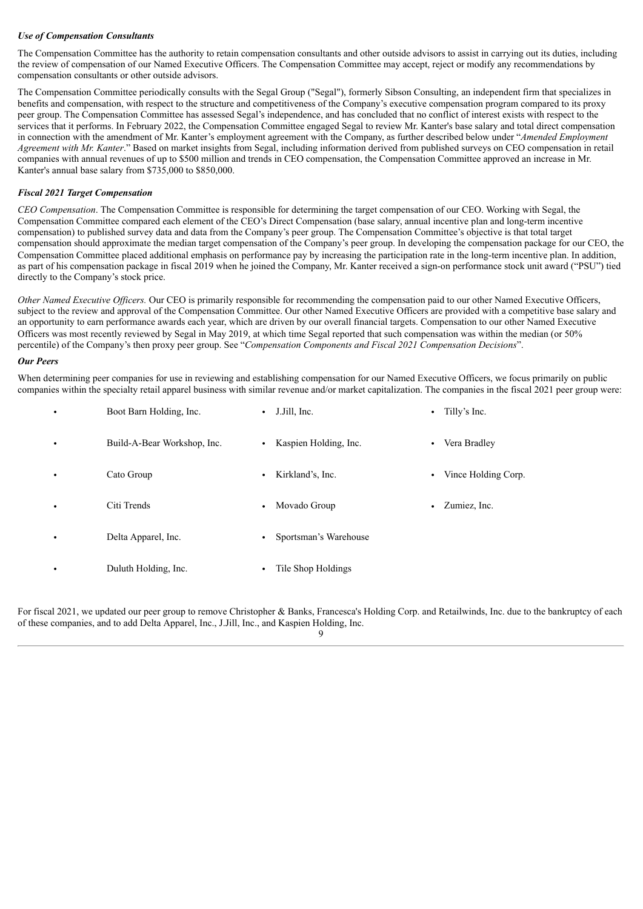***Use of Compensation Consultants***

The Compensation Committee has the authority to retain compensation consultants and other outside advisors to assist in carrying out its duties, including the review of compensation of our Named Executive Officers. The Compensation Committee may accept, reject or modify any recommendations by compensation consultants or other outside advisors.

The Compensation Committee periodically consults with the Segal Group ("Segal"), formerly Sibson Consulting, an independent firm that specializes in benefits and compensation, with respect to the structure and competitiveness of the Company's executive compensation program compared to its proxy peer group. The Compensation Committee has assessed Segal's independence, and has concluded that no conflict of interest exists with respect to the services that it performs. In February 2022, the Compensation Committee engaged Segal to review Mr. Kanter's base salary and total direct compensation in connection with the amendment of Mr. Kanter's employment agreement with the Company, as further described below under "*Amended Employment Agreement with Mr. Kanter*." Based on market insights from Segal, including information derived from published surveys on CEO compensation in retail companies with annual revenues of up to $500 million and trends in CEO compensation, the Compensation Committee approved an increase in Mr. Kanter's annual base salary from $735,000 to $850,000.

***Fiscal 2021 Target Compensation***

*CEO Compensation*. The Compensation Committee is responsible for determining the target compensation of our CEO. Working with Segal, the Compensation Committee compared each element of the CEO's Direct Compensation (base salary, annual incentive plan and long-term incentive compensation) to published survey data and data from the Company's peer group. The Compensation Committee's objective is that total target compensation should approximate the median target compensation of the Company's peer group. In developing the compensation package for our CEO, the Compensation Committee placed additional emphasis on performance pay by increasing the participation rate in the long-term incentive plan. In addition, as part of his compensation package in fiscal 2019 when he joined the Company, Mr. Kanter received a sign-on performance stock unit award ("PSU") tied directly to the Company's stock price.

*Other Named Executive Officers.* Our CEO is primarily responsible for recommending the compensation paid to our other Named Executive Officers, subject to the review and approval of the Compensation Committee. Our other Named Executive Officers are provided with a competitive base salary and an opportunity to earn performance awards each year, which are driven by our overall financial targets. Compensation to our other Named Executive Officers was most recently reviewed by Segal in May 2019, at which time Segal reported that such compensation was within the median (or 50% percentile) of the Company's then proxy peer group. See "*Compensation Components and Fiscal 2021 Compensation Decisions*".

***Our Peers***

When determining peer companies for use in reviewing and establishing compensation for our Named Executive Officers, we focus primarily on public companies within the specialty retail apparel business with similar revenue and/or market capitalization. The companies in the fiscal 2021 peer group were:

- Boot Barn Holding, Inc.
- Build-A-Bear Workshop, Inc.
- Cato Group
- Citi Trends
- Delta Apparel, Inc.
- Duluth Holding, Inc.
- J.Jill, Inc.
- Kaspien Holding, Inc.
- Kirkland's, Inc.
- Movado Group
- Sportsman's Warehouse
- Tile Shop Holdings
- Tilly's Inc.
- Vera Bradley
- Vince Holding Corp.
- Zumiez, Inc.

For fiscal 2021, we updated our peer group to remove Christopher & Banks, Francesca's Holding Corp. and Retailwinds, Inc. due to the bankruptcy of each of these companies, and to add Delta Apparel, Inc., J.Jill, Inc., and Kaspien Holding, Inc.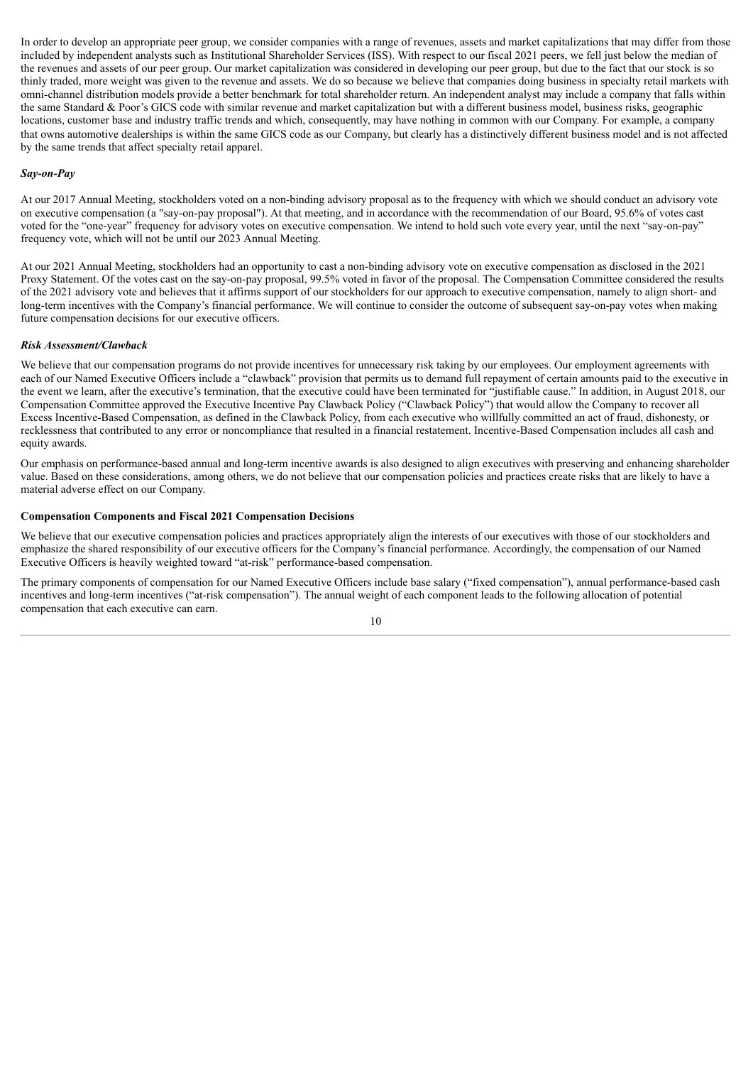In order to develop an appropriate peer group, we consider companies with a range of revenues, assets and market capitalizations that may differ from those included by independent analysts such as Institutional Shareholder Services (ISS). With respect to our fiscal 2021 peers, we fell just below the median of the revenues and assets of our peer group. Our market capitalization was considered in developing our peer group, but due to the fact that our stock is so thinly traded, more weight was given to the revenue and assets. We do so because we believe that companies doing business in specialty retail markets with omni-channel distribution models provide a better benchmark for total shareholder return. An independent analyst may include a company that falls within the same Standard & Poor's GICS code with similar revenue and market capitalization but with a different business model, business risks, geographic locations, customer base and industry traffic trends and which, consequently, may have nothing in common with our Company. For example, a company that owns automotive dealerships is within the same GICS code as our Company, but clearly has a distinctively different business model and is not affected by the same trends that affect specialty retail apparel.

***Say-on-Pay***

At our 2017 Annual Meeting, stockholders voted on a non-binding advisory proposal as to the frequency with which we should conduct an advisory vote on executive compensation (a "say-on-pay proposal"). At that meeting, and in accordance with the recommendation of our Board, 95.6% of votes cast voted for the "one-year" frequency for advisory votes on executive compensation. We intend to hold such vote every year, until the next "say-on-pay" frequency vote, which will not be until our 2023 Annual Meeting.

At our 2021 Annual Meeting, stockholders had an opportunity to cast a non-binding advisory vote on executive compensation as disclosed in the 2021 Proxy Statement. Of the votes cast on the say-on-pay proposal, 99.5% voted in favor of the proposal. The Compensation Committee considered the results of the 2021 advisory vote and believes that it affirms support of our stockholders for our approach to executive compensation, namely to align short- and long-term incentives with the Company's financial performance. We will continue to consider the outcome of subsequent say-on-pay votes when making future compensation decisions for our executive officers.

***Risk Assessment/Clawback***

We believe that our compensation programs do not provide incentives for unnecessary risk taking by our employees. Our employment agreements with each of our Named Executive Officers include a "clawback" provision that permits us to demand full repayment of certain amounts paid to the executive in the event we learn, after the executive's termination, that the executive could have been terminated for "justifiable cause." In addition, in August 2018, our Compensation Committee approved the Executive Incentive Pay Clawback Policy ("Clawback Policy") that would allow the Company to recover all Excess Incentive-Based Compensation, as defined in the Clawback Policy, from each executive who willfully committed an act of fraud, dishonesty, or recklessness that contributed to any error or noncompliance that resulted in a financial restatement. Incentive-Based Compensation includes all cash and equity awards.

Our emphasis on performance-based annual and long-term incentive awards is also designed to align executives with preserving and enhancing shareholder value. Based on these considerations, among others, we do not believe that our compensation policies and practices create risks that are likely to have a material adverse effect on our Company.

**Compensation Components and Fiscal 2021 Compensation Decisions**

We believe that our executive compensation policies and practices appropriately align the interests of our executives with those of our stockholders and emphasize the shared responsibility of our executive officers for the Company's financial performance. Accordingly, the compensation of our Named Executive Officers is heavily weighted toward "at-risk" performance-based compensation.

The primary components of compensation for our Named Executive Officers include base salary ("fixed compensation"), annual performance-based cash incentives and long-term incentives ("at-risk compensation"). The annual weight of each component leads to the following allocation of potential compensation that each executive can earn.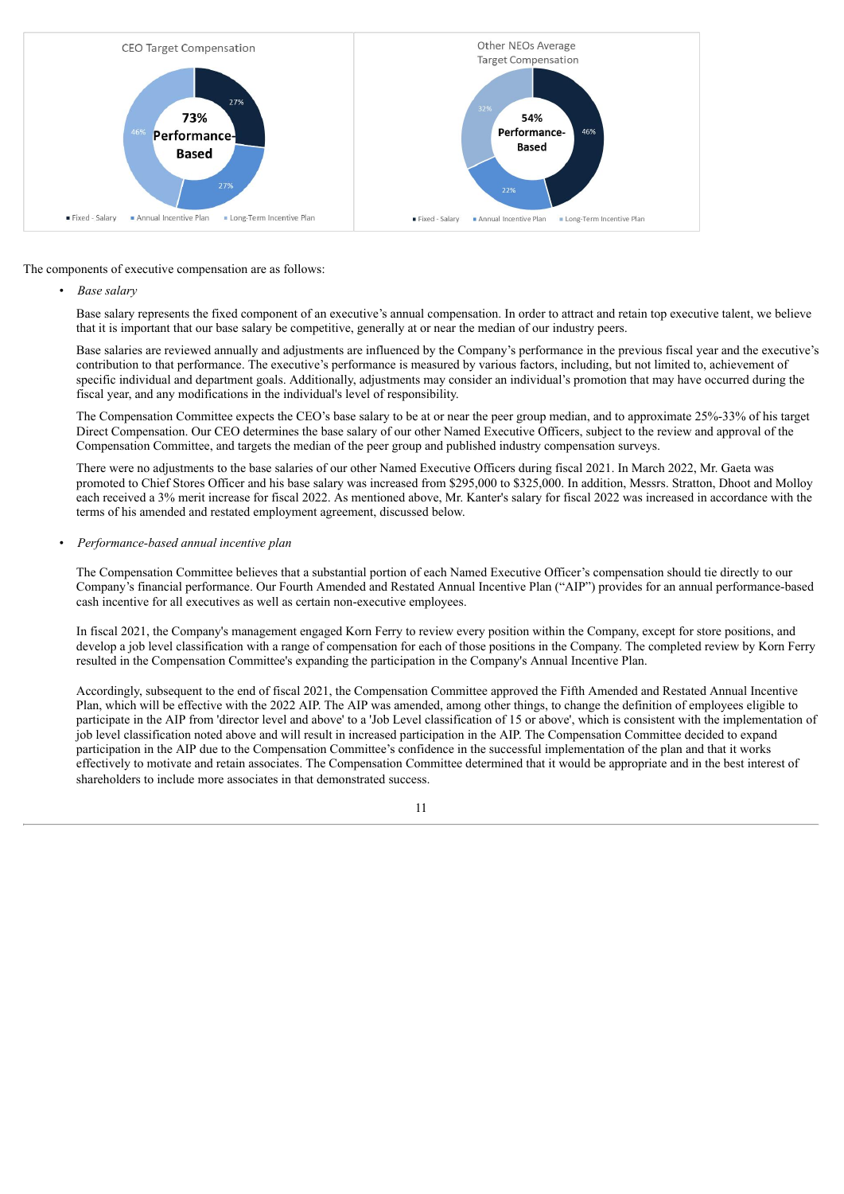CEO Target Compensation

73% Performance-Based

- Fixed - Salary: 27%
- Annual Incentive Plan: 27%
- Long-Term Incentive Plan: 46%

Other NEOs Average Target Compensation

54% Performance-Based

- Fixed - Salary: 46%
- Annual Incentive Plan: 22%
- Long-Term Incentive Plan: 32%

The components of executive compensation are as follows:

- *Base salary*

  Base salary represents the fixed component of an executive's annual compensation. In order to attract and retain top executive talent, we believe that it is important that our base salary be competitive, generally at or near the median of our industry peers.

  Base salaries are reviewed annually and adjustments are influenced by the Company's performance in the previous fiscal year and the executive's contribution to that performance. The executive's performance is measured by various factors, including, but not limited to, achievement of specific individual and department goals. Additionally, adjustments may consider an individual's promotion that may have occurred during the fiscal year, and any modifications in the individual's level of responsibility.

  The Compensation Committee expects the CEO's base salary to be at or near the peer group median, and to approximate 25%-33% of his target Direct Compensation. Our CEO determines the base salary of our other Named Executive Officers, subject to the review and approval of the Compensation Committee, and targets the median of the peer group and published industry compensation surveys.

  There were no adjustments to the base salaries of our other Named Executive Officers during fiscal 2021. In March 2022, Mr. Gaeta was promoted to Chief Stores Officer and his base salary was increased from $295,000 to $325,000. In addition, Messrs. Stratton, Dhoot and Molloy each received a 3% merit increase for fiscal 2022. As mentioned above, Mr. Kanter's salary for fiscal 2022 was increased in accordance with the terms of his amended and restated employment agreement, discussed below.

- *Performance-based annual incentive plan*

  The Compensation Committee believes that a substantial portion of each Named Executive Officer's compensation should tie directly to our Company's financial performance. Our Fourth Amended and Restated Annual Incentive Plan ("AIP") provides for an annual performance-based cash incentive for all executives as well as certain non-executive employees.

  In fiscal 2021, the Company's management engaged Korn Ferry to review every position within the Company, except for store positions, and develop a job level classification with a range of compensation for each of those positions in the Company. The completed review by Korn Ferry resulted in the Compensation Committee's expanding the participation in the Company's Annual Incentive Plan.

  Accordingly, subsequent to the end of fiscal 2021, the Compensation Committee approved the Fifth Amended and Restated Annual Incentive Plan, which will be effective with the 2022 AIP. The AIP was amended, among other things, to change the definition of employees eligible to participate in the AIP from 'director level and above' to a 'Job Level classification of 15 or above', which is consistent with the implementation of job level classification noted above and will result in increased participation in the AIP. The Compensation Committee decided to expand participation in the AIP due to the Compensation Committee's confidence in the successful implementation of the plan and that it works effectively to motivate and retain associates. The Compensation Committee determined that it would be appropriate and in the best interest of shareholders to include more associates in that demonstrated success.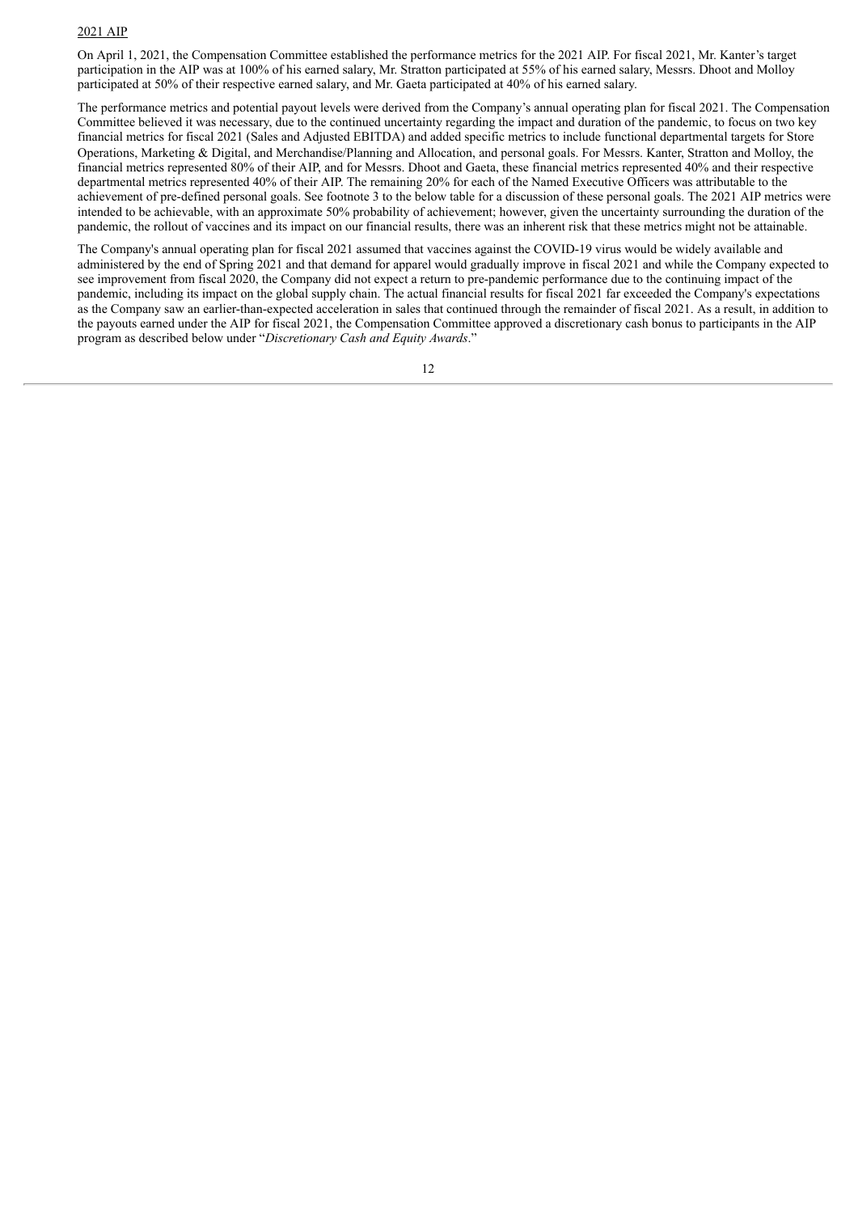## 2021 AIP

On April 1, 2021, the Compensation Committee established the performance metrics for the 2021 AIP. For fiscal 2021, Mr. Kanter's target participation in the AIP was at 100% of his earned salary, Mr. Stratton participated at 55% of his earned salary, Messrs. Dhoot and Molloy participated at 50% of their respective earned salary, and Mr. Gaeta participated at 40% of his earned salary.

The performance metrics and potential payout levels were derived from the Company's annual operating plan for fiscal 2021. The Compensation Committee believed it was necessary, due to the continued uncertainty regarding the impact and duration of the pandemic, to focus on two key financial metrics for fiscal 2021 (Sales and Adjusted EBITDA) and added specific metrics to include functional departmental targets for Store Operations, Marketing & Digital, and Merchandise/Planning and Allocation, and personal goals. For Messrs. Kanter, Stratton and Molloy, the financial metrics represented 80% of their AIP, and for Messrs. Dhoot and Gaeta, these financial metrics represented 40% and their respective departmental metrics represented 40% of their AIP. The remaining 20% for each of the Named Executive Officers was attributable to the achievement of pre-defined personal goals. See footnote 3 to the below table for a discussion of these personal goals. The 2021 AIP metrics were intended to be achievable, with an approximate 50% probability of achievement; however, given the uncertainty surrounding the duration of the pandemic, the rollout of vaccines and its impact on our financial results, there was an inherent risk that these metrics might not be attainable.

The Company's annual operating plan for fiscal 2021 assumed that vaccines against the COVID-19 virus would be widely available and administered by the end of Spring 2021 and that demand for apparel would gradually improve in fiscal 2021 and while the Company expected to see improvement from fiscal 2020, the Company did not expect a return to pre-pandemic performance due to the continuing impact of the pandemic, including its impact on the global supply chain. The actual financial results for fiscal 2021 far exceeded the Company's expectations as the Company saw an earlier-than-expected acceleration in sales that continued through the remainder of fiscal 2021. As a result, in addition to the payouts earned under the AIP for fiscal 2021, the Compensation Committee approved a discretionary cash bonus to participants in the AIP program as described below under "*Discretionary Cash and Equity Awards*."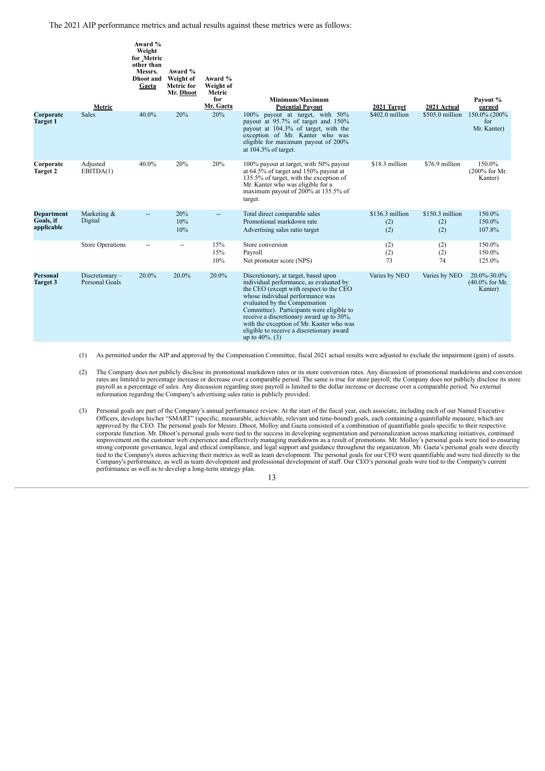The 2021 AIP performance metrics and actual results against these metrics were as follows:

| | Metric | Award % Weight for Metric other than Messrs. Dhoot and Gaeta | Award % Weight of Metric for Mr. Dhoot | Award % Weight of Metric for Mr. Gaeta | Minimum/Maximum Potential Payout | 2021 Target | 2021 Actual | Payout % earned |
|---|---|---|---|---|---|---|---|---|
| **Corporate Target 1** | Sales | 40.0% | 20% | 20% | 100% payout at target, with 50% payout at 95.7% of target and 150% payout at 104.3% of target, with the exception of Mr. Kanter who was eligible for maximum payout of 200% at 104.3% of target. | $402.0 million | $505.0 million | 150.0% (200% for Mr. Kanter) |
| **Corporate Target 2** | Adjusted EBITDA(1) | 40.0% | 20% | 20% | 100% payout at target, with 50% payout at 64.5% of target and 150% payout at 135.5% of target, with the exception of Mr. Kanter who was eligible for a maximum payout of 200% at 135.5% of target. | $18.3 million | $76.9 million | 150.0% (200% for Mr. Kanter) |
| **Department Goals, if applicable** | Marketing & Digital | -- | 20% | -- | Total direct comparable sales | $136.3 million | $150.3 million | 150.0% |
| | | | 10% | | Promotional markdown rate | (2) | (2) | 150.0% |
| | | | 10% | | Advertising sales ratio target | (2) | (2) | 107.8% |
| | Store Operations | -- | -- | 15% | Store conversion | (2) | (2) | 150.0% |
| | | | | 15% | Payroll | (2) | (2) | 150.0% |
| | | | | 10% | Net promoter score (NPS) | 73 | 74 | 125.0% |
| **Personal Target 3** | Discretionary – Personal Goals | 20.0% | 20.0% | 20.0% | Discretionary, at target, based upon individual performance, as evaluated by the CEO (except with respect to the CEO whose individual performance was evaluated by the Compensation Committee). Participants were eligible to receive a discretionary award up to 30%, with the exception of Mr. Kanter who was eligible to receive a discretionary award up to 40%. (3) | Varies by NEO | Varies by NEO | 20.0%-30.0% (40.0% for Mr. Kanter) |

(1) As permitted under the AIP and approved by the Compensation Committee, fiscal 2021 actual results were adjusted to exclude the impairment (gain) of assets.

(2) The Company does not publicly disclose its promotional markdown rates or its store conversion rates. Any discussion of promotional markdowns and conversion rates are limited to percentage increase or decrease over a comparable period. The same is true for store payroll; the Company does not publicly disclose its store payroll as a percentage of sales. Any discussion regarding store payroll is limited to the dollar increase or decrease over a comparable period. No external information regarding the Company's advertising sales ratio is publicly provided.

(3) Personal goals are part of the Company's annual performance review. At the start of the fiscal year, each associate, including each of our Named Executive Officers, develops his/her "SMART" (specific, measurable, achievable, relevant and time-bound) goals, each containing a quantifiable measure, which are approved by the CEO. The personal goals for Messrs. Dhoot, Molloy and Gaeta consisted of a combination of quantifiable goals specific to their respective corporate function. Mr. Dhoot's personal goals were tied to the success in developing segmentation and personalization across marketing initiatives, continued improvement on the customer web experience and effectively managing markdowns as a result of promotions. Mr. Molloy's personal goals were tied to ensuring strong corporate governance, legal and ethical compliance, and legal support and guidance throughout the organization. Mr. Gaeta's personal goals were directly tied to the Company's stores achieving their metrics as well as team development. The personal goals for our CFO were quantifiable and were tied directly to the Company's performance, as well as team development and professional development of staff. Our CEO's personal goals were tied to the Company's current performance as well as to develop a long-term strategy plan.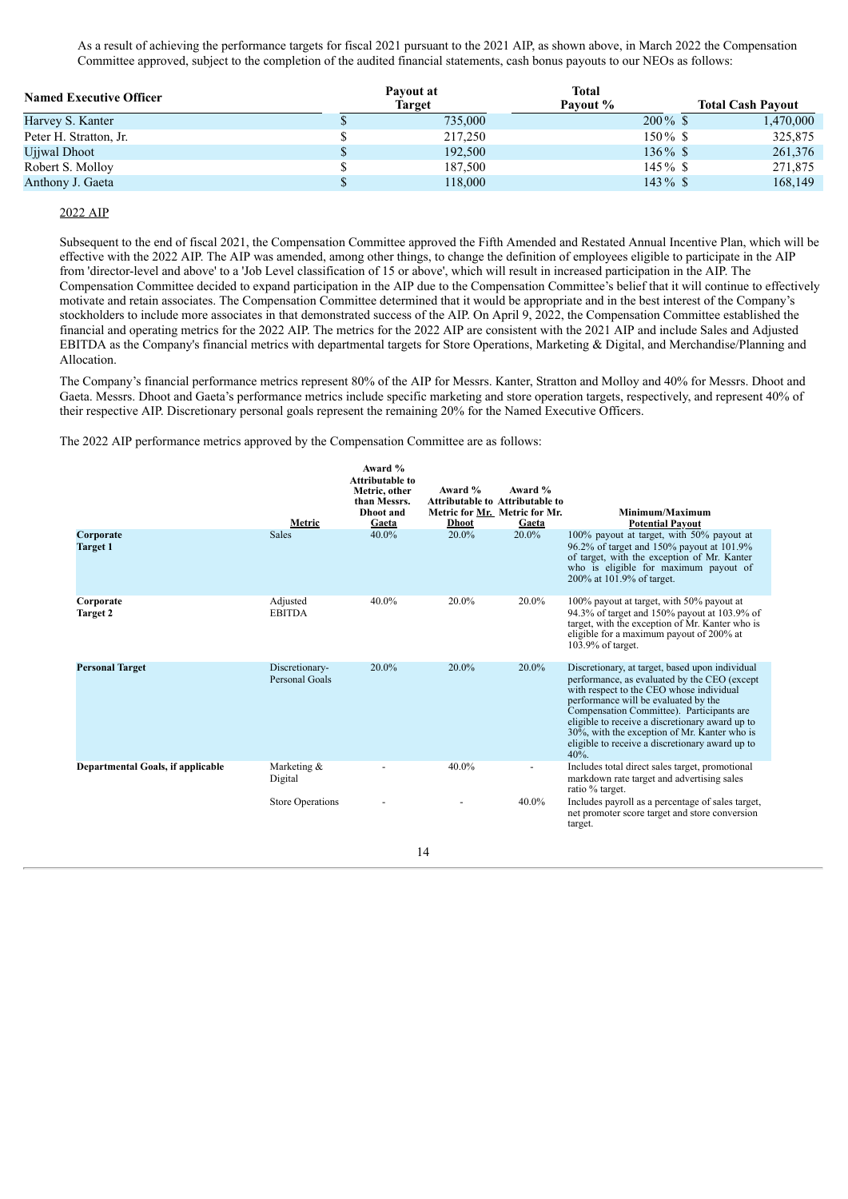As a result of achieving the performance targets for fiscal 2021 pursuant to the 2021 AIP, as shown above, in March 2022 the Compensation Committee approved, subject to the completion of the audited financial statements, cash bonus payouts to our NEOs as follows:

| Named Executive Officer | Payout at Target | Total Payout % | Total Cash Payout |
|---|---|---|---|
| Harvey S. Kanter | $ 735,000 | 200 % | $ 1,470,000 |
| Peter H. Stratton, Jr. | $ 217,250 | 150 % | $ 325,875 |
| Ujjwal Dhoot | $ 192,500 | 136 % | $ 261,376 |
| Robert S. Molloy | $ 187,500 | 145 % | $ 271,875 |
| Anthony J. Gaeta | $ 118,000 | 143 % | $ 168,149 |

2022 AIP

Subsequent to the end of fiscal 2021, the Compensation Committee approved the Fifth Amended and Restated Annual Incentive Plan, which will be effective with the 2022 AIP. The AIP was amended, among other things, to change the definition of employees eligible to participate in the AIP from 'director-level and above' to a 'Job Level classification of 15 or above', which will result in increased participation in the AIP. The Compensation Committee decided to expand participation in the AIP due to the Compensation Committee's belief that it will continue to effectively motivate and retain associates. The Compensation Committee determined that it would be appropriate and in the best interest of the Company's stockholders to include more associates in that demonstrated success of the AIP. On April 9, 2022, the Compensation Committee established the financial and operating metrics for the 2022 AIP. The metrics for the 2022 AIP are consistent with the 2021 AIP and include Sales and Adjusted EBITDA as the Company's financial metrics with departmental targets for Store Operations, Marketing & Digital, and Merchandise/Planning and Allocation.

The Company's financial performance metrics represent 80% of the AIP for Messrs. Kanter, Stratton and Molloy and 40% for Messrs. Dhoot and Gaeta. Messrs. Dhoot and Gaeta's performance metrics include specific marketing and store operation targets, respectively, and represent 40% of their respective AIP. Discretionary personal goals represent the remaining 20% for the Named Executive Officers.

The 2022 AIP performance metrics approved by the Compensation Committee are as follows:

| | Metric | Award % Attributable to Metric, other than Messrs. Dhoot and Gaeta | Award % Attributable to Metric for Mr. Dhoot | Award % Attributable to Metric for Mr. Gaeta | Minimum/Maximum Potential Payout |
|---|---|---|---|---|---|
| **Corporate Target 1** | Sales | 40.0% | 20.0% | 20.0% | 100% payout at target, with 50% payout at 96.2% of target and 150% payout at 101.9% of target, with the exception of Mr. Kanter who is eligible for maximum payout of 200% at 101.9% of target. |
| **Corporate Target 2** | Adjusted EBITDA | 40.0% | 20.0% | 20.0% | 100% payout at target, with 50% payout at 94.3% of target and 150% payout at 103.9% of target, with the exception of Mr. Kanter who is eligible for a maximum payout of 200% at 103.9% of target. |
| **Personal Target** | Discretionary-Personal Goals | 20.0% | 20.0% | 20.0% | Discretionary, at target, based upon individual performance, as evaluated by the CEO (except with respect to the CEO whose individual performance will be evaluated by the Compensation Committee). Participants are eligible to receive a discretionary award up to 30%, with the exception of Mr. Kanter who is eligible to receive a discretionary award up to 40%. |
| **Departmental Goals, if applicable** | Marketing & Digital | - | 40.0% | - | Includes total direct sales target, promotional markdown rate target and advertising sales ratio % target. |
| | Store Operations | - | - | 40.0% | Includes payroll as a percentage of sales target, net promoter score target and store conversion target. |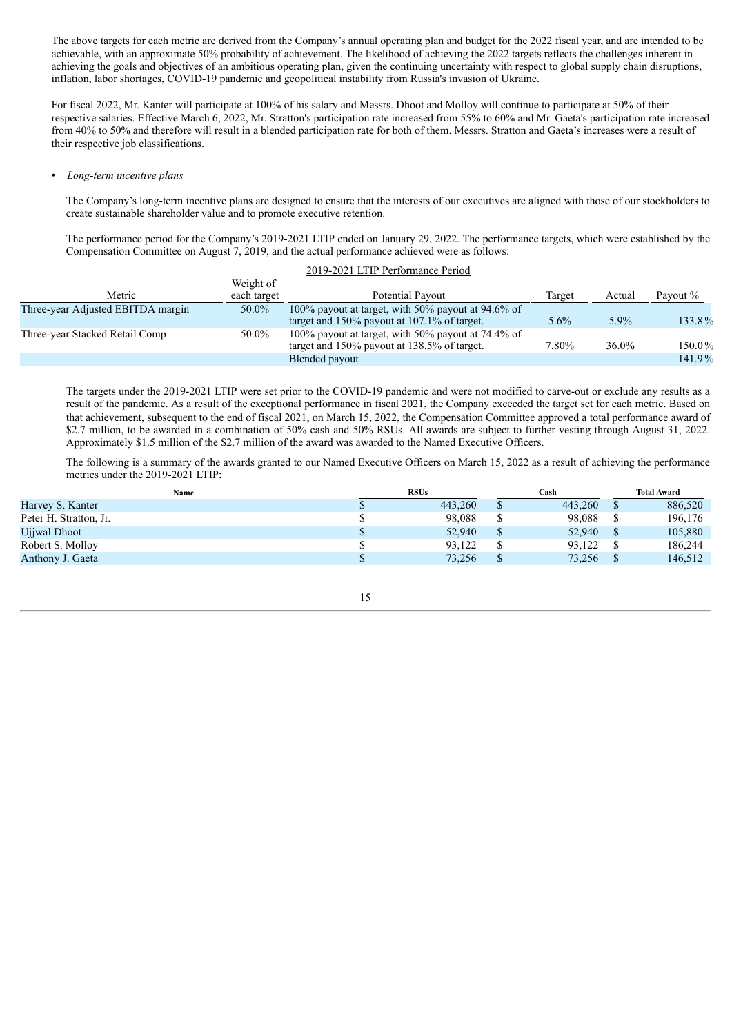The above targets for each metric are derived from the Company's annual operating plan and budget for the 2022 fiscal year, and are intended to be achievable, with an approximate 50% probability of achievement. The likelihood of achieving the 2022 targets reflects the challenges inherent in achieving the goals and objectives of an ambitious operating plan, given the continuing uncertainty with respect to global supply chain disruptions, inflation, labor shortages, COVID-19 pandemic and geopolitical instability from Russia's invasion of Ukraine.

For fiscal 2022, Mr. Kanter will participate at 100% of his salary and Messrs. Dhoot and Molloy will continue to participate at 50% of their respective salaries. Effective March 6, 2022, Mr. Stratton's participation rate increased from 55% to 60% and Mr. Gaeta's participation rate increased from 40% to 50% and therefore will result in a blended participation rate for both of them. Messrs. Stratton and Gaeta's increases were a result of their respective job classifications.

- *Long-term incentive plans*

The Company's long-term incentive plans are designed to ensure that the interests of our executives are aligned with those of our stockholders to create sustainable shareholder value and to promote executive retention.

The performance period for the Company's 2019-2021 LTIP ended on January 29, 2022. The performance targets, which were established by the Compensation Committee on August 7, 2019, and the actual performance achieved were as follows:

2019-2021 LTIP Performance Period

| Metric | Weight of each target | Potential Payout | Target | Actual | Payout % |
|---|---|---|---|---|---|
| Three-year Adjusted EBITDA margin | 50.0% | 100% payout at target, with 50% payout at 94.6% of target and 150% payout at 107.1% of target. | 5.6% | 5.9% | 133.8% |
| Three-year Stacked Retail Comp | 50.0% | 100% payout at target, with 50% payout at 74.4% of target and 150% payout at 138.5% of target. | 7.80% | 36.0% | 150.0% |
| | | Blended payout | | | 141.9% |

The targets under the 2019-2021 LTIP were set prior to the COVID-19 pandemic and were not modified to carve-out or exclude any results as a result of the pandemic. As a result of the exceptional performance in fiscal 2021, the Company exceeded the target set for each metric. Based on that achievement, subsequent to the end of fiscal 2021, on March 15, 2022, the Compensation Committee approved a total performance award of $2.7 million, to be awarded in a combination of 50% cash and 50% RSUs. All awards are subject to further vesting through August 31, 2022. Approximately $1.5 million of the $2.7 million of the award was awarded to the Named Executive Officers.

The following is a summary of the awards granted to our Named Executive Officers on March 15, 2022 as a result of achieving the performance metrics under the 2019-2021 LTIP:

| Name | RSUs | Cash | Total Award |
|---|---|---|---|
| Harvey S. Kanter | $ 443,260 | $ 443,260 | $ 886,520 |
| Peter H. Stratton, Jr. | $ 98,088 | $ 98,088 | $ 196,176 |
| Ujjwal Dhoot | $ 52,940 | $ 52,940 | $ 105,880 |
| Robert S. Molloy | $ 93,122 | $ 93,122 | $ 186,244 |
| Anthony J. Gaeta | $ 73,256 | $ 73,256 | $ 146,512 |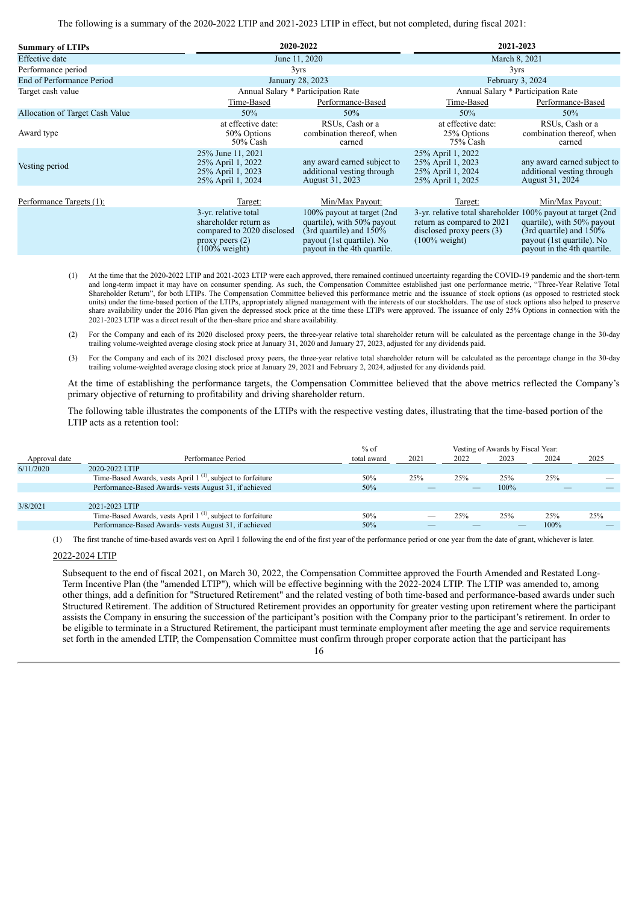The following is a summary of the 2020-2022 LTIP and 2021-2023 LTIP in effect, but not completed, during fiscal 2021:

| **Summary of LTIPs** | **2020-2022** | | **2021-2023** | |
|---|---|---|---|---|
| Effective date | June 11, 2020 | | March 8, 2021 | |
| Performance period | 3yrs | | 3yrs | |
| End of Performance Period | January 28, 2023 | | February 3, 2024 | |
| Target cash value | Annual Salary * Participation Rate | | Annual Salary * Participation Rate | |
| | Time-Based | Performance-Based | Time-Based | Performance-Based |
| Allocation of Target Cash Value | 50% | 50% | 50% | 50% |
| Award type | at effective date: 50% Options 50% Cash | RSUs, Cash or a combination thereof, when earned | at effective date: 25% Options 75% Cash | RSUs, Cash or a combination thereof, when earned |
| Vesting period | 25% June 11, 2021 25% April 1, 2022 25% April 1, 2023 25% April 1, 2024 | any award earned subject to additional vesting through August 31, 2023 | 25% April 1, 2022 25% April 1, 2023 25% April 1, 2024 25% April 1, 2025 | any award earned subject to additional vesting through August 31, 2024 |
| Performance Targets (1): | Target: | Min/Max Payout: | Target: | Min/Max Payout: |
| | 3-yr. relative total shareholder return as compared to 2020 disclosed proxy peers (2) (100% weight) | 100% payout at target (2nd quartile), with 50% payout (3rd quartile) and 150% payout (1st quartile). No payout in the 4th quartile. | 3-yr. relative total shareholder return as compared to 2021 disclosed proxy peers (3) (100% weight) | 100% payout at target (2nd quartile), with 50% payout (3rd quartile) and 150% payout (1st quartile). No payout in the 4th quartile. |

(1) At the time that the 2020-2022 LTIP and 2021-2023 LTIP were each approved, there remained continued uncertainty regarding the COVID-19 pandemic and the short-term and long-term impact it may have on consumer spending. As such, the Compensation Committee established just one performance metric, "Three-Year Relative Total Shareholder Return", for both LTIPs. The Compensation Committee believed this performance metric and the issuance of stock options (as opposed to restricted stock units) under the time-based portion of the LTIPs, appropriately aligned management with the interests of our stockholders. The use of stock options also helped to preserve share availability under the 2016 Plan given the depressed stock price at the time these LTIPs were approved. The issuance of only 25% Options in connection with the 2021-2023 LTIP was a direct result of the then-share price and share availability.

(2) For the Company and each of its 2020 disclosed proxy peers, the three-year relative total shareholder return will be calculated as the percentage change in the 30-day trailing volume-weighted average closing stock price at January 31, 2020 and January 27, 2023, adjusted for any dividends paid.

(3) For the Company and each of its 2021 disclosed proxy peers, the three-year relative total shareholder return will be calculated as the percentage change in the 30-day trailing volume-weighted average closing stock price at January 29, 2021 and February 2, 2024, adjusted for any dividends paid.

At the time of establishing the performance targets, the Compensation Committee believed that the above metrics reflected the Company's primary objective of returning to profitability and driving shareholder return.

The following table illustrates the components of the LTIPs with the respective vesting dates, illustrating that the time-based portion of the LTIP acts as a retention tool:

| Approval date | Performance Period | % of total award | Vesting of Awards by Fiscal Year: 2021 | 2022 | 2023 | 2024 | 2025 |
|---|---|---|---|---|---|---|---|
| 6/11/2020 | 2020-2022 LTIP | | | | | | |
| | Time-Based Awards, vests April 1 (1), subject to forfeiture | 50% | 25% | 25% | 25% | 25% | — |
| | Performance-Based Awards- vests August 31, if achieved | 50% | — | — | 100% | — | — |
| 3/8/2021 | 2021-2023 LTIP | | | | | | |
| | Time-Based Awards, vests April 1 (1), subject to forfeiture | 50% | — | 25% | 25% | 25% | 25% |
| | Performance-Based Awards- vests August 31, if achieved | 50% | — | — | — | 100% | — |

(1) The first tranche of time-based awards vest on April 1 following the end of the first year of the performance period or one year from the date of grant, whichever is later.

## 2022-2024 LTIP

Subsequent to the end of fiscal 2021, on March 30, 2022, the Compensation Committee approved the Fourth Amended and Restated Long-Term Incentive Plan (the "amended LTIP"), which will be effective beginning with the 2022-2024 LTIP. The LTIP was amended to, among other things, add a definition for "Structured Retirement" and the related vesting of both time-based and performance-based awards under such Structured Retirement. The addition of Structured Retirement provides an opportunity for greater vesting upon retirement where the participant assists the Company in ensuring the succession of the participant's position with the Company prior to the participant's retirement. In order to be eligible to terminate in a Structured Retirement, the participant must terminate employment after meeting the age and service requirements set forth in the amended LTIP, the Compensation Committee must confirm through proper corporate action that the participant has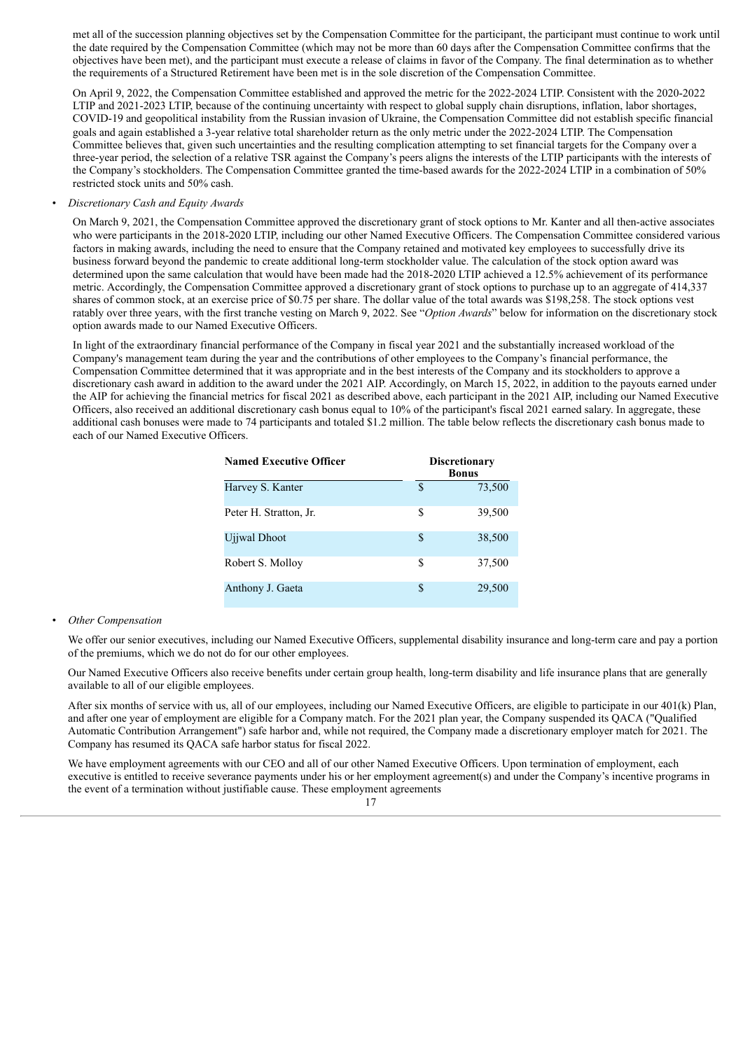met all of the succession planning objectives set by the Compensation Committee for the participant, the participant must continue to work until the date required by the Compensation Committee (which may not be more than 60 days after the Compensation Committee confirms that the objectives have been met), and the participant must execute a release of claims in favor of the Company. The final determination as to whether the requirements of a Structured Retirement have been met is in the sole discretion of the Compensation Committee.

On April 9, 2022, the Compensation Committee established and approved the metric for the 2022-2024 LTIP. Consistent with the 2020-2022 LTIP and 2021-2023 LTIP, because of the continuing uncertainty with respect to global supply chain disruptions, inflation, labor shortages, COVID-19 and geopolitical instability from the Russian invasion of Ukraine, the Compensation Committee did not establish specific financial goals and again established a 3-year relative total shareholder return as the only metric under the 2022-2024 LTIP. The Compensation Committee believes that, given such uncertainties and the resulting complication attempting to set financial targets for the Company over a three-year period, the selection of a relative TSR against the Company's peers aligns the interests of the LTIP participants with the interests of the Company's stockholders. The Compensation Committee granted the time-based awards for the 2022-2024 LTIP in a combination of 50% restricted stock units and 50% cash.

- *Discretionary Cash and Equity Awards*

On March 9, 2021, the Compensation Committee approved the discretionary grant of stock options to Mr. Kanter and all then-active associates who were participants in the 2018-2020 LTIP, including our other Named Executive Officers. The Compensation Committee considered various factors in making awards, including the need to ensure that the Company retained and motivated key employees to successfully drive its business forward beyond the pandemic to create additional long-term stockholder value. The calculation of the stock option award was determined upon the same calculation that would have been made had the 2018-2020 LTIP achieved a 12.5% achievement of its performance metric. Accordingly, the Compensation Committee approved a discretionary grant of stock options to purchase up to an aggregate of 414,337 shares of common stock, at an exercise price of $0.75 per share. The dollar value of the total awards was $198,258. The stock options vest ratably over three years, with the first tranche vesting on March 9, 2022. See "*Option Awards*" below for information on the discretionary stock option awards made to our Named Executive Officers.

In light of the extraordinary financial performance of the Company in fiscal year 2021 and the substantially increased workload of the Company's management team during the year and the contributions of other employees to the Company's financial performance, the Compensation Committee determined that it was appropriate and in the best interests of the Company and its stockholders to approve a discretionary cash award in addition to the award under the 2021 AIP. Accordingly, on March 15, 2022, in addition to the payouts earned under the AIP for achieving the financial metrics for fiscal 2021 as described above, each participant in the 2021 AIP, including our Named Executive Officers, also received an additional discretionary cash bonus equal to 10% of the participant's fiscal 2021 earned salary. In aggregate, these additional cash bonuses were made to 74 participants and totaled $1.2 million. The table below reflects the discretionary cash bonus made to each of our Named Executive Officers.

| Named Executive Officer | Discretionary Bonus |
|---|---|
| Harvey S. Kanter | $ 73,500 |
| Peter H. Stratton, Jr. | $ 39,500 |
| Ujjwal Dhoot | $ 38,500 |
| Robert S. Molloy | $ 37,500 |
| Anthony J. Gaeta | $ 29,500 |

- *Other Compensation*

We offer our senior executives, including our Named Executive Officers, supplemental disability insurance and long-term care and pay a portion of the premiums, which we do not do for our other employees.

Our Named Executive Officers also receive benefits under certain group health, long-term disability and life insurance plans that are generally available to all of our eligible employees.

After six months of service with us, all of our employees, including our Named Executive Officers, are eligible to participate in our 401(k) Plan, and after one year of employment are eligible for a Company match. For the 2021 plan year, the Company suspended its QACA ("Qualified Automatic Contribution Arrangement") safe harbor and, while not required, the Company made a discretionary employer match for 2021. The Company has resumed its QACA safe harbor status for fiscal 2022.

We have employment agreements with our CEO and all of our other Named Executive Officers. Upon termination of employment, each executive is entitled to receive severance payments under his or her employment agreement(s) and under the Company's incentive programs in the event of a termination without justifiable cause. These employment agreements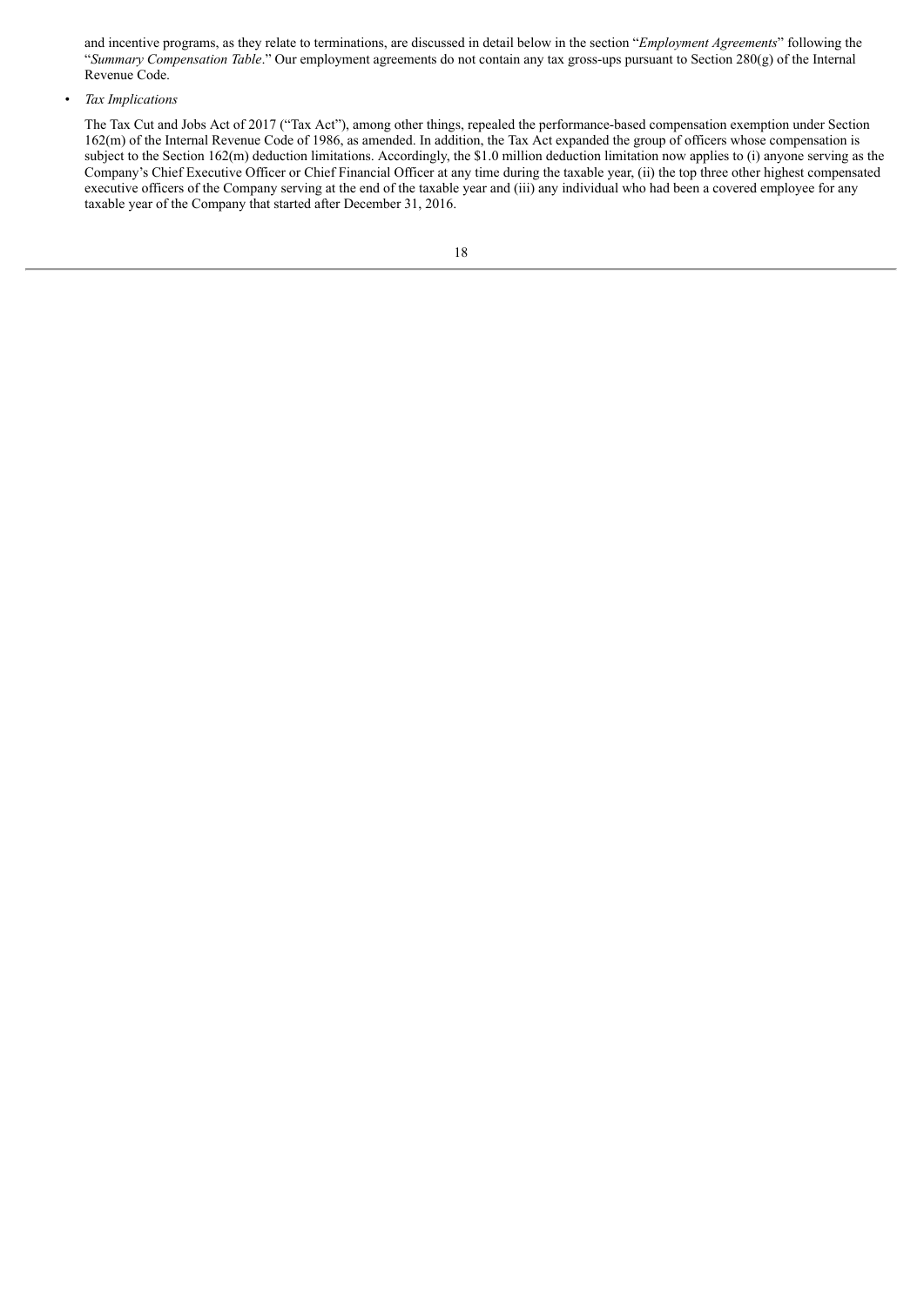and incentive programs, as they relate to terminations, are discussed in detail below in the section "*Employment Agreements*" following the "*Summary Compensation Table*." Our employment agreements do not contain any tax gross-ups pursuant to Section 280(g) of the Internal Revenue Code.

- *Tax Implications*

  The Tax Cut and Jobs Act of 2017 ("Tax Act"), among other things, repealed the performance-based compensation exemption under Section 162(m) of the Internal Revenue Code of 1986, as amended. In addition, the Tax Act expanded the group of officers whose compensation is subject to the Section 162(m) deduction limitations. Accordingly, the $1.0 million deduction limitation now applies to (i) anyone serving as the Company's Chief Executive Officer or Chief Financial Officer at any time during the taxable year, (ii) the top three other highest compensated executive officers of the Company serving at the end of the taxable year and (iii) any individual who had been a covered employee for any taxable year of the Company that started after December 31, 2016.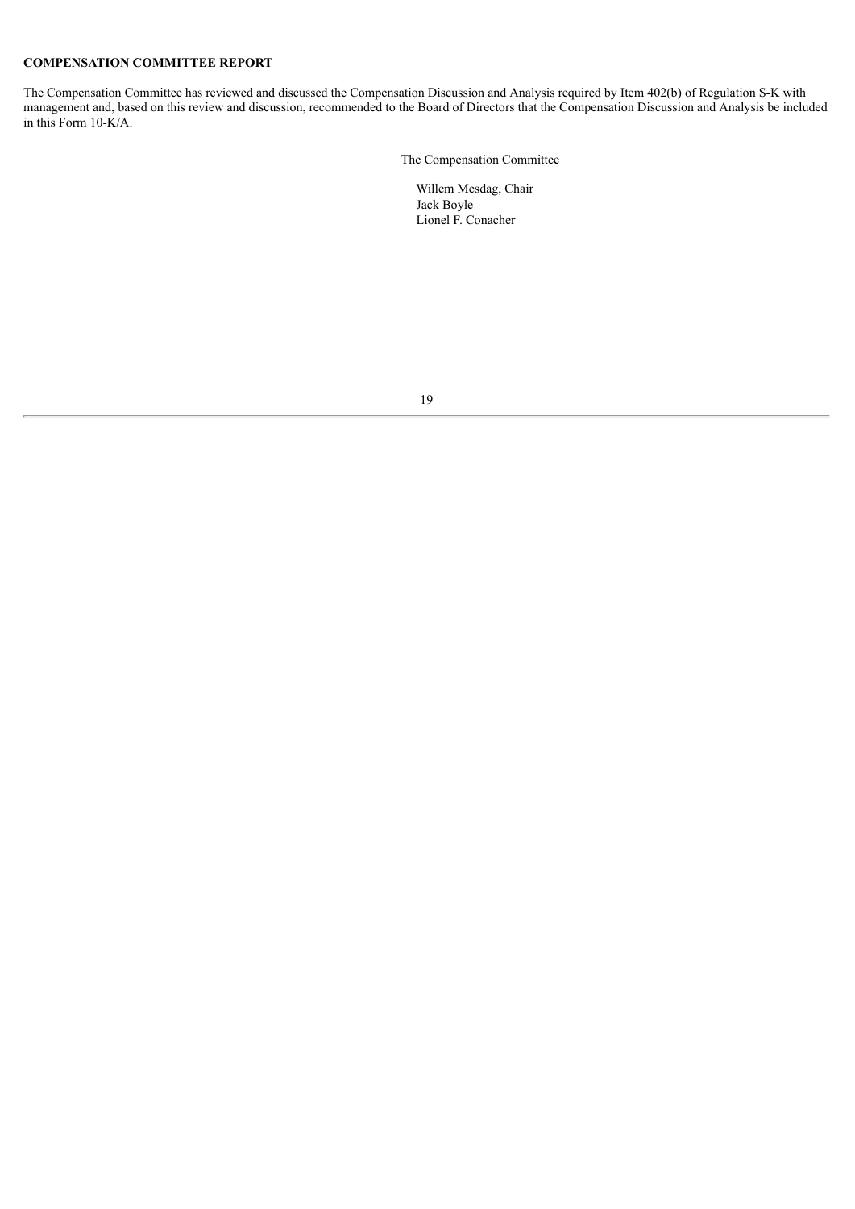**COMPENSATION COMMITTEE REPORT**

The Compensation Committee has reviewed and discussed the Compensation Discussion and Analysis required by Item 402(b) of Regulation S-K with management and, based on this review and discussion, recommended to the Board of Directors that the Compensation Discussion and Analysis be included in this Form 10-K/A.

The Compensation Committee

Willem Mesdag, Chair
Jack Boyle
Lionel F. Conacher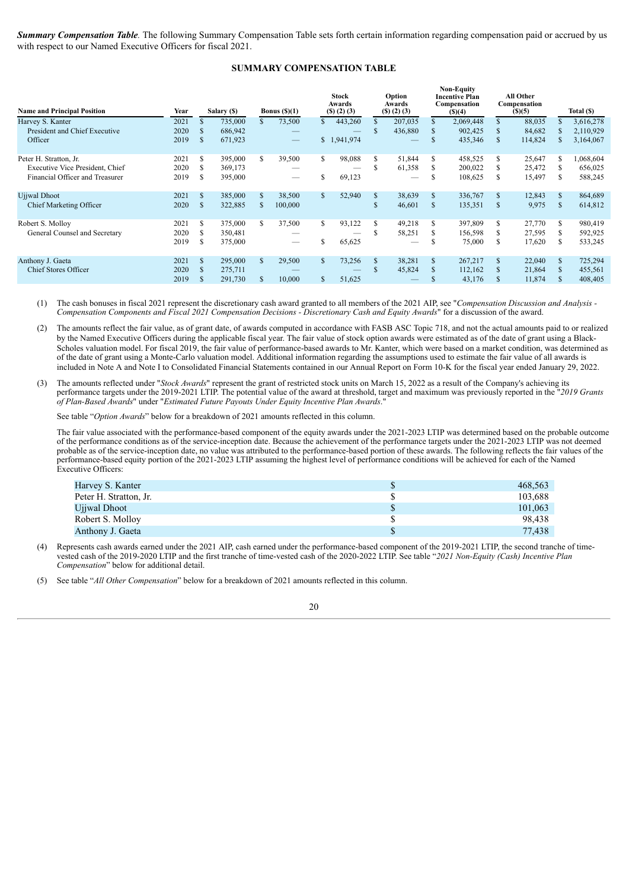***Summary Compensation Table***. The following Summary Compensation Table sets forth certain information regarding compensation paid or accrued by us with respect to our Named Executive Officers for fiscal 2021.

## SUMMARY COMPENSATION TABLE

| Name and Principal Position | Year | Salary ($) | Bonus ($)(1) | Stock Awards ($) (2) (3) | Option Awards ($) (2) (3) | Non-Equity Incentive Plan Compensation ($)(4) | All Other Compensation ($)(5) | Total ($) |
|---|---|---|---|---|---|---|---|---|
| Harvey S. Kanter | 2021 | $ 735,000 | $ 73,500 | $ 443,260 | $ 207,035 | $ 2,069,448 | $ 88,035 | $ 3,616,278 |
| President and Chief Executive | 2020 | $ 686,942 | — | — | $ 436,880 | $ 902,425 | $ 84,682 | $ 2,110,929 |
| Officer | 2019 | $ 671,923 | — | $ 1,941,974 | — | $ 435,346 | $ 114,824 | $ 3,164,067 |
| Peter H. Stratton, Jr. | 2021 | $ 395,000 | $ 39,500 | $ 98,088 | $ 51,844 | $ 458,525 | $ 25,647 | $ 1,068,604 |
| Executive Vice President, Chief | 2020 | $ 369,173 | — | — | $ 61,358 | $ 200,022 | $ 25,472 | $ 656,025 |
| Financial Officer and Treasurer | 2019 | $ 395,000 | — | $ 69,123 | — | $ 108,625 | $ 15,497 | $ 588,245 |
| Ujjwal Dhoot | 2021 | $ 385,000 | $ 38,500 | $ 52,940 | $ 38,639 | $ 336,767 | $ 12,843 | $ 864,689 |
| Chief Marketing Officer | 2020 | $ 322,885 | $ 100,000 | | $ 46,601 | $ 135,351 | $ 9,975 | $ 614,812 |
| Robert S. Molloy | 2021 | $ 375,000 | $ 37,500 | $ 93,122 | $ 49,218 | $ 397,809 | $ 27,770 | $ 980,419 |
| General Counsel and Secretary | 2020 | $ 350,481 | — | — | $ 58,251 | $ 156,598 | $ 27,595 | $ 592,925 |
| | 2019 | $ 375,000 | — | $ 65,625 | — | $ 75,000 | $ 17,620 | $ 533,245 |
| Anthony J. Gaeta | 2021 | $ 295,000 | $ 29,500 | $ 73,256 | $ 38,281 | $ 267,217 | $ 22,040 | $ 725,294 |
| Chief Stores Officer | 2020 | $ 275,711 | — | — | $ 45,824 | $ 112,162 | $ 21,864 | $ 455,561 |
| | 2019 | $ 291,730 | $ 10,000 | $ 51,625 | — | $ 43,176 | $ 11,874 | $ 408,405 |

(1) The cash bonuses in fiscal 2021 represent the discretionary cash award granted to all members of the 2021 AIP, see "*Compensation Discussion and Analysis - Compensation Components and Fiscal 2021 Compensation Decisions - Discretionary Cash and Equity Awards*" for a discussion of the award.

(2) The amounts reflect the fair value, as of grant date, of awards computed in accordance with FASB ASC Topic 718, and not the actual amounts paid to or realized by the Named Executive Officers during the applicable fiscal year. The fair value of stock option awards were estimated as of the date of grant using a Black-Scholes valuation model. For fiscal 2019, the fair value of performance-based awards to Mr. Kanter, which were based on a market condition, was determined as of the date of grant using a Monte-Carlo valuation model. Additional information regarding the assumptions used to estimate the fair value of all awards is included in Note A and Note I to Consolidated Financial Statements contained in our Annual Report on Form 10-K for the fiscal year ended January 29, 2022.

(3) The amounts reflected under "*Stock Awards*" represent the grant of restricted stock units on March 15, 2022 as a result of the Company's achieving its performance targets under the 2019-2021 LTIP. The potential value of the award at threshold, target and maximum was previously reported in the "*2019 Grants of Plan-Based Awards*" under "*Estimated Future Payouts Under Equity Incentive Plan Awards*."

See table "*Option Awards*" below for a breakdown of 2021 amounts reflected in this column.

The fair value associated with the performance-based component of the equity awards under the 2021-2023 LTIP was determined based on the probable outcome of the performance conditions as of the service-inception date. Because the achievement of the performance targets under the 2021-2023 LTIP was not deemed probable as of the service-inception date, no value was attributed to the performance-based portion of these awards. The following reflects the fair values of the performance-based equity portion of the 2021-2023 LTIP assuming the highest level of performance conditions will be achieved for each of the Named Executive Officers:

| | |
|---|---|
| Harvey S. Kanter | $ 468,563 |
| Peter H. Stratton, Jr. | $ 103,688 |
| Ujjwal Dhoot | $ 101,063 |
| Robert S. Molloy | $ 98,438 |
| Anthony J. Gaeta | $ 77,438 |

(4) Represents cash awards earned under the 2021 AIP, cash earned under the performance-based component of the 2019-2021 LTIP, the second tranche of time-vested cash of the 2019-2020 LTIP and the first tranche of time-vested cash of the 2020-2022 LTIP. See table "*2021 Non-Equity (Cash) Incentive Plan Compensation*" below for additional detail.

(5) See table "*All Other Compensation*" below for a breakdown of 2021 amounts reflected in this column.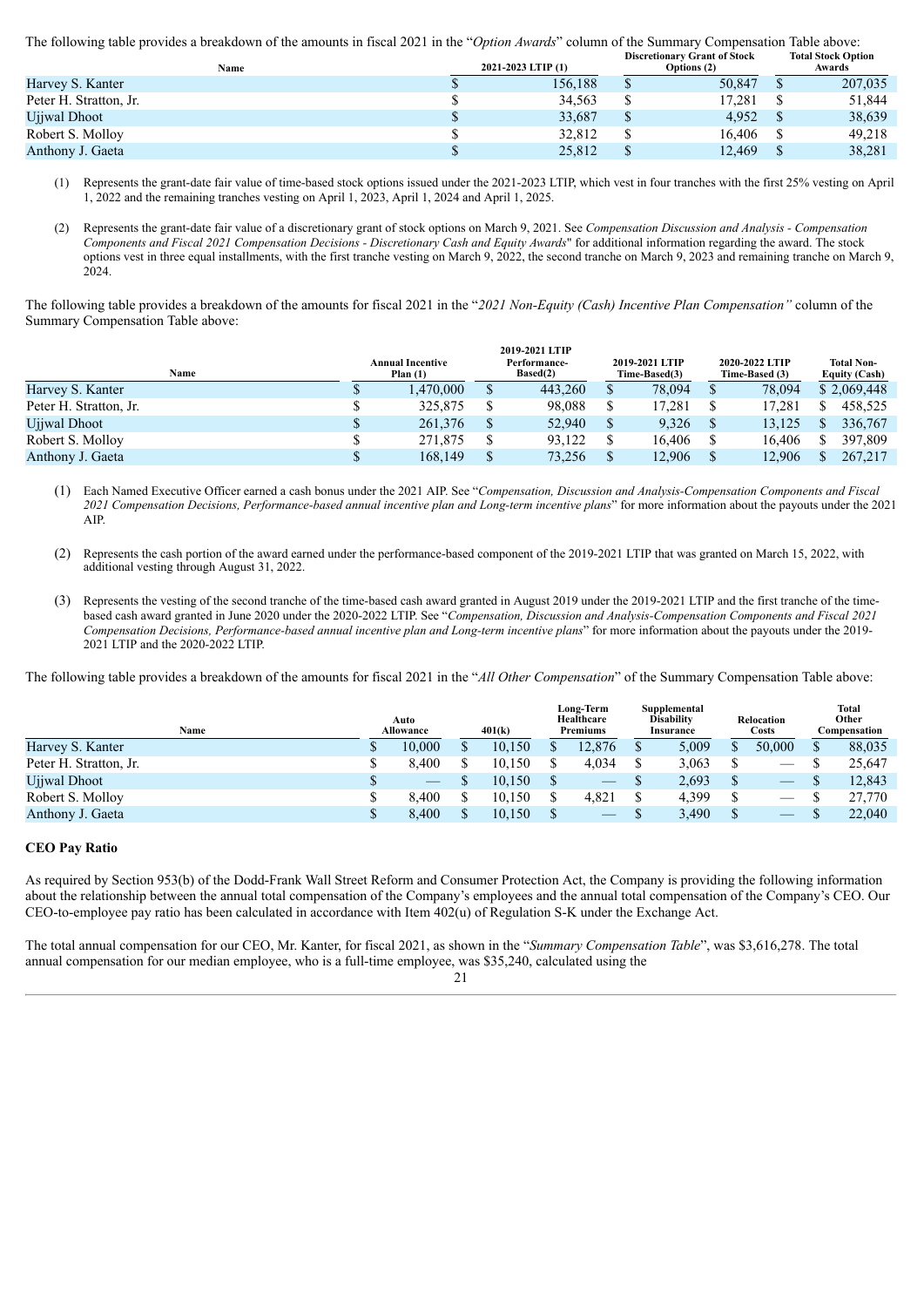The following table provides a breakdown of the amounts in fiscal 2021 in the "*Option Awards*" column of the Summary Compensation Table above:

| Name | 2021-2023 LTIP (1) | Discretionary Grant of Stock Options (2) | Total Stock Option Awards |
|---|---|---|---|
| Harvey S. Kanter | $ 156,188 | $ 50,847 | $ 207,035 |
| Peter H. Stratton, Jr. | $ 34,563 | $ 17,281 | $ 51,844 |
| Ujjwal Dhoot | $ 33,687 | $ 4,952 | $ 38,639 |
| Robert S. Molloy | $ 32,812 | $ 16,406 | $ 49,218 |
| Anthony J. Gaeta | $ 25,812 | $ 12,469 | $ 38,281 |

(1) Represents the grant-date fair value of time-based stock options issued under the 2021-2023 LTIP, which vest in four tranches with the first 25% vesting on April 1, 2022 and the remaining tranches vesting on April 1, 2023, April 1, 2024 and April 1, 2025.

(2) Represents the grant-date fair value of a discretionary grant of stock options on March 9, 2021. See *Compensation Discussion and Analysis - Compensation Components and Fiscal 2021 Compensation Decisions - Discretionary Cash and Equity Awards*" for additional information regarding the award. The stock options vest in three equal installments, with the first tranche vesting on March 9, 2022, the second tranche on March 9, 2023 and remaining tranche on March 9, 2024.

The following table provides a breakdown of the amounts for fiscal 2021 in the "*2021 Non-Equity (Cash) Incentive Plan Compensation"* column of the Summary Compensation Table above:

| Name | Annual Incentive Plan (1) | 2019-2021 LTIP Performance-Based(2) | 2019-2021 LTIP Time-Based(3) | 2020-2022 LTIP Time-Based (3) | Total Non-Equity (Cash) |
|---|---|---|---|---|---|
| Harvey S. Kanter | $ 1,470,000 | $ 443,260 | $ 78,094 | $ 78,094 | $ 2,069,448 |
| Peter H. Stratton, Jr. | $ 325,875 | $ 98,088 | $ 17,281 | $ 17,281 | $ 458,525 |
| Ujjwal Dhoot | $ 261,376 | $ 52,940 | $ 9,326 | $ 13,125 | $ 336,767 |
| Robert S. Molloy | $ 271,875 | $ 93,122 | $ 16,406 | $ 16,406 | $ 397,809 |
| Anthony J. Gaeta | $ 168,149 | $ 73,256 | $ 12,906 | $ 12,906 | $ 267,217 |

(1) Each Named Executive Officer earned a cash bonus under the 2021 AIP. See "*Compensation, Discussion and Analysis-Compensation Components and Fiscal 2021 Compensation Decisions, Performance-based annual incentive plan and Long-term incentive plans*" for more information about the payouts under the 2021 AIP.

(2) Represents the cash portion of the award earned under the performance-based component of the 2019-2021 LTIP that was granted on March 15, 2022, with additional vesting through August 31, 2022.

(3) Represents the vesting of the second tranche of the time-based cash award granted in August 2019 under the 2019-2021 LTIP and the first tranche of the time-based cash award granted in June 2020 under the 2020-2022 LTIP. See "*Compensation, Discussion and Analysis-Compensation Components and Fiscal 2021 Compensation Decisions, Performance-based annual incentive plan and Long-term incentive plans*" for more information about the payouts under the 2019-2021 LTIP and the 2020-2022 LTIP.

The following table provides a breakdown of the amounts for fiscal 2021 in the "*All Other Compensation*" of the Summary Compensation Table above:

| Name | Auto Allowance | 401(k) | Long-Term Healthcare Premiums | Supplemental Disability Insurance | Relocation Costs | Total Other Compensation |
|---|---|---|---|---|---|---|
| Harvey S. Kanter | $ 10,000 | $ 10,150 | $ 12,876 | $ 5,009 | $ 50,000 | $ 88,035 |
| Peter H. Stratton, Jr. | $ 8,400 | $ 10,150 | $ 4,034 | $ 3,063 | $ — | $ 25,647 |
| Ujjwal Dhoot | $ — | $ 10,150 | $ — | $ 2,693 | $ — | $ 12,843 |
| Robert S. Molloy | $ 8,400 | $ 10,150 | $ 4,821 | $ 4,399 | $ — | $ 27,770 |
| Anthony J. Gaeta | $ 8,400 | $ 10,150 | $ — | $ 3,490 | $ — | $ 22,040 |

### CEO Pay Ratio

As required by Section 953(b) of the Dodd-Frank Wall Street Reform and Consumer Protection Act, the Company is providing the following information about the relationship between the annual total compensation of the Company's employees and the annual total compensation of the Company's CEO. Our CEO-to-employee pay ratio has been calculated in accordance with Item 402(u) of Regulation S-K under the Exchange Act.

The total annual compensation for our CEO, Mr. Kanter, for fiscal 2021, as shown in the "*Summary Compensation Table*", was $3,616,278. The total annual compensation for our median employee, who is a full-time employee, was $35,240, calculated using the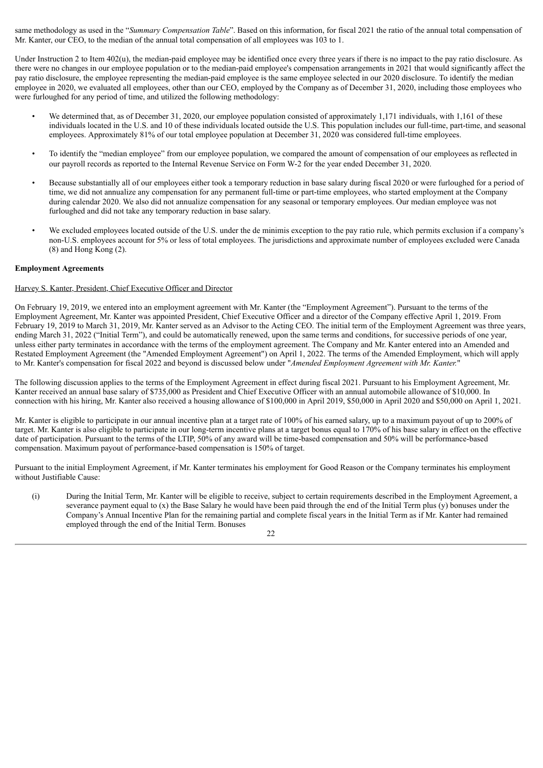same methodology as used in the "*Summary Compensation Table*". Based on this information, for fiscal 2021 the ratio of the annual total compensation of Mr. Kanter, our CEO, to the median of the annual total compensation of all employees was 103 to 1.

Under Instruction 2 to Item 402(u), the median-paid employee may be identified once every three years if there is no impact to the pay ratio disclosure. As there were no changes in our employee population or to the median-paid employee's compensation arrangements in 2021 that would significantly affect the pay ratio disclosure, the employee representing the median-paid employee is the same employee selected in our 2020 disclosure. To identify the median employee in 2020, we evaluated all employees, other than our CEO, employed by the Company as of December 31, 2020, including those employees who were furloughed for any period of time, and utilized the following methodology:

- We determined that, as of December 31, 2020, our employee population consisted of approximately 1,171 individuals, with 1,161 of these individuals located in the U.S. and 10 of these individuals located outside the U.S. This population includes our full-time, part-time, and seasonal employees. Approximately 81% of our total employee population at December 31, 2020 was considered full-time employees.
- To identify the "median employee" from our employee population, we compared the amount of compensation of our employees as reflected in our payroll records as reported to the Internal Revenue Service on Form W-2 for the year ended December 31, 2020.
- Because substantially all of our employees either took a temporary reduction in base salary during fiscal 2020 or were furloughed for a period of time, we did not annualize any compensation for any permanent full-time or part-time employees, who started employment at the Company during calendar 2020. We also did not annualize compensation for any seasonal or temporary employees. Our median employee was not furloughed and did not take any temporary reduction in base salary.
- We excluded employees located outside of the U.S. under the de minimis exception to the pay ratio rule, which permits exclusion if a company's non-U.S. employees account for 5% or less of total employees. The jurisdictions and approximate number of employees excluded were Canada (8) and Hong Kong (2).

**Employment Agreements**

Harvey S. Kanter, President, Chief Executive Officer and Director

On February 19, 2019, we entered into an employment agreement with Mr. Kanter (the "Employment Agreement"). Pursuant to the terms of the Employment Agreement, Mr. Kanter was appointed President, Chief Executive Officer and a director of the Company effective April 1, 2019. From February 19, 2019 to March 31, 2019, Mr. Kanter served as an Advisor to the Acting CEO. The initial term of the Employment Agreement was three years, ending March 31, 2022 ("Initial Term"), and could be automatically renewed, upon the same terms and conditions, for successive periods of one year, unless either party terminates in accordance with the terms of the employment agreement. The Company and Mr. Kanter entered into an Amended and Restated Employment Agreement (the "Amended Employment Agreement") on April 1, 2022. The terms of the Amended Employment, which will apply to Mr. Kanter's compensation for fiscal 2022 and beyond is discussed below under "*Amended Employment Agreement with Mr. Kanter.*"

The following discussion applies to the terms of the Employment Agreement in effect during fiscal 2021. Pursuant to his Employment Agreement, Mr. Kanter received an annual base salary of $735,000 as President and Chief Executive Officer with an annual automobile allowance of $10,000. In connection with his hiring, Mr. Kanter also received a housing allowance of $100,000 in April 2019, $50,000 in April 2020 and $50,000 on April 1, 2021.

Mr. Kanter is eligible to participate in our annual incentive plan at a target rate of 100% of his earned salary, up to a maximum payout of up to 200% of target. Mr. Kanter is also eligible to participate in our long-term incentive plans at a target bonus equal to 170% of his base salary in effect on the effective date of participation. Pursuant to the terms of the LTIP, 50% of any award will be time-based compensation and 50% will be performance-based compensation. Maximum payout of performance-based compensation is 150% of target.

Pursuant to the initial Employment Agreement, if Mr. Kanter terminates his employment for Good Reason or the Company terminates his employment without Justifiable Cause:

(i) During the Initial Term, Mr. Kanter will be eligible to receive, subject to certain requirements described in the Employment Agreement, a severance payment equal to (x) the Base Salary he would have been paid through the end of the Initial Term plus (y) bonuses under the Company's Annual Incentive Plan for the remaining partial and complete fiscal years in the Initial Term as if Mr. Kanter had remained employed through the end of the Initial Term. Bonuses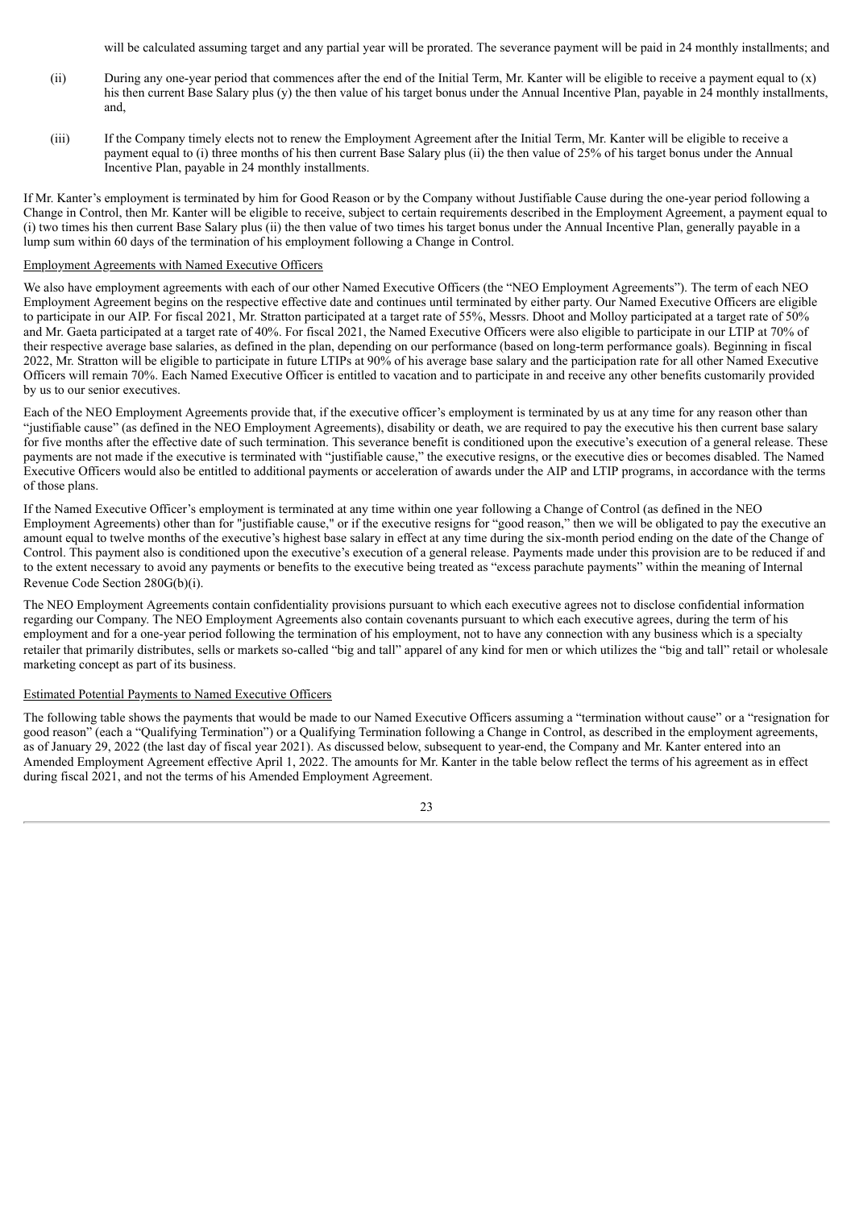will be calculated assuming target and any partial year will be prorated. The severance payment will be paid in 24 monthly installments; and

(ii) During any one-year period that commences after the end of the Initial Term, Mr. Kanter will be eligible to receive a payment equal to (x) his then current Base Salary plus (y) the then value of his target bonus under the Annual Incentive Plan, payable in 24 monthly installments, and,

(iii) If the Company timely elects not to renew the Employment Agreement after the Initial Term, Mr. Kanter will be eligible to receive a payment equal to (i) three months of his then current Base Salary plus (ii) the then value of 25% of his target bonus under the Annual Incentive Plan, payable in 24 monthly installments.

If Mr. Kanter's employment is terminated by him for Good Reason or by the Company without Justifiable Cause during the one-year period following a Change in Control, then Mr. Kanter will be eligible to receive, subject to certain requirements described in the Employment Agreement, a payment equal to (i) two times his then current Base Salary plus (ii) the then value of two times his target bonus under the Annual Incentive Plan, generally payable in a lump sum within 60 days of the termination of his employment following a Change in Control.

Employment Agreements with Named Executive Officers

We also have employment agreements with each of our other Named Executive Officers (the "NEO Employment Agreements"). The term of each NEO Employment Agreement begins on the respective effective date and continues until terminated by either party. Our Named Executive Officers are eligible to participate in our AIP. For fiscal 2021, Mr. Stratton participated at a target rate of 55%, Messrs. Dhoot and Molloy participated at a target rate of 50% and Mr. Gaeta participated at a target rate of 40%. For fiscal 2021, the Named Executive Officers were also eligible to participate in our LTIP at 70% of their respective average base salaries, as defined in the plan, depending on our performance (based on long-term performance goals). Beginning in fiscal 2022, Mr. Stratton will be eligible to participate in future LTIPs at 90% of his average base salary and the participation rate for all other Named Executive Officers will remain 70%. Each Named Executive Officer is entitled to vacation and to participate in and receive any other benefits customarily provided by us to our senior executives.

Each of the NEO Employment Agreements provide that, if the executive officer's employment is terminated by us at any time for any reason other than "justifiable cause" (as defined in the NEO Employment Agreements), disability or death, we are required to pay the executive his then current base salary for five months after the effective date of such termination. This severance benefit is conditioned upon the executive's execution of a general release. These payments are not made if the executive is terminated with "justifiable cause," the executive resigns, or the executive dies or becomes disabled. The Named Executive Officers would also be entitled to additional payments or acceleration of awards under the AIP and LTIP programs, in accordance with the terms of those plans.

If the Named Executive Officer's employment is terminated at any time within one year following a Change of Control (as defined in the NEO Employment Agreements) other than for "justifiable cause," or if the executive resigns for "good reason," then we will be obligated to pay the executive an amount equal to twelve months of the executive's highest base salary in effect at any time during the six-month period ending on the date of the Change of Control. This payment also is conditioned upon the executive's execution of a general release. Payments made under this provision are to be reduced if and to the extent necessary to avoid any payments or benefits to the executive being treated as "excess parachute payments" within the meaning of Internal Revenue Code Section 280G(b)(i).

The NEO Employment Agreements contain confidentiality provisions pursuant to which each executive agrees not to disclose confidential information regarding our Company. The NEO Employment Agreements also contain covenants pursuant to which each executive agrees, during the term of his employment and for a one-year period following the termination of his employment, not to have any connection with any business which is a specialty retailer that primarily distributes, sells or markets so-called "big and tall" apparel of any kind for men or which utilizes the "big and tall" retail or wholesale marketing concept as part of its business.

Estimated Potential Payments to Named Executive Officers

The following table shows the payments that would be made to our Named Executive Officers assuming a "termination without cause" or a "resignation for good reason" (each a "Qualifying Termination") or a Qualifying Termination following a Change in Control, as described in the employment agreements, as of January 29, 2022 (the last day of fiscal year 2021). As discussed below, subsequent to year-end, the Company and Mr. Kanter entered into an Amended Employment Agreement effective April 1, 2022. The amounts for Mr. Kanter in the table below reflect the terms of his agreement as in effect during fiscal 2021, and not the terms of his Amended Employment Agreement.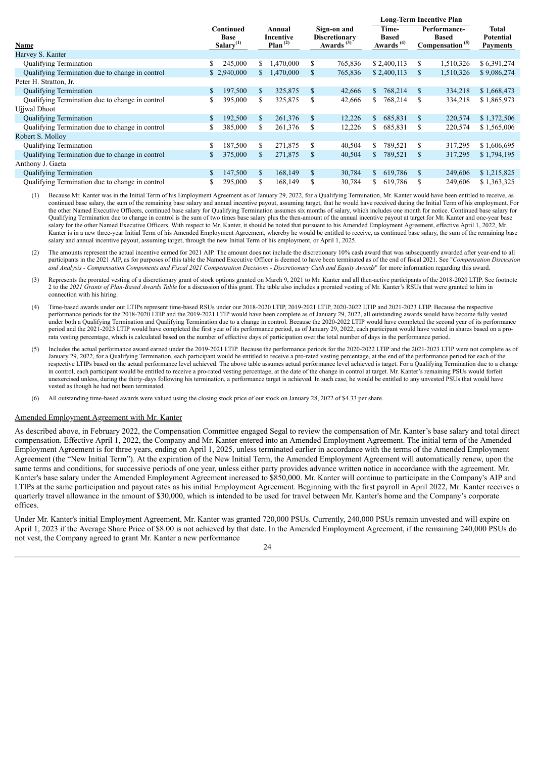| Name | Continued Base Salary[(1)] | Annual Incentive Plan[(2)] | Sign-on and Discretionary Awards[(3)] | Long-Term Incentive Plan: Time-Based Awards[(4)] | Long-Term Incentive Plan: Performance-Based Compensation[(5)] | Total Potential Payments |
|---|---|---|---|---|---|---|
| Harvey S. Kanter | | | | | | |
| Qualifying Termination | $ 245,000 | $ 1,470,000 | $ 765,836 | $ 2,400,113 | $ 1,510,326 | $ 6,391,274 |
| Qualifying Termination due to change in control | $ 2,940,000 | $ 1,470,000 | $ 765,836 | $ 2,400,113 | $ 1,510,326 | $ 9,086,274 |
| Peter H. Stratton, Jr. | | | | | | |
| Qualifying Termination | $ 197,500 | $ 325,875 | $ 42,666 | $ 768,214 | $ 334,218 | $ 1,668,473 |
| Qualifying Termination due to change in control | $ 395,000 | $ 325,875 | $ 42,666 | $ 768,214 | $ 334,218 | $ 1,865,973 |
| Ujjwal Dhoot | | | | | | |
| Qualifying Termination | $ 192,500 | $ 261,376 | $ 12,226 | $ 685,831 | $ 220,574 | $ 1,372,506 |
| Qualifying Termination due to change in control | $ 385,000 | $ 261,376 | $ 12,226 | $ 685,831 | $ 220,574 | $ 1,565,006 |
| Robert S. Molloy | | | | | | |
| Qualifying Termination | $ 187,500 | $ 271,875 | $ 40,504 | $ 789,521 | $ 317,295 | $ 1,606,695 |
| Qualifying Termination due to change in control | $ 375,000 | $ 271,875 | $ 40,504 | $ 789,521 | $ 317,295 | $ 1,794,195 |
| Anthony J. Gaeta | | | | | | |
| Qualifying Termination | $ 147,500 | $ 168,149 | $ 30,784 | $ 619,786 | $ 249,606 | $ 1,215,825 |
| Qualifying Termination due to change in control | $ 295,000 | $ 168,149 | $ 30,784 | $ 619,786 | $ 249,606 | $ 1,363,325 |

(1) Because Mr. Kanter was in the Initial Term of his Employment Agreement as of January 29, 2022, for a Qualifying Termination, Mr. Kanter would have been entitled to receive, as continued base salary, the sum of the remaining base salary and annual incentive payout, assuming target, that he would have received during the Initial Term of his employment. For the other Named Executive Officers, continued base salary for Qualifying Termination assumes six months of salary, which includes one month for notice. Continued base salary for Qualifying Termination due to change in control is the sum of two times base salary plus the then-amount of the annual incentive payout at target for Mr. Kanter and one-year base salary for the other Named Executive Officers. With respect to Mr. Kanter, it should be noted that pursuant to his Amended Employment Agreement, effective April 1, 2022, Mr. Kanter is in a new three-year Initial Term of his Amended Employment Agreement, whereby he would be entitled to receive, as continued base salary, the sum of the remaining base salary and annual incentive payout, assuming target, through the new Initial Term of his employment, or April 1, 2025.

(2) The amounts represent the actual incentive earned for 2021 AIP. The amount does not include the discretionary 10% cash award that was subsequently awarded after year-end to all participants in the 2021 AIP, as for purposes of this table the Named Executive Officer is deemed to have been terminated as of the end of fiscal 2021. See "*Compensation Discussion and Analysis - Compensation Components and Fiscal 2021 Compensation Decisions - Discretionary Cash and Equity Awards*" for more information regarding this award.

(3) Represents the prorated vesting of a discretionary grant of stock options granted on March 9, 2021 to Mr. Kanter and all then-active participants of the 2018-2020 LTIP. See footnote 2 to the *2021 Grants of Plan-Based Awards Table* for a discussion of this grant. The table also includes a prorated vesting of Mr. Kanter's RSUs that were granted to him in connection with his hiring.

(4) Time-based awards under our LTIPs represent time-based RSUs under our 2018-2020 LTIP, 2019-2021 LTIP, 2020-2022 LTIP and 2021-2023 LTIP. Because the respective performance periods for the 2018-2020 LTIP and the 2019-2021 LTIP would have been complete as of January 29, 2022, all outstanding awards would have become fully vested under both a Qualifying Termination and Qualifying Termination due to a change in control. Because the 2020-2022 LTIP would have completed the second year of its performance period and the 2021-2023 LTIP would have completed the first year of its performance period, as of January 29, 2022, each participant would have vested in shares based on a pro-rata vesting percentage, which is calculated based on the number of effective days of participation over the total number of days in the performance period.

(5) Includes the actual performance award earned under the 2019-2021 LTIP. Because the performance periods for the 2020-2022 LTIP and the 2021-2023 LTIP were not complete as of January 29, 2022, for a Qualifying Termination, each participant would be entitled to receive a pro-rated vesting percentage, at the end of the performance period for each of the respective LTIPs based on the actual performance level achieved. The above table assumes actual performance level achieved is target. For a Qualifying Termination due to a change in control, each participant would be entitled to receive a pro-rated vesting percentage, at the date of the change in control at target. Mr. Kanter's remaining PSUs would forfeit unexercised unless, during the thirty-days following his termination, a performance target is achieved. In such case, he would be entitled to any unvested PSUs that would have vested as though he had not been terminated.

(6) All outstanding time-based awards were valued using the closing stock price of our stock on January 28, 2022 of $4.33 per share.

Amended Employment Agreement with Mr. Kanter

As described above, in February 2022, the Compensation Committee engaged Segal to review the compensation of Mr. Kanter's base salary and total direct compensation. Effective April 1, 2022, the Company and Mr. Kanter entered into an Amended Employment Agreement. The initial term of the Amended Employment Agreement is for three years, ending on April 1, 2025, unless terminated earlier in accordance with the terms of the Amended Employment Agreement (the "New Initial Term"). At the expiration of the New Initial Term, the Amended Employment Agreement will automatically renew, upon the same terms and conditions, for successive periods of one year, unless either party provides advance written notice in accordance with the agreement. Mr. Kanter's base salary under the Amended Employment Agreement increased to $850,000. Mr. Kanter will continue to participate in the Company's AIP and LTIPs at the same participation and payout rates as his initial Employment Agreement. Beginning with the first payroll in April 2022, Mr. Kanter receives a quarterly travel allowance in the amount of $30,000, which is intended to be used for travel between Mr. Kanter's home and the Company's corporate offices.

Under Mr. Kanter's initial Employment Agreement, Mr. Kanter was granted 720,000 PSUs. Currently, 240,000 PSUs remain unvested and will expire on April 1, 2023 if the Average Share Price of $8.00 is not achieved by that date. In the Amended Employment Agreement, if the remaining 240,000 PSUs do not vest, the Company agreed to grant Mr. Kanter a new performance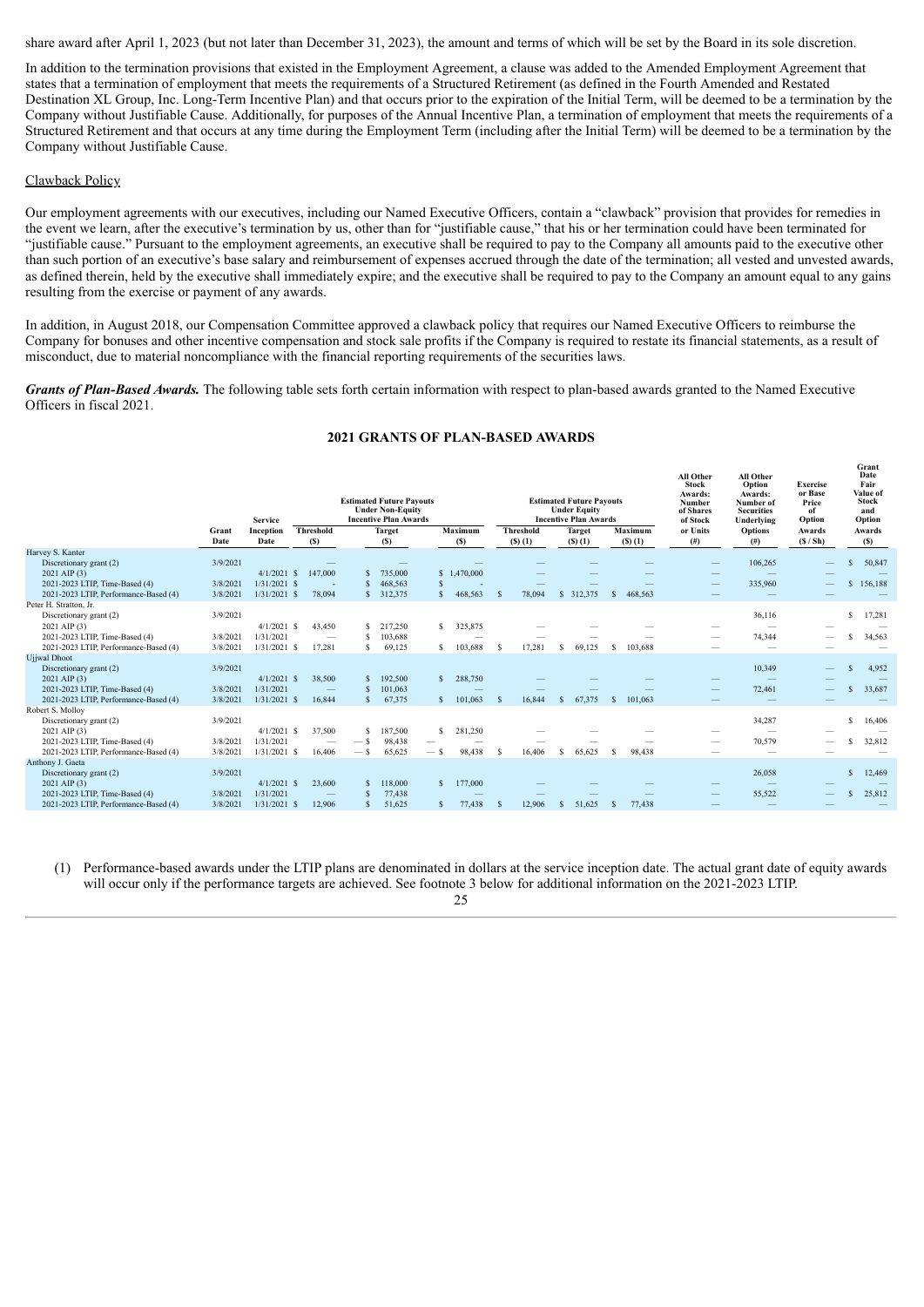share award after April 1, 2023 (but not later than December 31, 2023), the amount and terms of which will be set by the Board in its sole discretion.

In addition to the termination provisions that existed in the Employment Agreement, a clause was added to the Amended Employment Agreement that states that a termination of employment that meets the requirements of a Structured Retirement (as defined in the Fourth Amended and Restated Destination XL Group, Inc. Long-Term Incentive Plan) and that occurs prior to the expiration of the Initial Term, will be deemed to be a termination by the Company without Justifiable Cause. Additionally, for purposes of the Annual Incentive Plan, a termination of employment that meets the requirements of a Structured Retirement and that occurs at any time during the Employment Term (including after the Initial Term) will be deemed to be a termination by the Company without Justifiable Cause.

Clawback Policy

Our employment agreements with our executives, including our Named Executive Officers, contain a "clawback" provision that provides for remedies in the event we learn, after the executive's termination by us, other than for "justifiable cause," that his or her termination could have been terminated for "justifiable cause." Pursuant to the employment agreements, an executive shall be required to pay to the Company all amounts paid to the executive other than such portion of an executive's base salary and reimbursement of expenses accrued through the date of the termination; all vested and unvested awards, as defined therein, held by the executive shall immediately expire; and the executive shall be required to pay to the Company an amount equal to any gains resulting from the exercise or payment of any awards.

In addition, in August 2018, our Compensation Committee approved a clawback policy that requires our Named Executive Officers to reimburse the Company for bonuses and other incentive compensation and stock sale profits if the Company is required to restate its financial statements, as a result of misconduct, due to material noncompliance with the financial reporting requirements of the securities laws.

***Grants of Plan-Based Awards.*** The following table sets forth certain information with respect to plan-based awards granted to the Named Executive Officers in fiscal 2021.

## 2021 GRANTS OF PLAN-BASED AWARDS

| | Grant Date | Service Inception Date | Estimated Future Payouts Under Non-Equity Incentive Plan Awards | | | Estimated Future Payouts Under Equity Incentive Plan Awards | | | All Other Stock Awards: Number of Shares of Stock or Units (#) | All Other Option Awards: Number of Securities Underlying Options (#) | Exercise or Base Price of Option Awards ($ / Sh) | Grant Date Fair Value of Stock and Option Awards ($) |
|---|---|---|---|---|---|---|---|---|---|---|---|---|
| | | | Threshold ($) | Target ($) | Maximum ($) | Threshold ($) (1) | Target ($) (1) | Maximum ($) (1) | | | | |
| **Harvey S. Kanter** | | | | | | | | | | | | |
| Discretionary grant (2) | 3/9/2021 | | — | — | — | — | — | — | — | 106,265 | — | $ 50,847 |
| 2021 AIP (3) | | 4/1/2021 | $ 147,000 | $ 735,000 | $ 1,470,000 | — | — | — | — | — | — | — |
| 2021-2023 LTIP, Time-Based (4) | 3/8/2021 | 1/31/2021 | $ - | $ 468,563 | $ - | — | — | — | — | 335,960 | — | $ 156,188 |
| 2021-2023 LTIP, Performance-Based (4) | 3/8/2021 | 1/31/2021 | $ 78,094 | $ 312,375 | $ 468,563 | $ 78,094 | $ 312,375 | $ 468,563 | — | — | — | — |
| **Peter H. Stratton, Jr.** | | | | | | | | | | | | |
| Discretionary grant (2) | 3/9/2021 | | | | | | | | | 36,116 | | $ 17,281 |
| 2021 AIP (3) | | 4/1/2021 | $ 43,450 | $ 217,250 | $ 325,875 | — | — | — | — | — | — | — |
| 2021-2023 LTIP, Time-Based (4) | 3/8/2021 | 1/31/2021 | — | $ 103,688 | — | — | — | — | — | 74,344 | — | $ 34,563 |
| 2021-2023 LTIP, Performance-Based (4) | 3/8/2021 | 1/31/2021 | $ 17,281 | $ 69,125 | $ 103,688 | $ 17,281 | $ 69,125 | $ 103,688 | — | — | — | — |
| **Ujjwal Dhoot** | | | | | | | | | | | | |
| Discretionary grant (2) | 3/9/2021 | | | | | | | | — | 10,349 | — | $ 4,952 |
| 2021 AIP (3) | | 4/1/2021 | $ 38,500 | $ 192,500 | $ 288,750 | — | — | — | — | — | — | — |
| 2021-2023 LTIP, Time-Based (4) | 3/8/2021 | 1/31/2021 | — | $ 101,063 | — | — | — | — | — | 72,461 | — | $ 33,687 |
| 2021-2023 LTIP, Performance-Based (4) | 3/8/2021 | 1/31/2021 | $ 16,844 | $ 67,375 | $ 101,063 | $ 16,844 | $ 67,375 | $ 101,063 | — | — | — | — |
| **Robert S. Molloy** | | | | | | | | | | | | |
| Discretionary grant (2) | 3/9/2021 | | | | | | | | | 34,287 | | $ 16,406 |
| 2021 AIP (3) | | 4/1/2021 | $ 37,500 | $ 187,500 | $ 281,250 | — | — | — | — | — | — | — |
| 2021-2023 LTIP, Time-Based (4) | 3/8/2021 | 1/31/2021 | — | — $ 98,438 | — | — | — | — | — | 70,579 | — | $ 32,812 |
| 2021-2023 LTIP, Performance-Based (4) | 3/8/2021 | 1/31/2021 | $ 16,406 | — $ 65,625 | — $ 98,438 | $ 16,406 | $ 65,625 | $ 98,438 | — | — | — | — |
| **Anthony J. Gaeta** | | | | | | | | | | | | |
| Discretionary grant (2) | 3/9/2021 | | | | | | | | | 26,058 | | $ 12,469 |
| 2021 AIP (3) | | 4/1/2021 | $ 23,600 | $ 118,000 | $ 177,000 | — | — | — | — | — | — | — |
| 2021-2023 LTIP, Time-Based (4) | 3/8/2021 | 1/31/2021 | — | $ 77,438 | — | — | — | — | — | 55,522 | — | $ 25,812 |
| 2021-2023 LTIP, Performance-Based (4) | 3/8/2021 | 1/31/2021 | $ 12,906 | $ 51,625 | $ 77,438 | $ 12,906 | $ 51,625 | $ 77,438 | — | — | — | — |

(1) Performance-based awards under the LTIP plans are denominated in dollars at the service inception date. The actual grant date of equity awards will occur only if the performance targets are achieved. See footnote 3 below for additional information on the 2021-2023 LTIP.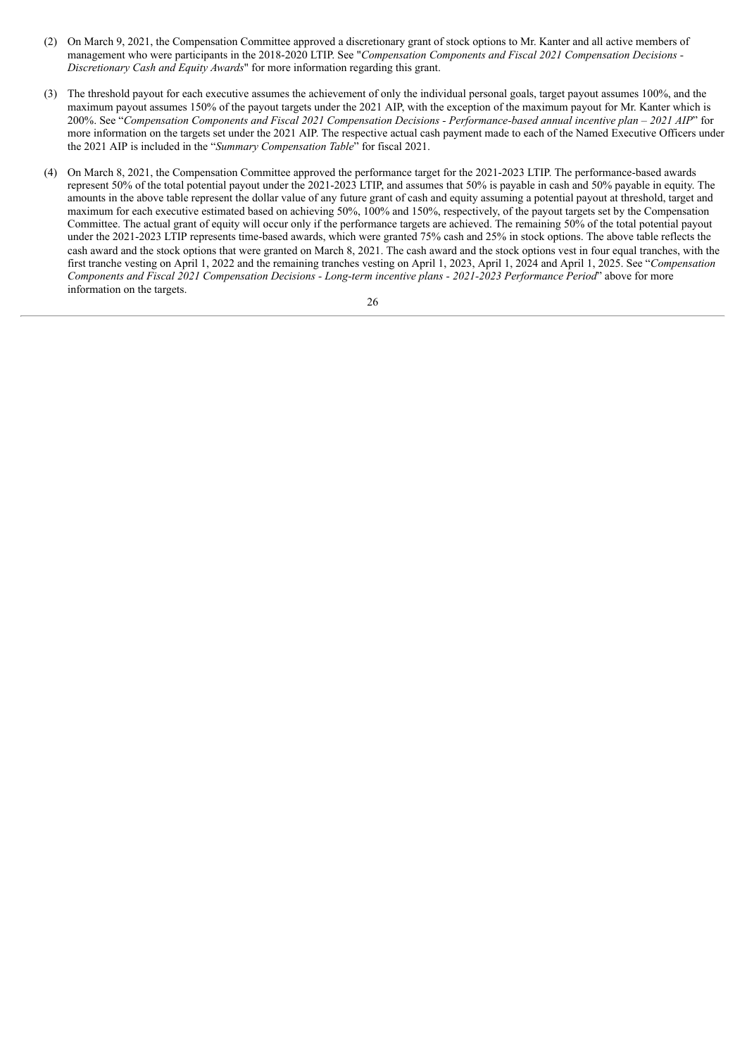(2) On March 9, 2021, the Compensation Committee approved a discretionary grant of stock options to Mr. Kanter and all active members of management who were participants in the 2018-2020 LTIP. See "*Compensation Components and Fiscal 2021 Compensation Decisions - Discretionary Cash and Equity Awards*" for more information regarding this grant.

(3) The threshold payout for each executive assumes the achievement of only the individual personal goals, target payout assumes 100%, and the maximum payout assumes 150% of the payout targets under the 2021 AIP, with the exception of the maximum payout for Mr. Kanter which is 200%. See "*Compensation Components and Fiscal 2021 Compensation Decisions - Performance-based annual incentive plan – 2021 AIP*" for more information on the targets set under the 2021 AIP. The respective actual cash payment made to each of the Named Executive Officers under the 2021 AIP is included in the "*Summary Compensation Table*" for fiscal 2021.

(4) On March 8, 2021, the Compensation Committee approved the performance target for the 2021-2023 LTIP. The performance-based awards represent 50% of the total potential payout under the 2021-2023 LTIP, and assumes that 50% is payable in cash and 50% payable in equity. The amounts in the above table represent the dollar value of any future grant of cash and equity assuming a potential payout at threshold, target and maximum for each executive estimated based on achieving 50%, 100% and 150%, respectively, of the payout targets set by the Compensation Committee. The actual grant of equity will occur only if the performance targets are achieved. The remaining 50% of the total potential payout under the 2021-2023 LTIP represents time-based awards, which were granted 75% cash and 25% in stock options. The above table reflects the cash award and the stock options that were granted on March 8, 2021. The cash award and the stock options vest in four equal tranches, with the first tranche vesting on April 1, 2022 and the remaining tranches vesting on April 1, 2023, April 1, 2024 and April 1, 2025. See "*Compensation Components and Fiscal 2021 Compensation Decisions - Long-term incentive plans - 2021-2023 Performance Period*" above for more information on the targets.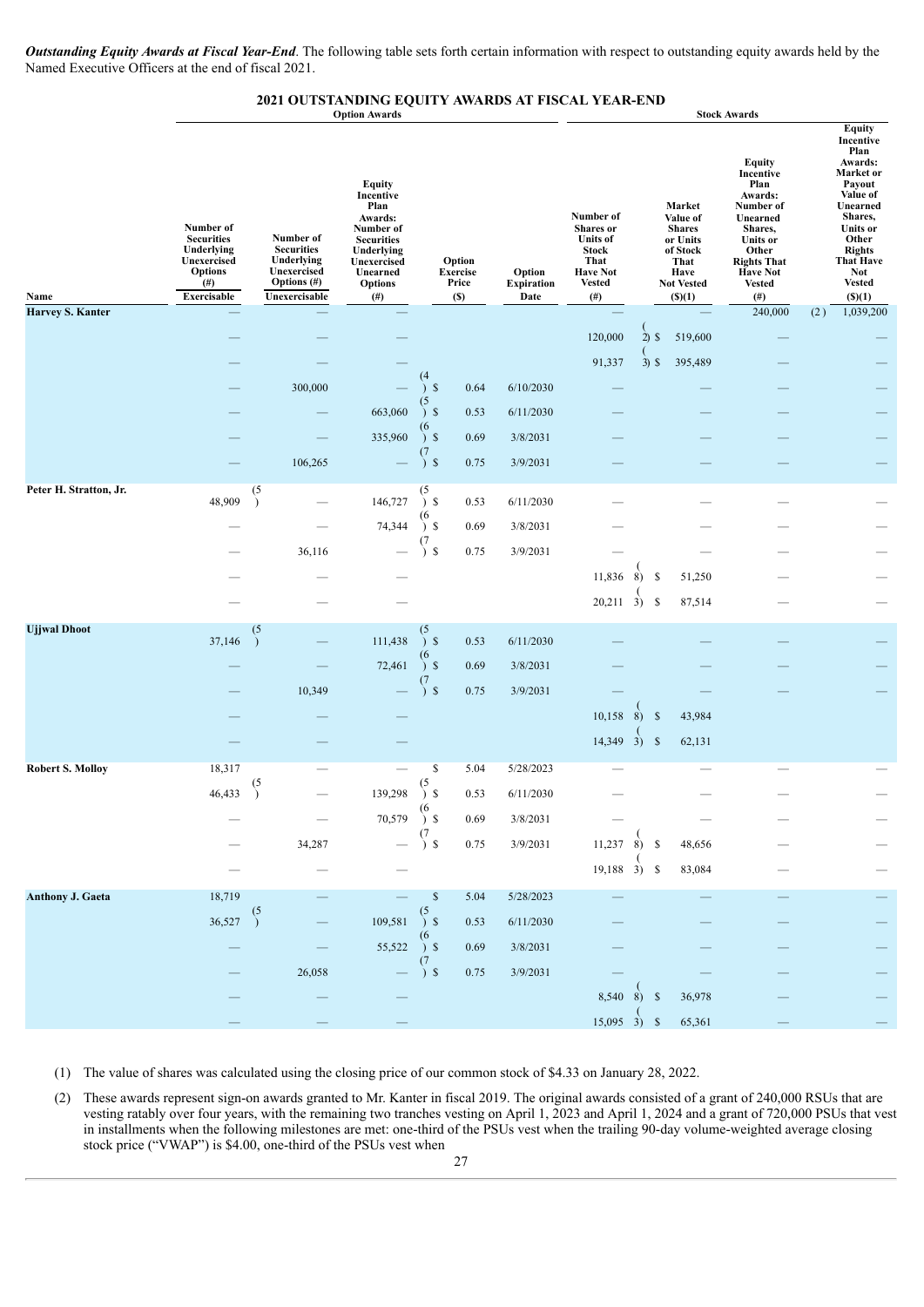***Outstanding Equity Awards at Fiscal Year-End***. The following table sets forth certain information with respect to outstanding equity awards held by the Named Executive Officers at the end of fiscal 2021.

**2021 OUTSTANDING EQUITY AWARDS AT FISCAL YEAR-END**

| | Option Awards | | | | | Stock Awards | | | |
|---|---|---|---|---|---|---|---|---|---|
| Name | Number of Securities Underlying Unexercised Options (#) Exercisable | Number of Securities Underlying Unexercised Options (#) Unexercisable | Equity Incentive Plan Awards: Number of Securities Underlying Unexercised Unearned Options (#) | Option Exercise Price ($) | Option Expiration Date | Number of Shares or Units of Stock That Have Not Vested (#) | Market Value of Shares or Units of Stock That Have Not Vested ($)(1) | Equity Incentive Plan Awards: Number of Unearned Shares, Units or Other Rights That Have Not Vested (#) | Equity Incentive Plan Awards: Market or Payout Value of Unearned Shares, Units or Other Rights That Have Not Vested ($)(1) |
| **Harvey S. Kanter** | — | — | — | | | — | — | 240,000 (2) | 1,039,200 |
| | — | — | — | | | 120,000 (2) | $ 519,600 | — | — |
| | — | — | — | | | 91,337 (3) | $ 395,489 | — | — |
| | — | 300,000 | — (4) | $ 0.64 | 6/10/2030 | — | — | — | — |
| | — | — | 663,060 (5) | $ 0.53 | 6/11/2030 | — | — | — | — |
| | — | — | 335,960 (6) | $ 0.69 | 3/8/2031 | — | — | — | — |
| | — | 106,265 | — (7) | $ 0.75 | 3/9/2031 | — | — | — | — |
| **Peter H. Stratton, Jr.** | 48,909 (5) | — | 146,727 (5) | $ 0.53 | 6/11/2030 | — | — | — | — |
| | — | — | 74,344 (6) | $ 0.69 | 3/8/2031 | — | — | — | — |
| | — | 36,116 | — (7) | $ 0.75 | 3/9/2031 | — | — | — | — |
| | — | — | — | | | 11,836 (8) | $ 51,250 | — | — |
| | — | — | — | | | 20,211 (3) | $ 87,514 | — | — |
| **Ujjwal Dhoot** | 37,146 (5) | — | 111,438 (5) | $ 0.53 | 6/11/2030 | — | — | — | — |
| | — | — | 72,461 (6) | $ 0.69 | 3/8/2031 | — | — | — | — |
| | — | 10,349 | — (7) | $ 0.75 | 3/9/2031 | — | — | — | — |
| | — | — | — | | | 10,158 (8) | $ 43,984 | — | — |
| | — | — | — | | | 14,349 (3) | $ 62,131 | — | — |
| **Robert S. Molloy** | 18,317 | — | — | $ 5.04 | 5/28/2023 | — | — | — | — |
| | 46,433 (5) | — | 139,298 (5) | $ 0.53 | 6/11/2030 | — | — | — | — |
| | — | — | 70,579 (6) | $ 0.69 | 3/8/2031 | — | — | — | — |
| | — | 34,287 | — (7) | $ 0.75 | 3/9/2031 | 11,237 (8) | $ 48,656 | — | — |
| | — | — | — | | | 19,188 (3) | $ 83,084 | — | — |
| **Anthony J. Gaeta** | 18,719 | — | — | $ 5.04 | 5/28/2023 | — | — | — | — |
| | 36,527 (5) | — | 109,581 (5) | $ 0.53 | 6/11/2030 | — | — | — | — |
| | — | — | 55,522 (6) | $ 0.69 | 3/8/2031 | — | — | — | — |
| | — | 26,058 | — (7) | $ 0.75 | 3/9/2031 | — | — | — | — |
| | — | — | — | | | 8,540 (8) | $ 36,978 | — | — |
| | — | — | — | | | 15,095 (3) | $ 65,361 | — | — |

(1) The value of shares was calculated using the closing price of our common stock of $4.33 on January 28, 2022.

(2) These awards represent sign-on awards granted to Mr. Kanter in fiscal 2019. The original awards consisted of a grant of 240,000 RSUs that are vesting ratably over four years, with the remaining two tranches vesting on April 1, 2023 and April 1, 2024 and a grant of 720,000 PSUs that vest in installments when the following milestones are met: one-third of the PSUs vest when the trailing 90-day volume-weighted average closing stock price ("VWAP") is $4.00, one-third of the PSUs vest when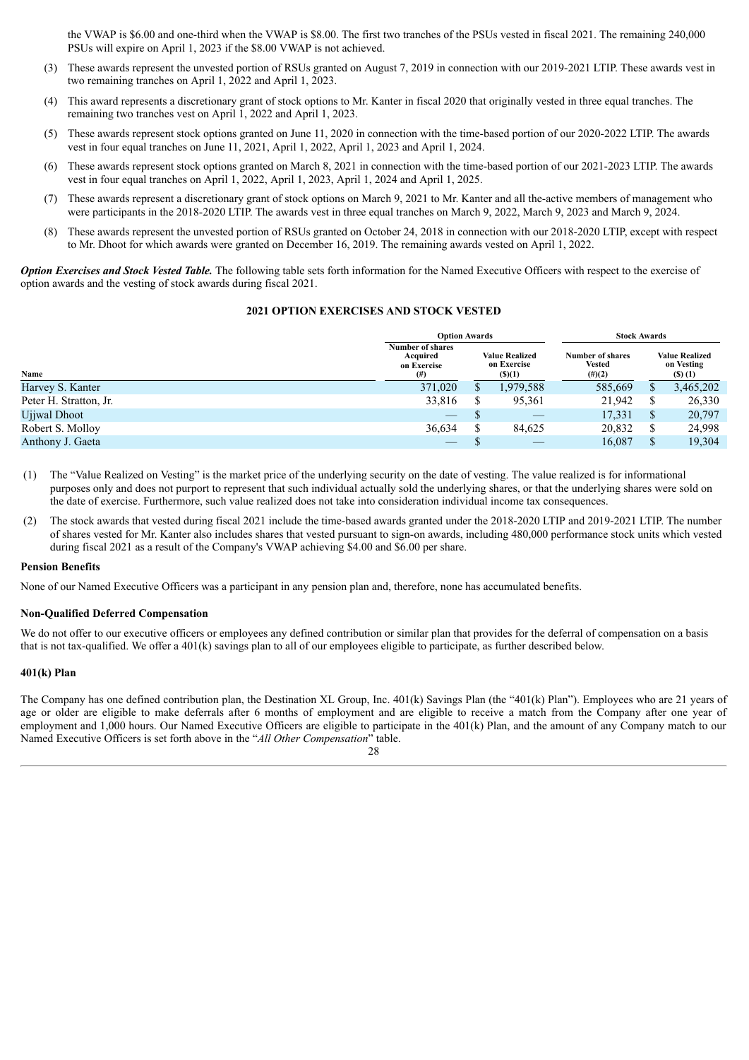the VWAP is \$6.00 and one-third when the VWAP is \$8.00. The first two tranches of the PSUs vested in fiscal 2021. The remaining 240,000 PSUs will expire on April 1, 2023 if the \$8.00 VWAP is not achieved.

(3) These awards represent the unvested portion of RSUs granted on August 7, 2019 in connection with our 2019-2021 LTIP. These awards vest in two remaining tranches on April 1, 2022 and April 1, 2023.

(4) This award represents a discretionary grant of stock options to Mr. Kanter in fiscal 2020 that originally vested in three equal tranches. The remaining two tranches vest on April 1, 2022 and April 1, 2023.

(5) These awards represent stock options granted on June 11, 2020 in connection with the time-based portion of our 2020-2022 LTIP. The awards vest in four equal tranches on June 11, 2021, April 1, 2022, April 1, 2023 and April 1, 2024.

(6) These awards represent stock options granted on March 8, 2021 in connection with the time-based portion of our 2021-2023 LTIP. The awards vest in four equal tranches on April 1, 2022, April 1, 2023, April 1, 2024 and April 1, 2025.

(7) These awards represent a discretionary grant of stock options on March 9, 2021 to Mr. Kanter and all the-active members of management who were participants in the 2018-2020 LTIP. The awards vest in three equal tranches on March 9, 2022, March 9, 2023 and March 9, 2024.

(8) These awards represent the unvested portion of RSUs granted on October 24, 2018 in connection with our 2018-2020 LTIP, except with respect to Mr. Dhoot for which awards were granted on December 16, 2019. The remaining awards vested on April 1, 2022.

***Option Exercises and Stock Vested Table.*** The following table sets forth information for the Named Executive Officers with respect to the exercise of option awards and the vesting of stock awards during fiscal 2021.

**2021 OPTION EXERCISES AND STOCK VESTED**

| | Option Awards | | Stock Awards | |
|---|---|---|---|---|
| Name | Number of shares Acquired on Exercise (#) | Value Realized on Exercise (\$)(1) | Number of shares Vested (#)(2) | Value Realized on Vesting (\$) (1) |
| Harvey S. Kanter | 371,020 | \$ 1,979,588 | 585,669 | \$ 3,465,202 |
| Peter H. Stratton, Jr. | 33,816 | \$ 95,361 | 21,942 | \$ 26,330 |
| Ujjwal Dhoot | — | \$ — | 17,331 | \$ 20,797 |
| Robert S. Molloy | 36,634 | \$ 84,625 | 20,832 | \$ 24,998 |
| Anthony J. Gaeta | — | \$ — | 16,087 | \$ 19,304 |

(1) The "Value Realized on Vesting" is the market price of the underlying security on the date of vesting. The value realized is for informational purposes only and does not purport to represent that such individual actually sold the underlying shares, or that the underlying shares were sold on the date of exercise. Furthermore, such value realized does not take into consideration individual income tax consequences.

(2) The stock awards that vested during fiscal 2021 include the time-based awards granted under the 2018-2020 LTIP and 2019-2021 LTIP. The number of shares vested for Mr. Kanter also includes shares that vested pursuant to sign-on awards, including 480,000 performance stock units which vested during fiscal 2021 as a result of the Company's VWAP achieving \$4.00 and \$6.00 per share.

**Pension Benefits**

None of our Named Executive Officers was a participant in any pension plan and, therefore, none has accumulated benefits.

**Non-Qualified Deferred Compensation**

We do not offer to our executive officers or employees any defined contribution or similar plan that provides for the deferral of compensation on a basis that is not tax-qualified. We offer a 401(k) savings plan to all of our employees eligible to participate, as further described below.

**401(k) Plan**

The Company has one defined contribution plan, the Destination XL Group, Inc. 401(k) Savings Plan (the "401(k) Plan"). Employees who are 21 years of age or older are eligible to make deferrals after 6 months of employment and are eligible to receive a match from the Company after one year of employment and 1,000 hours. Our Named Executive Officers are eligible to participate in the 401(k) Plan, and the amount of any Company match to our Named Executive Officers is set forth above in the "*All Other Compensation*" table.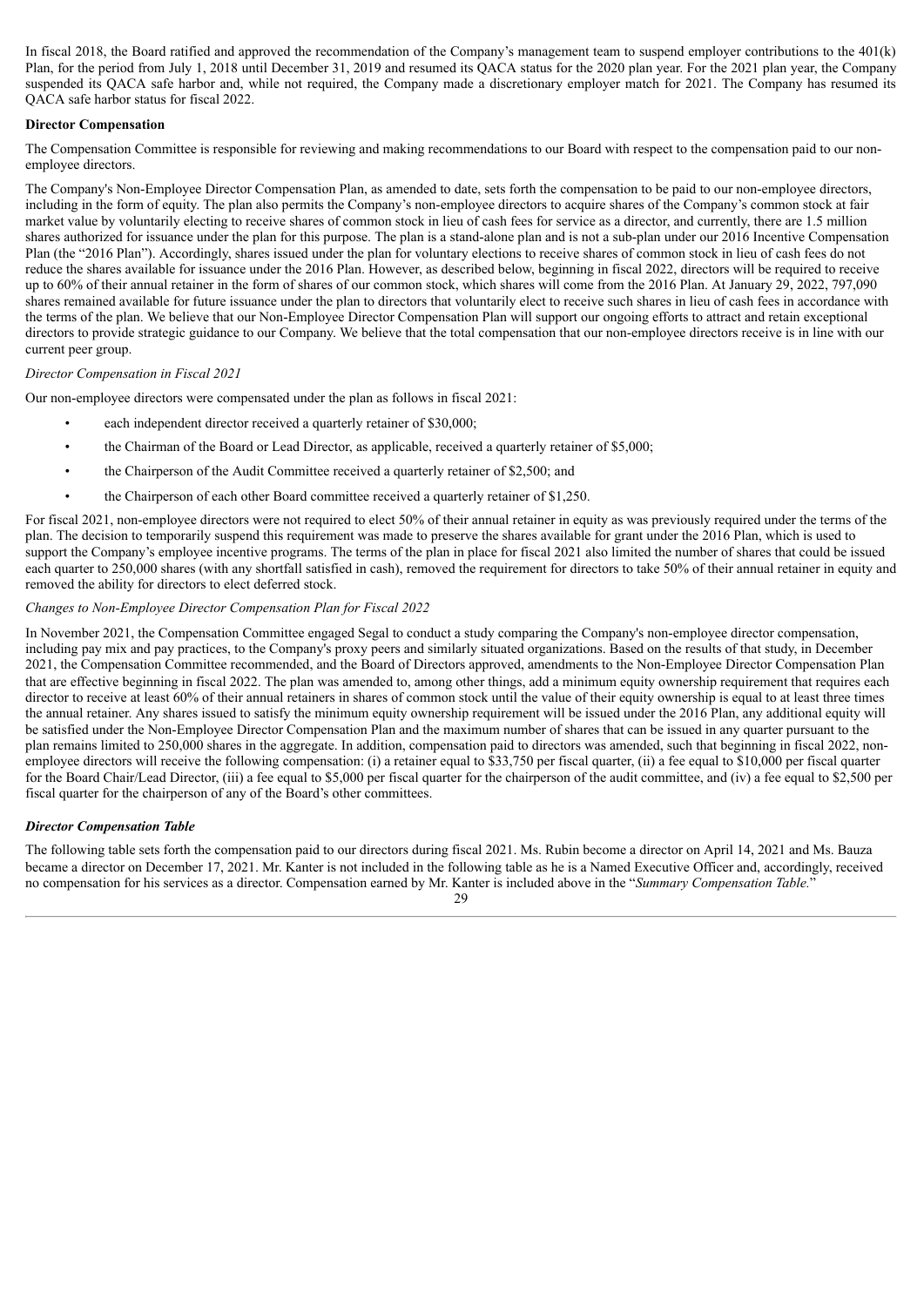In fiscal 2018, the Board ratified and approved the recommendation of the Company's management team to suspend employer contributions to the 401(k) Plan, for the period from July 1, 2018 until December 31, 2019 and resumed its QACA status for the 2020 plan year. For the 2021 plan year, the Company suspended its QACA safe harbor and, while not required, the Company made a discretionary employer match for 2021. The Company has resumed its QACA safe harbor status for fiscal 2022.

**Director Compensation**

The Compensation Committee is responsible for reviewing and making recommendations to our Board with respect to the compensation paid to our non-employee directors.

The Company's Non-Employee Director Compensation Plan, as amended to date, sets forth the compensation to be paid to our non-employee directors, including in the form of equity. The plan also permits the Company's non-employee directors to acquire shares of the Company's common stock at fair market value by voluntarily electing to receive shares of common stock in lieu of cash fees for service as a director, and currently, there are 1.5 million shares authorized for issuance under the plan for this purpose. The plan is a stand-alone plan and is not a sub-plan under our 2016 Incentive Compensation Plan (the "2016 Plan"). Accordingly, shares issued under the plan for voluntary elections to receive shares of common stock in lieu of cash fees do not reduce the shares available for issuance under the 2016 Plan. However, as described below, beginning in fiscal 2022, directors will be required to receive up to 60% of their annual retainer in the form of shares of our common stock, which shares will come from the 2016 Plan. At January 29, 2022, 797,090 shares remained available for future issuance under the plan to directors that voluntarily elect to receive such shares in lieu of cash fees in accordance with the terms of the plan. We believe that our Non-Employee Director Compensation Plan will support our ongoing efforts to attract and retain exceptional directors to provide strategic guidance to our Company. We believe that the total compensation that our non-employee directors receive is in line with our current peer group.

*Director Compensation in Fiscal 2021*

Our non-employee directors were compensated under the plan as follows in fiscal 2021:

- each independent director received a quarterly retainer of $30,000;
- the Chairman of the Board or Lead Director, as applicable, received a quarterly retainer of $5,000;
- the Chairperson of the Audit Committee received a quarterly retainer of $2,500; and
- the Chairperson of each other Board committee received a quarterly retainer of $1,250.

For fiscal 2021, non-employee directors were not required to elect 50% of their annual retainer in equity as was previously required under the terms of the plan. The decision to temporarily suspend this requirement was made to preserve the shares available for grant under the 2016 Plan, which is used to support the Company's employee incentive programs. The terms of the plan in place for fiscal 2021 also limited the number of shares that could be issued each quarter to 250,000 shares (with any shortfall satisfied in cash), removed the requirement for directors to take 50% of their annual retainer in equity and removed the ability for directors to elect deferred stock.

*Changes to Non-Employee Director Compensation Plan for Fiscal 2022*

In November 2021, the Compensation Committee engaged Segal to conduct a study comparing the Company's non-employee director compensation, including pay mix and pay practices, to the Company's proxy peers and similarly situated organizations. Based on the results of that study, in December 2021, the Compensation Committee recommended, and the Board of Directors approved, amendments to the Non-Employee Director Compensation Plan that are effective beginning in fiscal 2022. The plan was amended to, among other things, add a minimum equity ownership requirement that requires each director to receive at least 60% of their annual retainers in shares of common stock until the value of their equity ownership is equal to at least three times the annual retainer. Any shares issued to satisfy the minimum equity ownership requirement will be issued under the 2016 Plan, any additional equity will be satisfied under the Non-Employee Director Compensation Plan and the maximum number of shares that can be issued in any quarter pursuant to the plan remains limited to 250,000 shares in the aggregate. In addition, compensation paid to directors was amended, such that beginning in fiscal 2022, non-employee directors will receive the following compensation: (i) a retainer equal to $33,750 per fiscal quarter, (ii) a fee equal to $10,000 per fiscal quarter for the Board Chair/Lead Director, (iii) a fee equal to $5,000 per fiscal quarter for the chairperson of the audit committee, and (iv) a fee equal to $2,500 per fiscal quarter for the chairperson of any of the Board's other committees.

***Director Compensation Table***

The following table sets forth the compensation paid to our directors during fiscal 2021. Ms. Rubin become a director on April 14, 2021 and Ms. Bauza became a director on December 17, 2021. Mr. Kanter is not included in the following table as he is a Named Executive Officer and, accordingly, received no compensation for his services as a director. Compensation earned by Mr. Kanter is included above in the "*Summary Compensation Table.*"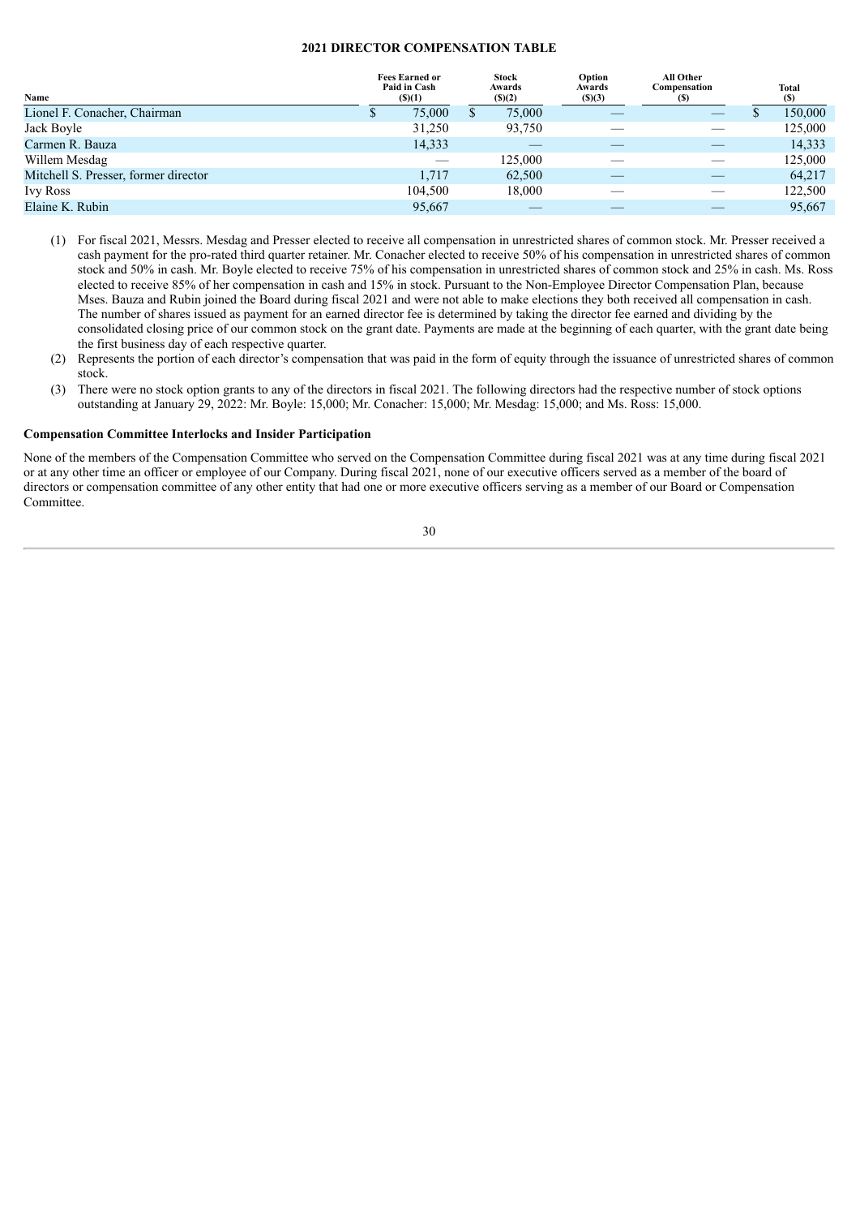**2021 DIRECTOR COMPENSATION TABLE**

| Name | Fees Earned or Paid in Cash ($)(1) | Stock Awards ($)(2) | Option Awards ($)(3) | All Other Compensation ($) | Total ($) |
|---|---|---|---|---|---|
| Lionel F. Conacher, Chairman | $ 75,000 | $ 75,000 | — | — | $ 150,000 |
| Jack Boyle | 31,250 | 93,750 | — | — | 125,000 |
| Carmen R. Bauza | 14,333 | — | — | — | 14,333 |
| Willem Mesdag | — | 125,000 | — | — | 125,000 |
| Mitchell S. Presser, former director | 1,717 | 62,500 | — | — | 64,217 |
| Ivy Ross | 104,500 | 18,000 | — | — | 122,500 |
| Elaine K. Rubin | 95,667 | — | — | — | 95,667 |

(1) For fiscal 2021, Messrs. Mesdag and Presser elected to receive all compensation in unrestricted shares of common stock. Mr. Presser received a cash payment for the pro-rated third quarter retainer. Mr. Conacher elected to receive 50% of his compensation in unrestricted shares of common stock and 50% in cash. Mr. Boyle elected to receive 75% of his compensation in unrestricted shares of common stock and 25% in cash. Ms. Ross elected to receive 85% of her compensation in cash and 15% in stock. Pursuant to the Non-Employee Director Compensation Plan, because Mses. Bauza and Rubin joined the Board during fiscal 2021 and were not able to make elections they both received all compensation in cash. The number of shares issued as payment for an earned director fee is determined by taking the director fee earned and dividing by the consolidated closing price of our common stock on the grant date. Payments are made at the beginning of each quarter, with the grant date being the first business day of each respective quarter.

(2) Represents the portion of each director's compensation that was paid in the form of equity through the issuance of unrestricted shares of common stock.

(3) There were no stock option grants to any of the directors in fiscal 2021. The following directors had the respective number of stock options outstanding at January 29, 2022: Mr. Boyle: 15,000; Mr. Conacher: 15,000; Mr. Mesdag: 15,000; and Ms. Ross: 15,000.

**Compensation Committee Interlocks and Insider Participation**

None of the members of the Compensation Committee who served on the Compensation Committee during fiscal 2021 was at any time during fiscal 2021 or at any other time an officer or employee of our Company. During fiscal 2021, none of our executive officers served as a member of the board of directors or compensation committee of any other entity that had one or more executive officers serving as a member of our Board or Compensation Committee.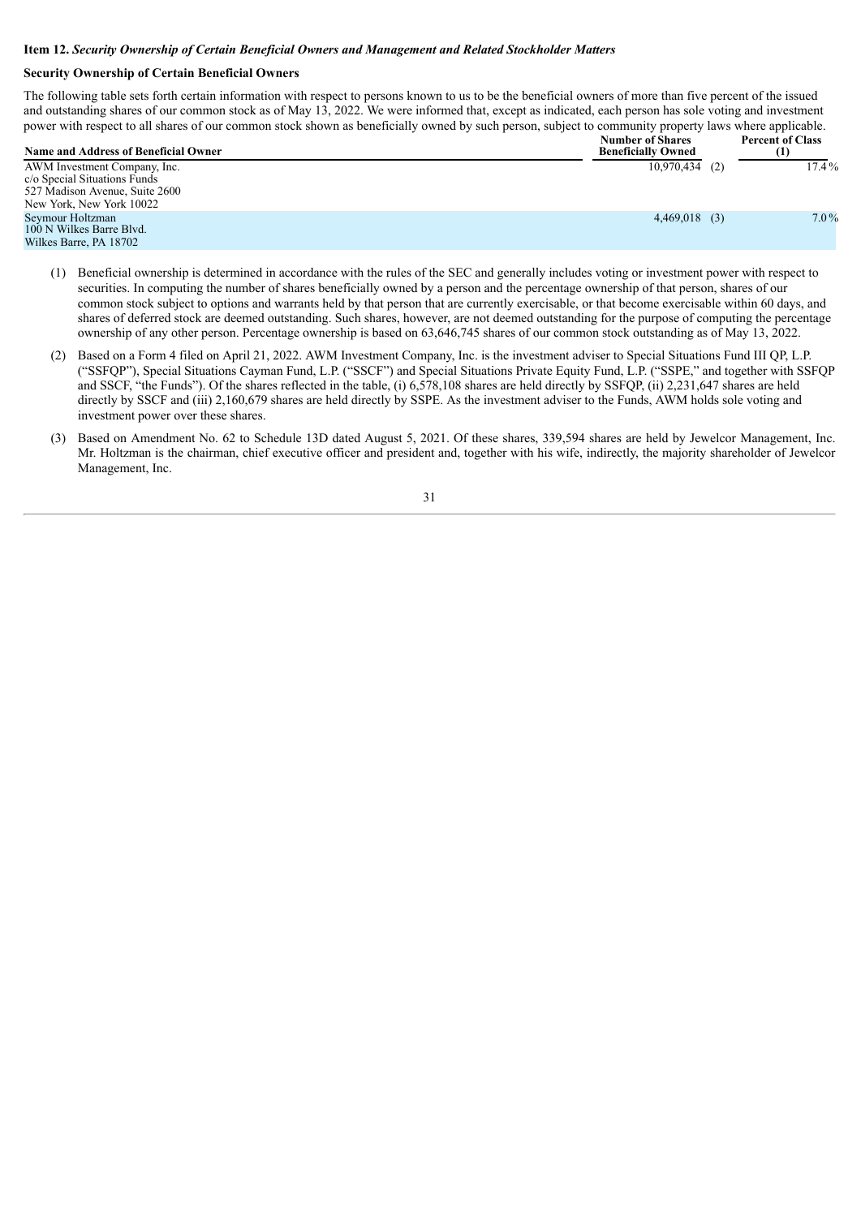**Item 12.** ***Security Ownership of Certain Beneficial Owners and Management and Related Stockholder Matters***

**Security Ownership of Certain Beneficial Owners**

The following table sets forth certain information with respect to persons known to us to be the beneficial owners of more than five percent of the issued and outstanding shares of our common stock as of May 13, 2022. We were informed that, except as indicated, each person has sole voting and investment power with respect to all shares of our common stock shown as beneficially owned by such person, subject to community property laws where applicable.

| Name and Address of Beneficial Owner | Number of Shares Beneficially Owned | Percent of Class (1) |
|---|---|---|
| AWM Investment Company, Inc.<br>c/o Special Situations Funds<br>527 Madison Avenue, Suite 2600<br>New York, New York 10022 | 10,970,434 (2) | 17.4% |
| Seymour Holtzman<br>100 N Wilkes Barre Blvd.<br>Wilkes Barre, PA 18702 | 4,469,018 (3) | 7.0% |

(1) Beneficial ownership is determined in accordance with the rules of the SEC and generally includes voting or investment power with respect to securities. In computing the number of shares beneficially owned by a person and the percentage ownership of that person, shares of our common stock subject to options and warrants held by that person that are currently exercisable, or that become exercisable within 60 days, and shares of deferred stock are deemed outstanding. Such shares, however, are not deemed outstanding for the purpose of computing the percentage ownership of any other person. Percentage ownership is based on 63,646,745 shares of our common stock outstanding as of May 13, 2022.

(2) Based on a Form 4 filed on April 21, 2022. AWM Investment Company, Inc. is the investment adviser to Special Situations Fund III QP, L.P. ("SSFQP"), Special Situations Cayman Fund, L.P. ("SSCF") and Special Situations Private Equity Fund, L.P. ("SSPE," and together with SSFQP and SSCF, "the Funds"). Of the shares reflected in the table, (i) 6,578,108 shares are held directly by SSFQP, (ii) 2,231,647 shares are held directly by SSCF and (iii) 2,160,679 shares are held directly by SSPE. As the investment adviser to the Funds, AWM holds sole voting and investment power over these shares.

(3) Based on Amendment No. 62 to Schedule 13D dated August 5, 2021. Of these shares, 339,594 shares are held by Jewelcor Management, Inc. Mr. Holtzman is the chairman, chief executive officer and president and, together with his wife, indirectly, the majority shareholder of Jewelcor Management, Inc.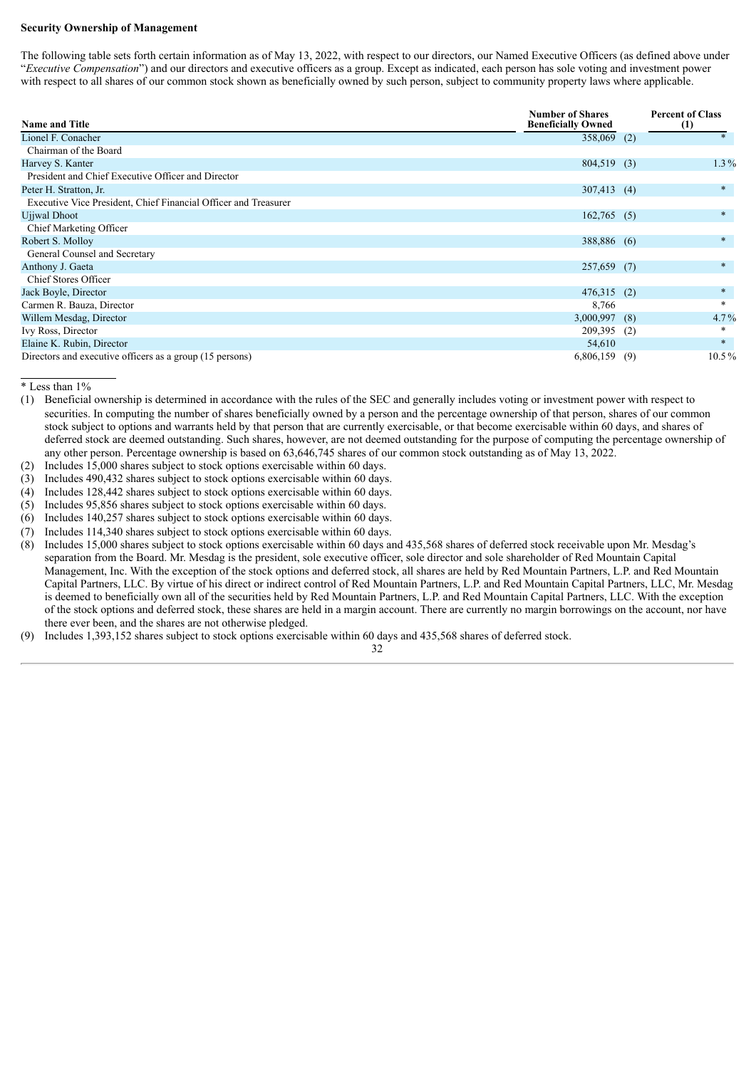**Security Ownership of Management**

The following table sets forth certain information as of May 13, 2022, with respect to our directors, our Named Executive Officers (as defined above under "*Executive Compensation*") and our directors and executive officers as a group. Except as indicated, each person has sole voting and investment power with respect to all shares of our common stock shown as beneficially owned by such person, subject to community property laws where applicable.

| Name and Title | Number of Shares Beneficially Owned | | Percent of Class (1) |
|---|---|---|---|
| Lionel F. Conacher<br>Chairman of the Board | 358,069 | (2) | * |
| Harvey S. Kanter<br>President and Chief Executive Officer and Director | 804,519 | (3) | 1.3 % |
| Peter H. Stratton, Jr.<br>Executive Vice President, Chief Financial Officer and Treasurer | 307,413 | (4) | * |
| Ujjwal Dhoot<br>Chief Marketing Officer | 162,765 | (5) | * |
| Robert S. Molloy<br>General Counsel and Secretary | 388,886 | (6) | * |
| Anthony J. Gaeta<br>Chief Stores Officer | 257,659 | (7) | * |
| Jack Boyle, Director | 476,315 | (2) | * |
| Carmen R. Bauza, Director | 8,766 | | * |
| Willem Mesdag, Director | 3,000,997 | (8) | 4.7 % |
| Ivy Ross, Director | 209,395 | (2) | * |
| Elaine K. Rubin, Director | 54,610 | | * |
| Directors and executive officers as a group (15 persons) | 6,806,159 | (9) | 10.5 % |

\* Less than 1%

(1) Beneficial ownership is determined in accordance with the rules of the SEC and generally includes voting or investment power with respect to securities. In computing the number of shares beneficially owned by a person and the percentage ownership of that person, shares of our common stock subject to options and warrants held by that person that are currently exercisable, or that become exercisable within 60 days, and shares of deferred stock are deemed outstanding. Such shares, however, are not deemed outstanding for the purpose of computing the percentage ownership of any other person. Percentage ownership is based on 63,646,745 shares of our common stock outstanding as of May 13, 2022.

(2) Includes 15,000 shares subject to stock options exercisable within 60 days.

(3) Includes 490,432 shares subject to stock options exercisable within 60 days.

(4) Includes 128,442 shares subject to stock options exercisable within 60 days.

(5) Includes 95,856 shares subject to stock options exercisable within 60 days.

(6) Includes 140,257 shares subject to stock options exercisable within 60 days.

(7) Includes 114,340 shares subject to stock options exercisable within 60 days.

(8) Includes 15,000 shares subject to stock options exercisable within 60 days and 435,568 shares of deferred stock receivable upon Mr. Mesdag's separation from the Board. Mr. Mesdag is the president, sole executive officer, sole director and sole shareholder of Red Mountain Capital Management, Inc. With the exception of the stock options and deferred stock, all shares are held by Red Mountain Partners, L.P. and Red Mountain Capital Partners, LLC. By virtue of his direct or indirect control of Red Mountain Partners, L.P. and Red Mountain Capital Partners, LLC, Mr. Mesdag is deemed to beneficially own all of the securities held by Red Mountain Partners, L.P. and Red Mountain Capital Partners, LLC. With the exception of the stock options and deferred stock, these shares are held in a margin account. There are currently no margin borrowings on the account, nor have there ever been, and the shares are not otherwise pledged.

(9) Includes 1,393,152 shares subject to stock options exercisable within 60 days and 435,568 shares of deferred stock.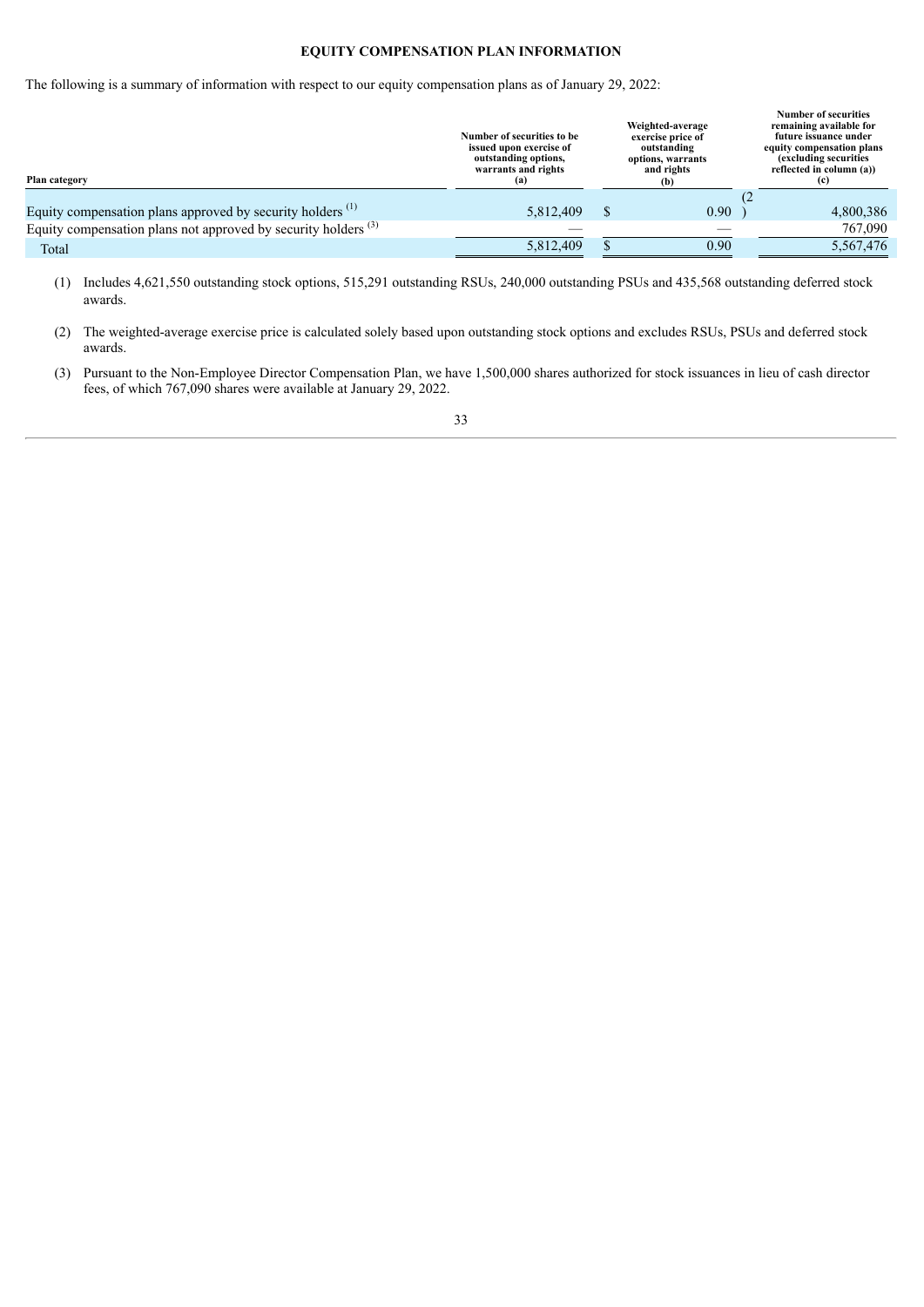**EQUITY COMPENSATION PLAN INFORMATION**

The following is a summary of information with respect to our equity compensation plans as of January 29, 2022:

| Plan category | Number of securities to be issued upon exercise of outstanding options, warrants and rights (a) | Weighted-average exercise price of outstanding options, warrants and rights (b) | Number of securities remaining available for future issuance under equity compensation plans (excluding securities reflected in column (a)) (c) |
|---|---|---|---|
| Equity compensation plans approved by security holders [(1)] | 5,812,409 | $ 0.90 [(2)] | 4,800,386 |
| Equity compensation plans not approved by security holders [(3)] | — | — | 767,090 |
| Total | 5,812,409 | $ 0.90 | 5,567,476 |

(1) Includes 4,621,550 outstanding stock options, 515,291 outstanding RSUs, 240,000 outstanding PSUs and 435,568 outstanding deferred stock awards.

(2) The weighted-average exercise price is calculated solely based upon outstanding stock options and excludes RSUs, PSUs and deferred stock awards.

(3) Pursuant to the Non-Employee Director Compensation Plan, we have 1,500,000 shares authorized for stock issuances in lieu of cash director fees, of which 767,090 shares were available at January 29, 2022.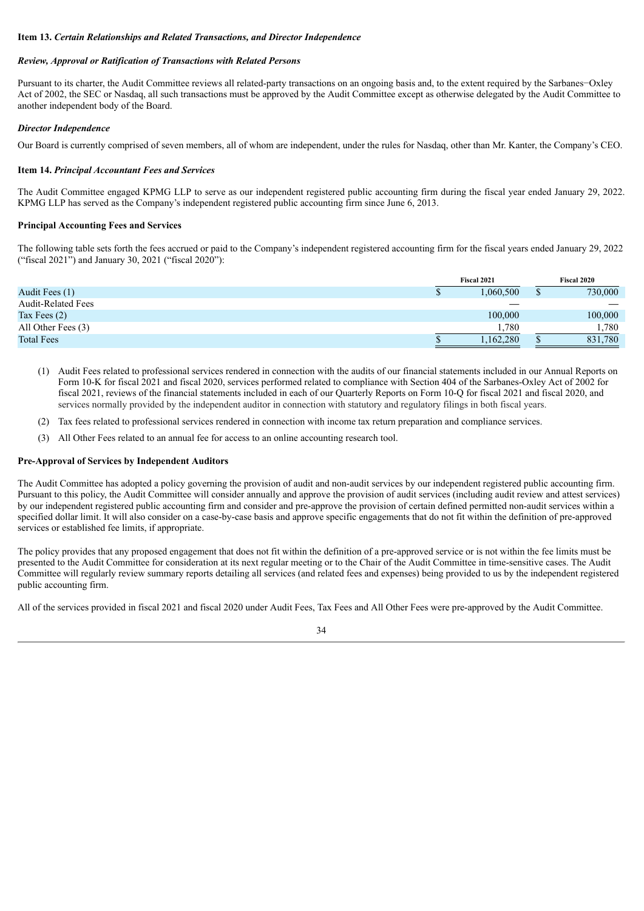### Item 13. *Certain Relationships and Related Transactions, and Director Independence*

***Review, Approval or Ratification of Transactions with Related Persons***

Pursuant to its charter, the Audit Committee reviews all related-party transactions on an ongoing basis and, to the extent required by the Sarbanes−Oxley Act of 2002, the SEC or Nasdaq, all such transactions must be approved by the Audit Committee except as otherwise delegated by the Audit Committee to another independent body of the Board.

***Director Independence***

Our Board is currently comprised of seven members, all of whom are independent, under the rules for Nasdaq, other than Mr. Kanter, the Company's CEO.

### Item 14. *Principal Accountant Fees and Services*

The Audit Committee engaged KPMG LLP to serve as our independent registered public accounting firm during the fiscal year ended January 29, 2022. KPMG LLP has served as the Company's independent registered public accounting firm since June 6, 2013.

**Principal Accounting Fees and Services**

The following table sets forth the fees accrued or paid to the Company's independent registered accounting firm for the fiscal years ended January 29, 2022 ("fiscal 2021") and January 30, 2021 ("fiscal 2020"):

| | Fiscal 2021 | Fiscal 2020 |
|---|---|---|
| Audit Fees (1) | $ 1,060,500 | $ 730,000 |
| Audit-Related Fees | — | — |
| Tax Fees (2) | 100,000 | 100,000 |
| All Other Fees (3) | 1,780 | 1,780 |
| Total Fees | $ 1,162,280 | $ 831,780 |

(1) Audit Fees related to professional services rendered in connection with the audits of our financial statements included in our Annual Reports on Form 10-K for fiscal 2021 and fiscal 2020, services performed related to compliance with Section 404 of the Sarbanes-Oxley Act of 2002 for fiscal 2021, reviews of the financial statements included in each of our Quarterly Reports on Form 10-Q for fiscal 2021 and fiscal 2020, and services normally provided by the independent auditor in connection with statutory and regulatory filings in both fiscal years.

(2) Tax fees related to professional services rendered in connection with income tax return preparation and compliance services.

(3) All Other Fees related to an annual fee for access to an online accounting research tool.

**Pre-Approval of Services by Independent Auditors**

The Audit Committee has adopted a policy governing the provision of audit and non-audit services by our independent registered public accounting firm. Pursuant to this policy, the Audit Committee will consider annually and approve the provision of audit services (including audit review and attest services) by our independent registered public accounting firm and consider and pre-approve the provision of certain defined permitted non-audit services within a specified dollar limit. It will also consider on a case-by-case basis and approve specific engagements that do not fit within the definition of pre-approved services or established fee limits, if appropriate.

The policy provides that any proposed engagement that does not fit within the definition of a pre-approved service or is not within the fee limits must be presented to the Audit Committee for consideration at its next regular meeting or to the Chair of the Audit Committee in time-sensitive cases. The Audit Committee will regularly review summary reports detailing all services (and related fees and expenses) being provided to us by the independent registered public accounting firm.

All of the services provided in fiscal 2021 and fiscal 2020 under Audit Fees, Tax Fees and All Other Fees were pre-approved by the Audit Committee.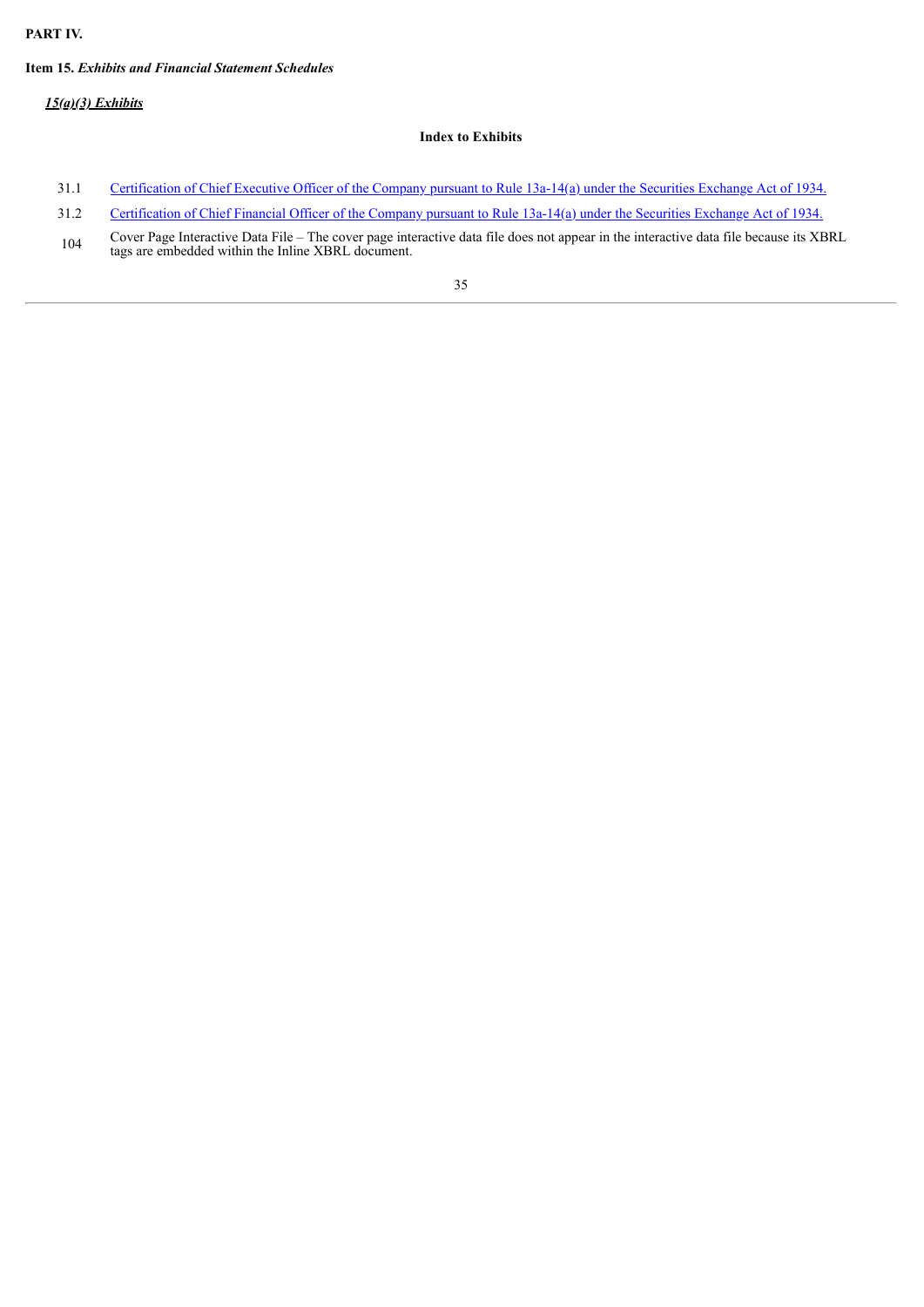**PART IV.**

**Item 15.** ***Exhibits and Financial Statement Schedules***

***15(a)(3) Exhibits***

**Index to Exhibits**

| | |
|---|---|
| 31.1 | Certification of Chief Executive Officer of the Company pursuant to Rule 13a-14(a) under the Securities Exchange Act of 1934. |
| 31.2 | Certification of Chief Financial Officer of the Company pursuant to Rule 13a-14(a) under the Securities Exchange Act of 1934. |
| 104 | Cover Page Interactive Data File – The cover page interactive data file does not appear in the interactive data file because its XBRL tags are embedded within the Inline XBRL document. |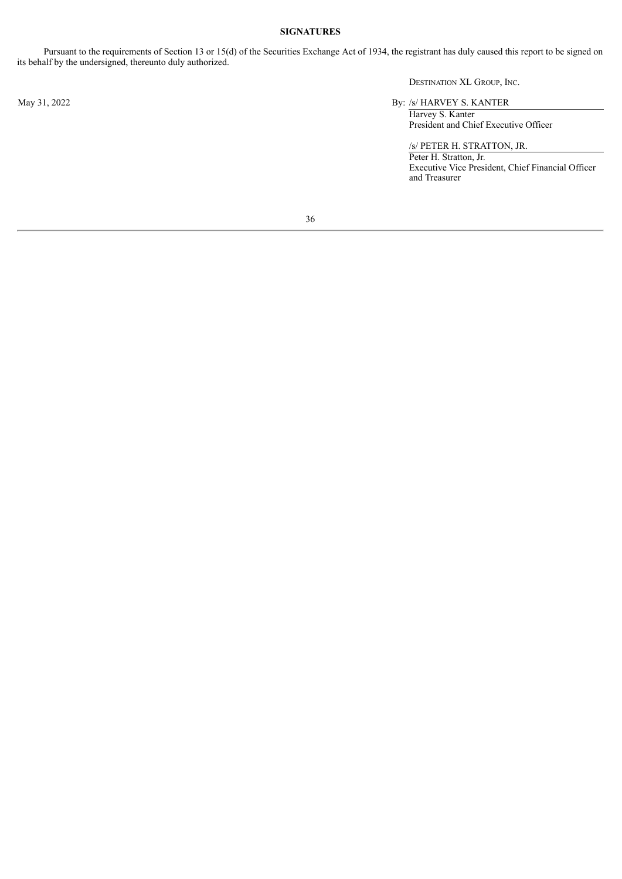**SIGNATURES**

Pursuant to the requirements of Section 13 or 15(d) of the Securities Exchange Act of 1934, the registrant has duly caused this report to be signed on its behalf by the undersigned, thereunto duly authorized.

DESTINATION XL GROUP, INC.

May 31, 2022

By: /s/ HARVEY S. KANTER
Harvey S. Kanter
President and Chief Executive Officer

/s/ PETER H. STRATTON, JR.
Peter H. Stratton, Jr.
Executive Vice President, Chief Financial Officer and Treasurer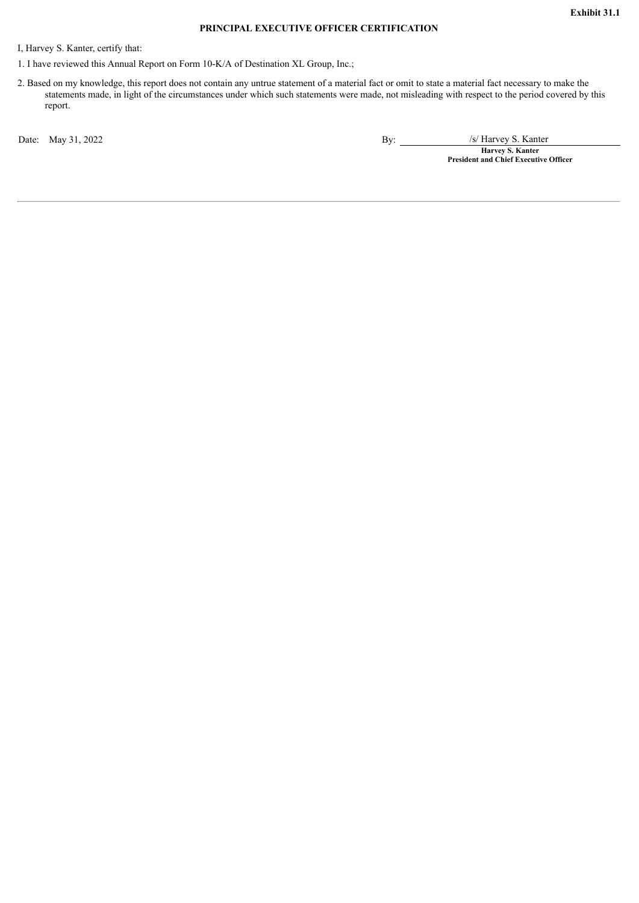**Exhibit 31.1**

**PRINCIPAL EXECUTIVE OFFICER CERTIFICATION**

I, Harvey S. Kanter, certify that:

1. I have reviewed this Annual Report on Form 10-K/A of Destination XL Group, Inc.;

2. Based on my knowledge, this report does not contain any untrue statement of a material fact or omit to state a material fact necessary to make the statements made, in light of the circumstances under which such statements were made, not misleading with respect to the period covered by this report.

Date: May 31, 2022

By: /s/ Harvey S. Kanter

**Harvey S. Kanter**
**President and Chief Executive Officer**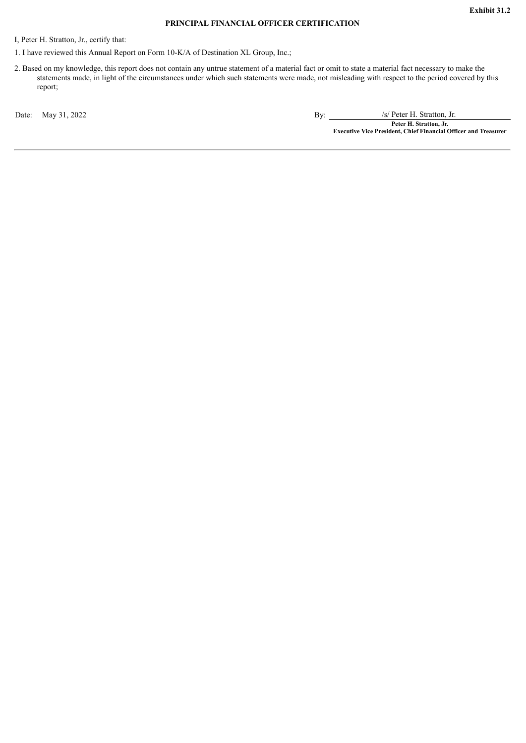**Exhibit 31.2**

**PRINCIPAL FINANCIAL OFFICER CERTIFICATION**

I, Peter H. Stratton, Jr., certify that:

1. I have reviewed this Annual Report on Form 10-K/A of Destination XL Group, Inc.;

2. Based on my knowledge, this report does not contain any untrue statement of a material fact or omit to state a material fact necessary to make the statements made, in light of the circumstances under which such statements were made, not misleading with respect to the period covered by this report;

Date: May 31, 2022

By: /s/ Peter H. Stratton, Jr.

**Peter H. Stratton, Jr.**
**Executive Vice President, Chief Financial Officer and Treasurer**